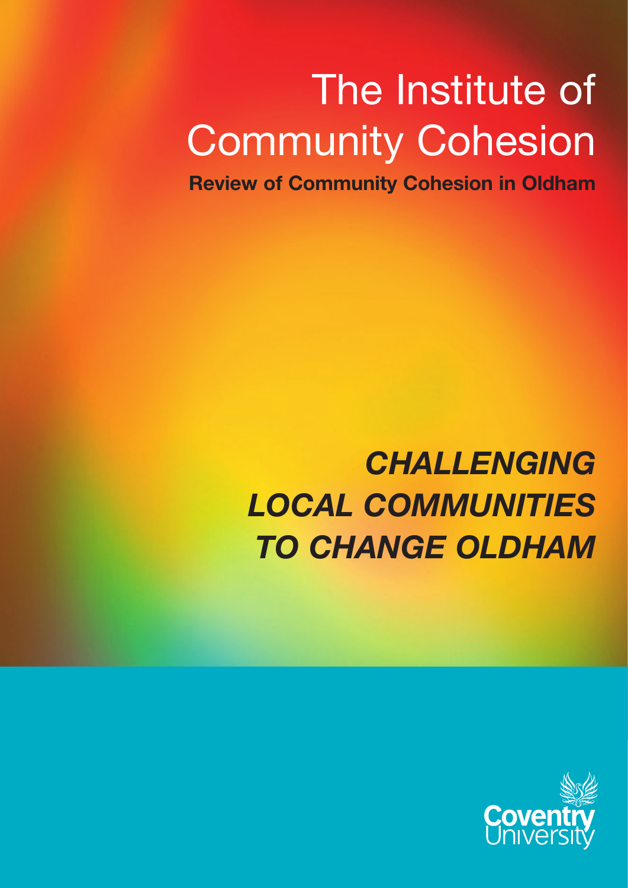# The Institute of Community Cohesion

**Review of Community Cohesion in Oldham**

## *CHALLENGING LOCAL COMMUNITIES TO CHANGE OLDHAM*

Coventry University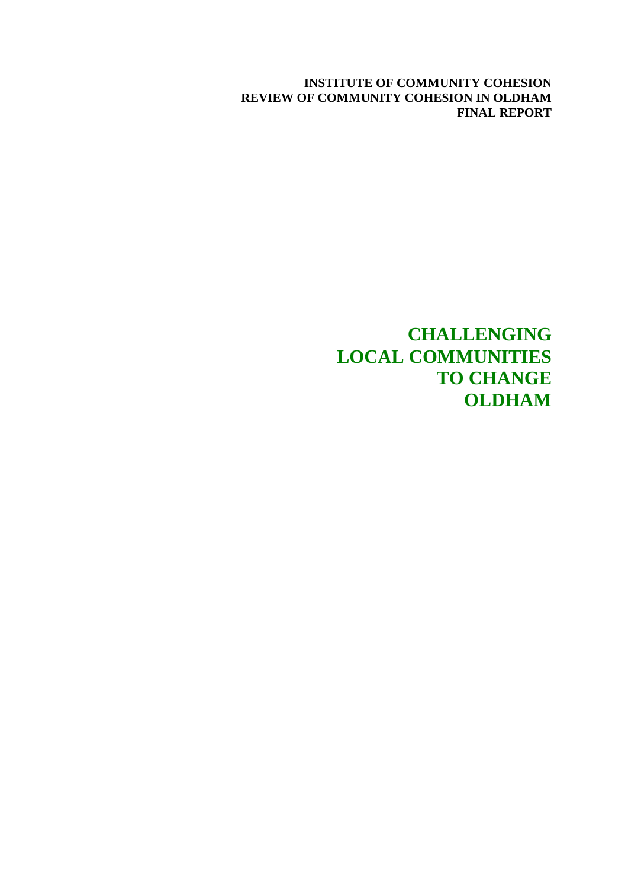**INSTITUTE OF COMMUNITY COHESION**
**REVIEW OF COMMUNITY COHESION IN OLDHAM**
**FINAL REPORT**

# CHALLENGING LOCAL COMMUNITIES TO CHANGE OLDHAM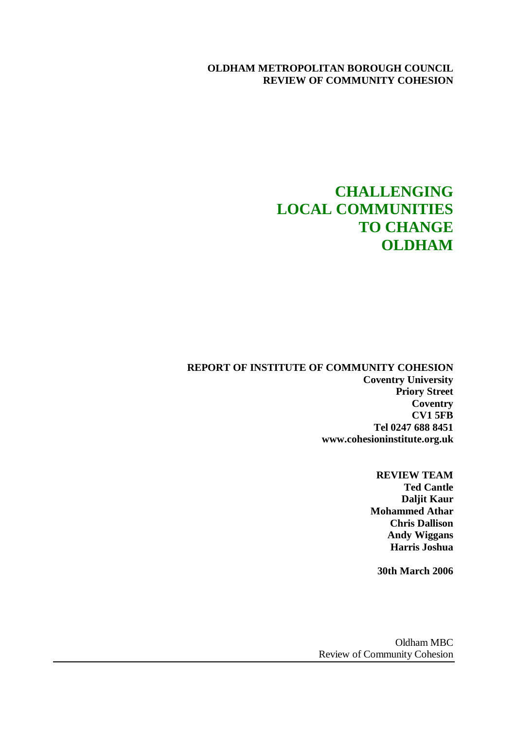**OLDHAM METROPOLITAN BOROUGH COUNCIL**
**REVIEW OF COMMUNITY COHESION**

# CHALLENGING LOCAL COMMUNITIES TO CHANGE OLDHAM

**REPORT OF INSTITUTE OF COMMUNITY COHESION**
**Coventry University**
**Priory Street**
**Coventry**
**CV1 5FB**
**Tel 0247 688 8451**
**www.cohesioninstitute.org.uk**

**REVIEW TEAM**
**Ted Cantle**
**Daljit Kaur**
**Mohammed Athar**
**Chris Dallison**
**Andy Wiggans**
**Harris Joshua**

**30th March 2006**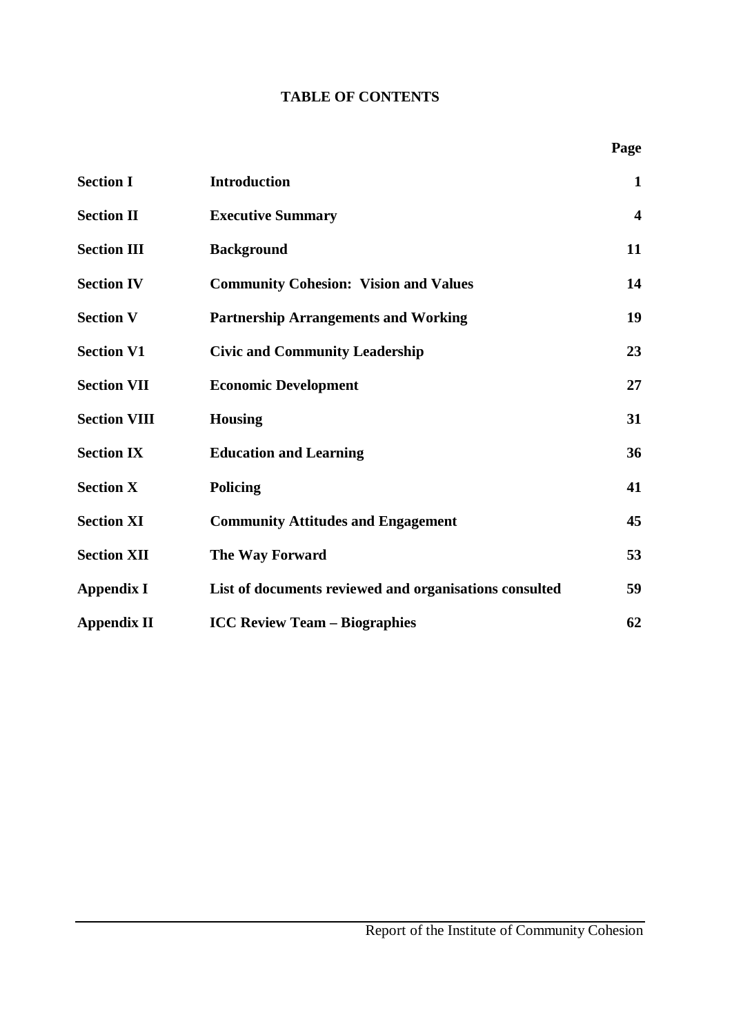# TABLE OF CONTENTS

| | | Page |
|---|---|---|
| **Section I** | **Introduction** | **1** |
| **Section II** | **Executive Summary** | **4** |
| **Section III** | **Background** | **11** |
| **Section IV** | **Community Cohesion: Vision and Values** | **14** |
| **Section V** | **Partnership Arrangements and Working** | **19** |
| **Section V1** | **Civic and Community Leadership** | **23** |
| **Section VII** | **Economic Development** | **27** |
| **Section VIII** | **Housing** | **31** |
| **Section IX** | **Education and Learning** | **36** |
| **Section X** | **Policing** | **41** |
| **Section XI** | **Community Attitudes and Engagement** | **45** |
| **Section XII** | **The Way Forward** | **53** |
| **Appendix I** | **List of documents reviewed and organisations consulted** | **59** |
| **Appendix II** | **ICC Review Team – Biographies** | **62** |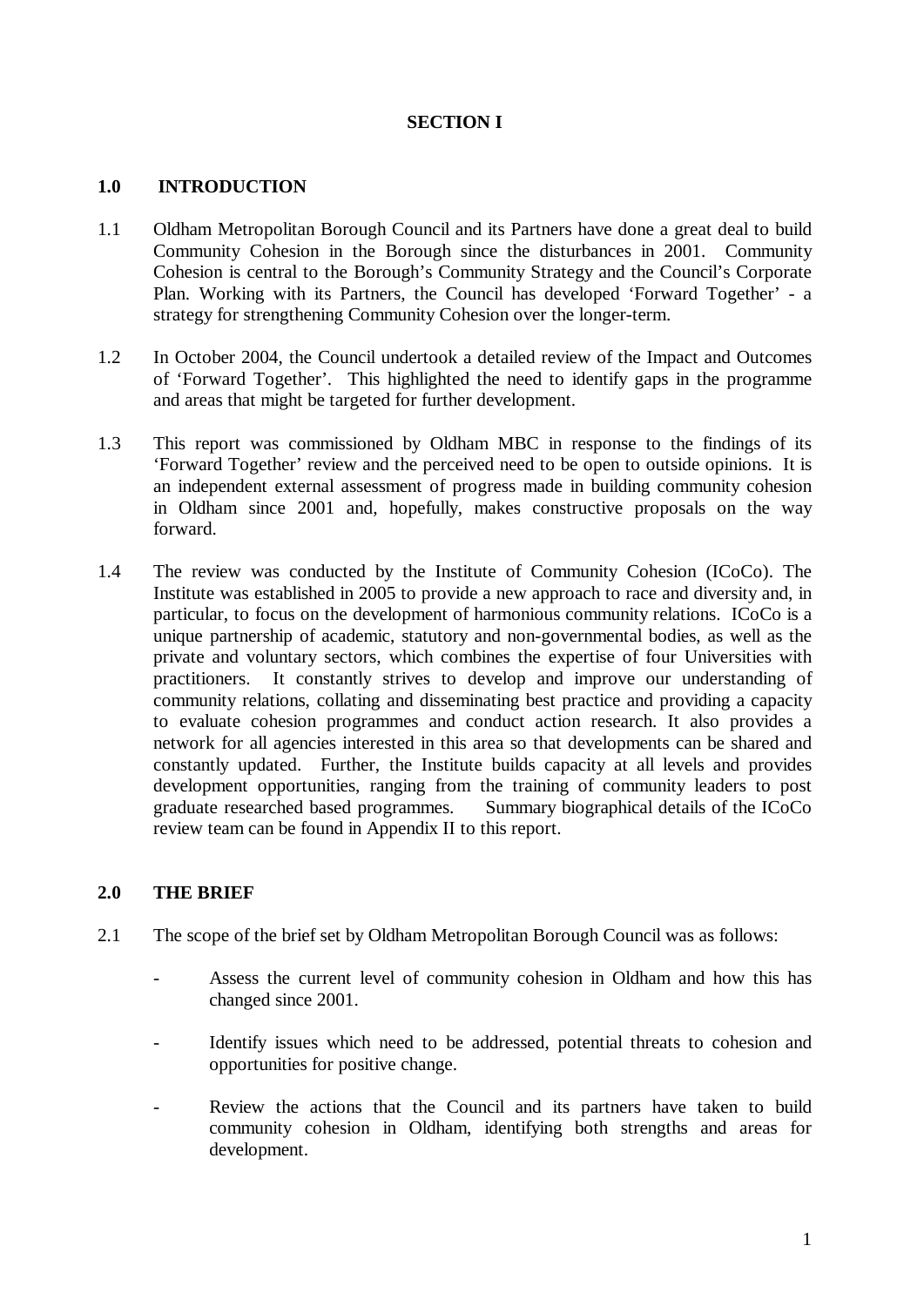## SECTION I

### 1.0 INTRODUCTION

1.1 Oldham Metropolitan Borough Council and its Partners have done a great deal to build Community Cohesion in the Borough since the disturbances in 2001. Community Cohesion is central to the Borough's Community Strategy and the Council's Corporate Plan. Working with its Partners, the Council has developed 'Forward Together' - a strategy for strengthening Community Cohesion over the longer-term.

1.2 In October 2004, the Council undertook a detailed review of the Impact and Outcomes of 'Forward Together'. This highlighted the need to identify gaps in the programme and areas that might be targeted for further development.

1.3 This report was commissioned by Oldham MBC in response to the findings of its 'Forward Together' review and the perceived need to be open to outside opinions. It is an independent external assessment of progress made in building community cohesion in Oldham since 2001 and, hopefully, makes constructive proposals on the way forward.

1.4 The review was conducted by the Institute of Community Cohesion (ICoCo). The Institute was established in 2005 to provide a new approach to race and diversity and, in particular, to focus on the development of harmonious community relations. ICoCo is a unique partnership of academic, statutory and non-governmental bodies, as well as the private and voluntary sectors, which combines the expertise of four Universities with practitioners. It constantly strives to develop and improve our understanding of community relations, collating and disseminating best practice and providing a capacity to evaluate cohesion programmes and conduct action research. It also provides a network for all agencies interested in this area so that developments can be shared and constantly updated. Further, the Institute builds capacity at all levels and provides development opportunities, ranging from the training of community leaders to post graduate researched based programmes. Summary biographical details of the ICoCo review team can be found in Appendix II to this report.

### 2.0 THE BRIEF

2.1 The scope of the brief set by Oldham Metropolitan Borough Council was as follows:

- Assess the current level of community cohesion in Oldham and how this has changed since 2001.
- Identify issues which need to be addressed, potential threats to cohesion and opportunities for positive change.
- Review the actions that the Council and its partners have taken to build community cohesion in Oldham, identifying both strengths and areas for development.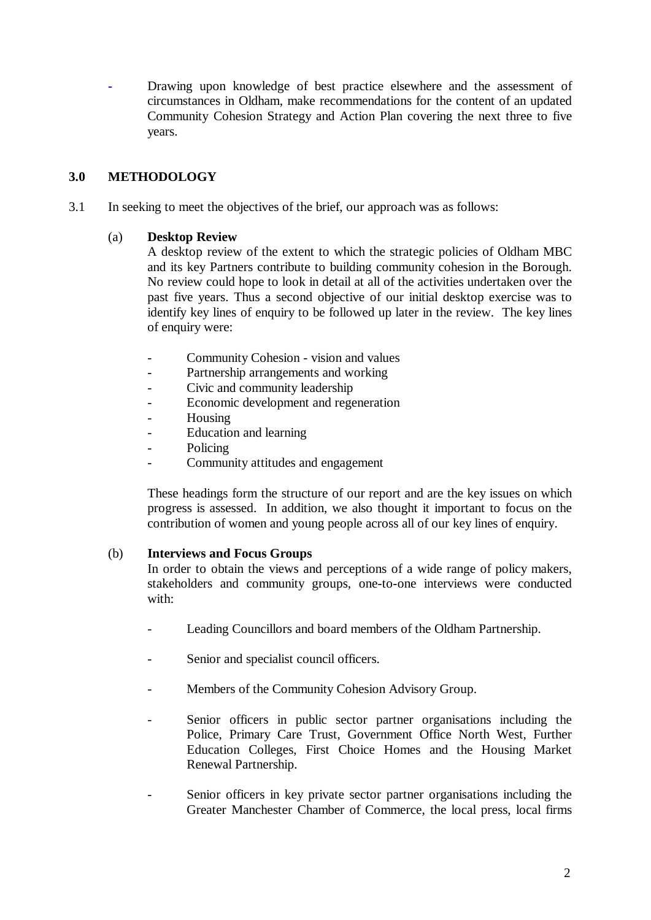- Drawing upon knowledge of best practice elsewhere and the assessment of circumstances in Oldham, make recommendations for the content of an updated Community Cohesion Strategy and Action Plan covering the next three to five years.

## 3.0 METHODOLOGY

3.1 In seeking to meet the objectives of the brief, our approach was as follows:

(a) **Desktop Review**

A desktop review of the extent to which the strategic policies of Oldham MBC and its key Partners contribute to building community cohesion in the Borough. No review could hope to look in detail at all of the activities undertaken over the past five years. Thus a second objective of our initial desktop exercise was to identify key lines of enquiry to be followed up later in the review. The key lines of enquiry were:

- Community Cohesion - vision and values
- Partnership arrangements and working
- Civic and community leadership
- Economic development and regeneration
- Housing
- Education and learning
- Policing
- Community attitudes and engagement

These headings form the structure of our report and are the key issues on which progress is assessed. In addition, we also thought it important to focus on the contribution of women and young people across all of our key lines of enquiry.

(b) **Interviews and Focus Groups**

In order to obtain the views and perceptions of a wide range of policy makers, stakeholders and community groups, one-to-one interviews were conducted with:

- Leading Councillors and board members of the Oldham Partnership.
- Senior and specialist council officers.
- Members of the Community Cohesion Advisory Group.
- Senior officers in public sector partner organisations including the Police, Primary Care Trust, Government Office North West, Further Education Colleges, First Choice Homes and the Housing Market Renewal Partnership.
- Senior officers in key private sector partner organisations including the Greater Manchester Chamber of Commerce, the local press, local firms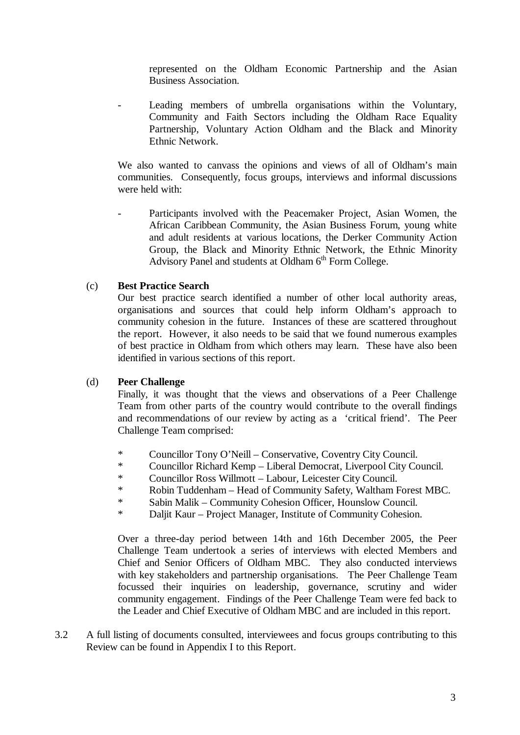represented on the Oldham Economic Partnership and the Asian Business Association.

- Leading members of umbrella organisations within the Voluntary, Community and Faith Sectors including the Oldham Race Equality Partnership, Voluntary Action Oldham and the Black and Minority Ethnic Network.

We also wanted to canvass the opinions and views of all of Oldham's main communities. Consequently, focus groups, interviews and informal discussions were held with:

- Participants involved with the Peacemaker Project, Asian Women, the African Caribbean Community, the Asian Business Forum, young white and adult residents at various locations, the Derker Community Action Group, the Black and Minority Ethnic Network, the Ethnic Minority Advisory Panel and students at Oldham 6th Form College.

(c) **Best Practice Search**

Our best practice search identified a number of other local authority areas, organisations and sources that could help inform Oldham's approach to community cohesion in the future. Instances of these are scattered throughout the report. However, it also needs to be said that we found numerous examples of best practice in Oldham from which others may learn. These have also been identified in various sections of this report.

(d) **Peer Challenge**

Finally, it was thought that the views and observations of a Peer Challenge Team from other parts of the country would contribute to the overall findings and recommendations of our review by acting as a 'critical friend'. The Peer Challenge Team comprised:

* Councillor Tony O'Neill – Conservative, Coventry City Council.
* Councillor Richard Kemp – Liberal Democrat, Liverpool City Council.
* Councillor Ross Willmott – Labour, Leicester City Council.
* Robin Tuddenham – Head of Community Safety, Waltham Forest MBC.
* Sabin Malik – Community Cohesion Officer, Hounslow Council.
* Daljit Kaur – Project Manager, Institute of Community Cohesion.

Over a three-day period between 14th and 16th December 2005, the Peer Challenge Team undertook a series of interviews with elected Members and Chief and Senior Officers of Oldham MBC. They also conducted interviews with key stakeholders and partnership organisations. The Peer Challenge Team focussed their inquiries on leadership, governance, scrutiny and wider community engagement. Findings of the Peer Challenge Team were fed back to the Leader and Chief Executive of Oldham MBC and are included in this report.

3.2 A full listing of documents consulted, interviewees and focus groups contributing to this Review can be found in Appendix I to this Report.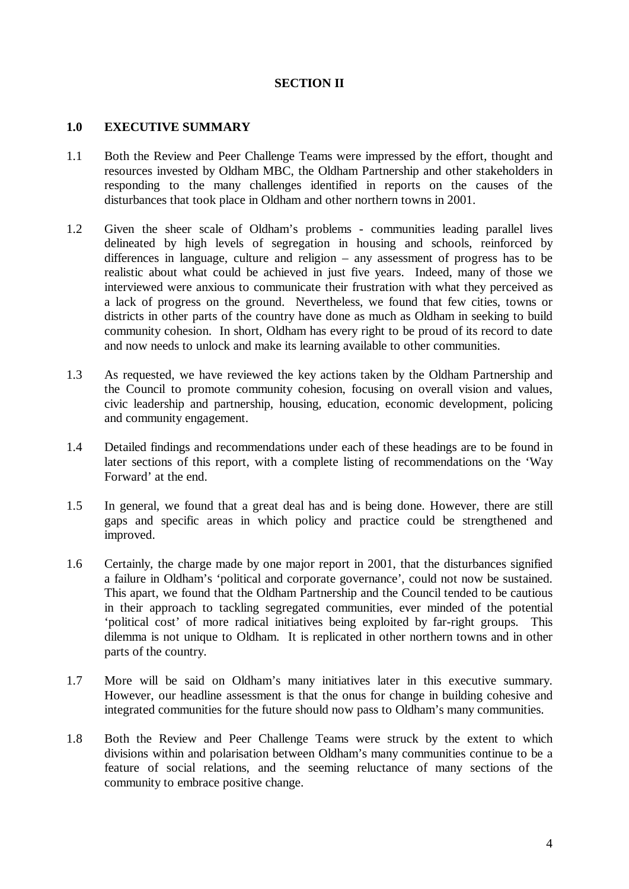## SECTION II

### 1.0 EXECUTIVE SUMMARY

1.1 Both the Review and Peer Challenge Teams were impressed by the effort, thought and resources invested by Oldham MBC, the Oldham Partnership and other stakeholders in responding to the many challenges identified in reports on the causes of the disturbances that took place in Oldham and other northern towns in 2001.

1.2 Given the sheer scale of Oldham's problems - communities leading parallel lives delineated by high levels of segregation in housing and schools, reinforced by differences in language, culture and religion – any assessment of progress has to be realistic about what could be achieved in just five years. Indeed, many of those we interviewed were anxious to communicate their frustration with what they perceived as a lack of progress on the ground. Nevertheless, we found that few cities, towns or districts in other parts of the country have done as much as Oldham in seeking to build community cohesion. In short, Oldham has every right to be proud of its record to date and now needs to unlock and make its learning available to other communities.

1.3 As requested, we have reviewed the key actions taken by the Oldham Partnership and the Council to promote community cohesion, focusing on overall vision and values, civic leadership and partnership, housing, education, economic development, policing and community engagement.

1.4 Detailed findings and recommendations under each of these headings are to be found in later sections of this report, with a complete listing of recommendations on the 'Way Forward' at the end.

1.5 In general, we found that a great deal has and is being done. However, there are still gaps and specific areas in which policy and practice could be strengthened and improved.

1.6 Certainly, the charge made by one major report in 2001, that the disturbances signified a failure in Oldham's 'political and corporate governance', could not now be sustained. This apart, we found that the Oldham Partnership and the Council tended to be cautious in their approach to tackling segregated communities, ever minded of the potential 'political cost' of more radical initiatives being exploited by far-right groups. This dilemma is not unique to Oldham. It is replicated in other northern towns and in other parts of the country.

1.7 More will be said on Oldham's many initiatives later in this executive summary. However, our headline assessment is that the onus for change in building cohesive and integrated communities for the future should now pass to Oldham's many communities.

1.8 Both the Review and Peer Challenge Teams were struck by the extent to which divisions within and polarisation between Oldham's many communities continue to be a feature of social relations, and the seeming reluctance of many sections of the community to embrace positive change.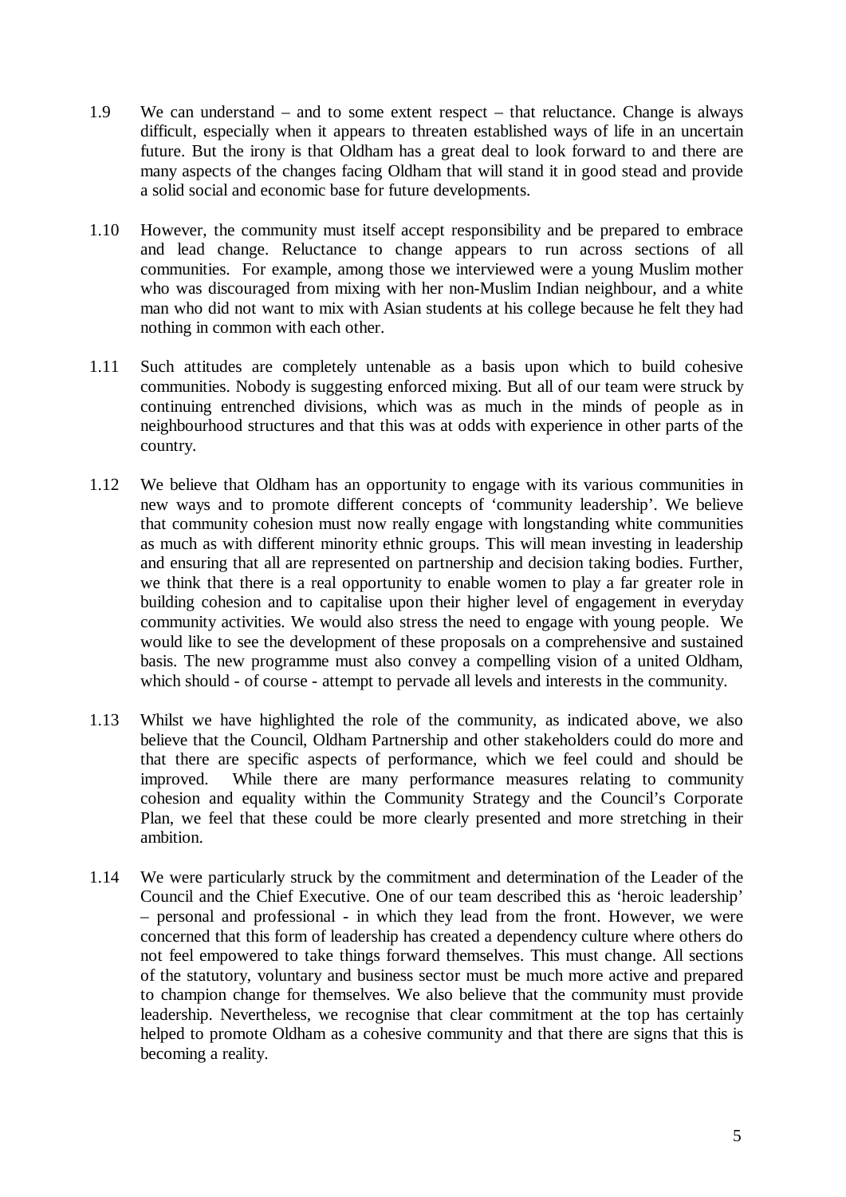1.9 We can understand – and to some extent respect – that reluctance. Change is always difficult, especially when it appears to threaten established ways of life in an uncertain future. But the irony is that Oldham has a great deal to look forward to and there are many aspects of the changes facing Oldham that will stand it in good stead and provide a solid social and economic base for future developments.

1.10 However, the community must itself accept responsibility and be prepared to embrace and lead change. Reluctance to change appears to run across sections of all communities. For example, among those we interviewed were a young Muslim mother who was discouraged from mixing with her non-Muslim Indian neighbour, and a white man who did not want to mix with Asian students at his college because he felt they had nothing in common with each other.

1.11 Such attitudes are completely untenable as a basis upon which to build cohesive communities. Nobody is suggesting enforced mixing. But all of our team were struck by continuing entrenched divisions, which was as much in the minds of people as in neighbourhood structures and that this was at odds with experience in other parts of the country.

1.12 We believe that Oldham has an opportunity to engage with its various communities in new ways and to promote different concepts of 'community leadership'. We believe that community cohesion must now really engage with longstanding white communities as much as with different minority ethnic groups. This will mean investing in leadership and ensuring that all are represented on partnership and decision taking bodies. Further, we think that there is a real opportunity to enable women to play a far greater role in building cohesion and to capitalise upon their higher level of engagement in everyday community activities. We would also stress the need to engage with young people. We would like to see the development of these proposals on a comprehensive and sustained basis. The new programme must also convey a compelling vision of a united Oldham, which should - of course - attempt to pervade all levels and interests in the community.

1.13 Whilst we have highlighted the role of the community, as indicated above, we also believe that the Council, Oldham Partnership and other stakeholders could do more and that there are specific aspects of performance, which we feel could and should be improved. While there are many performance measures relating to community cohesion and equality within the Community Strategy and the Council's Corporate Plan, we feel that these could be more clearly presented and more stretching in their ambition.

1.14 We were particularly struck by the commitment and determination of the Leader of the Council and the Chief Executive. One of our team described this as 'heroic leadership' – personal and professional - in which they lead from the front. However, we were concerned that this form of leadership has created a dependency culture where others do not feel empowered to take things forward themselves. This must change. All sections of the statutory, voluntary and business sector must be much more active and prepared to champion change for themselves. We also believe that the community must provide leadership. Nevertheless, we recognise that clear commitment at the top has certainly helped to promote Oldham as a cohesive community and that there are signs that this is becoming a reality.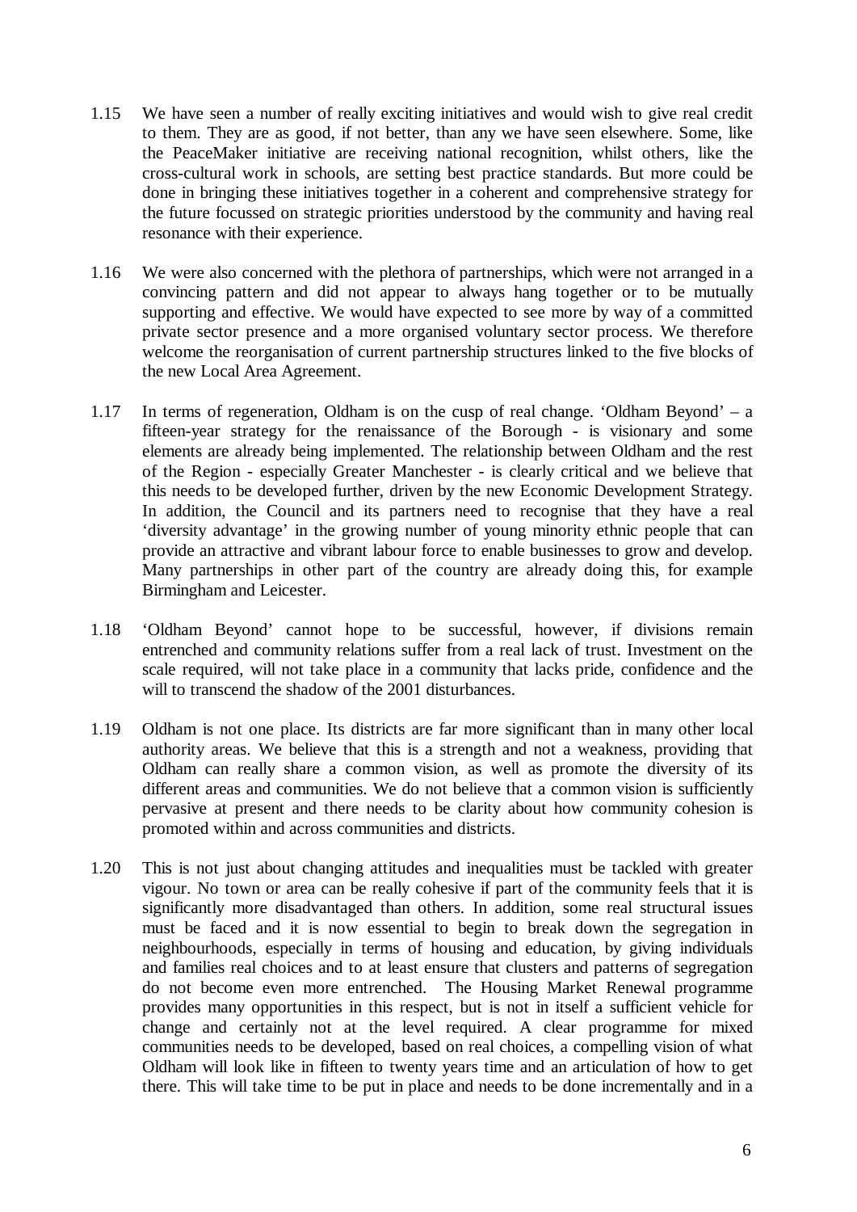1.15 We have seen a number of really exciting initiatives and would wish to give real credit to them. They are as good, if not better, than any we have seen elsewhere. Some, like the PeaceMaker initiative are receiving national recognition, whilst others, like the cross-cultural work in schools, are setting best practice standards. But more could be done in bringing these initiatives together in a coherent and comprehensive strategy for the future focussed on strategic priorities understood by the community and having real resonance with their experience.

1.16 We were also concerned with the plethora of partnerships, which were not arranged in a convincing pattern and did not appear to always hang together or to be mutually supporting and effective. We would have expected to see more by way of a committed private sector presence and a more organised voluntary sector process. We therefore welcome the reorganisation of current partnership structures linked to the five blocks of the new Local Area Agreement.

1.17 In terms of regeneration, Oldham is on the cusp of real change. 'Oldham Beyond' – a fifteen-year strategy for the renaissance of the Borough - is visionary and some elements are already being implemented. The relationship between Oldham and the rest of the Region - especially Greater Manchester - is clearly critical and we believe that this needs to be developed further, driven by the new Economic Development Strategy. In addition, the Council and its partners need to recognise that they have a real 'diversity advantage' in the growing number of young minority ethnic people that can provide an attractive and vibrant labour force to enable businesses to grow and develop. Many partnerships in other part of the country are already doing this, for example Birmingham and Leicester.

1.18 'Oldham Beyond' cannot hope to be successful, however, if divisions remain entrenched and community relations suffer from a real lack of trust. Investment on the scale required, will not take place in a community that lacks pride, confidence and the will to transcend the shadow of the 2001 disturbances.

1.19 Oldham is not one place. Its districts are far more significant than in many other local authority areas. We believe that this is a strength and not a weakness, providing that Oldham can really share a common vision, as well as promote the diversity of its different areas and communities. We do not believe that a common vision is sufficiently pervasive at present and there needs to be clarity about how community cohesion is promoted within and across communities and districts.

1.20 This is not just about changing attitudes and inequalities must be tackled with greater vigour. No town or area can be really cohesive if part of the community feels that it is significantly more disadvantaged than others. In addition, some real structural issues must be faced and it is now essential to begin to break down the segregation in neighbourhoods, especially in terms of housing and education, by giving individuals and families real choices and to at least ensure that clusters and patterns of segregation do not become even more entrenched. The Housing Market Renewal programme provides many opportunities in this respect, but is not in itself a sufficient vehicle for change and certainly not at the level required. A clear programme for mixed communities needs to be developed, based on real choices, a compelling vision of what Oldham will look like in fifteen to twenty years time and an articulation of how to get there. This will take time to be put in place and needs to be done incrementally and in a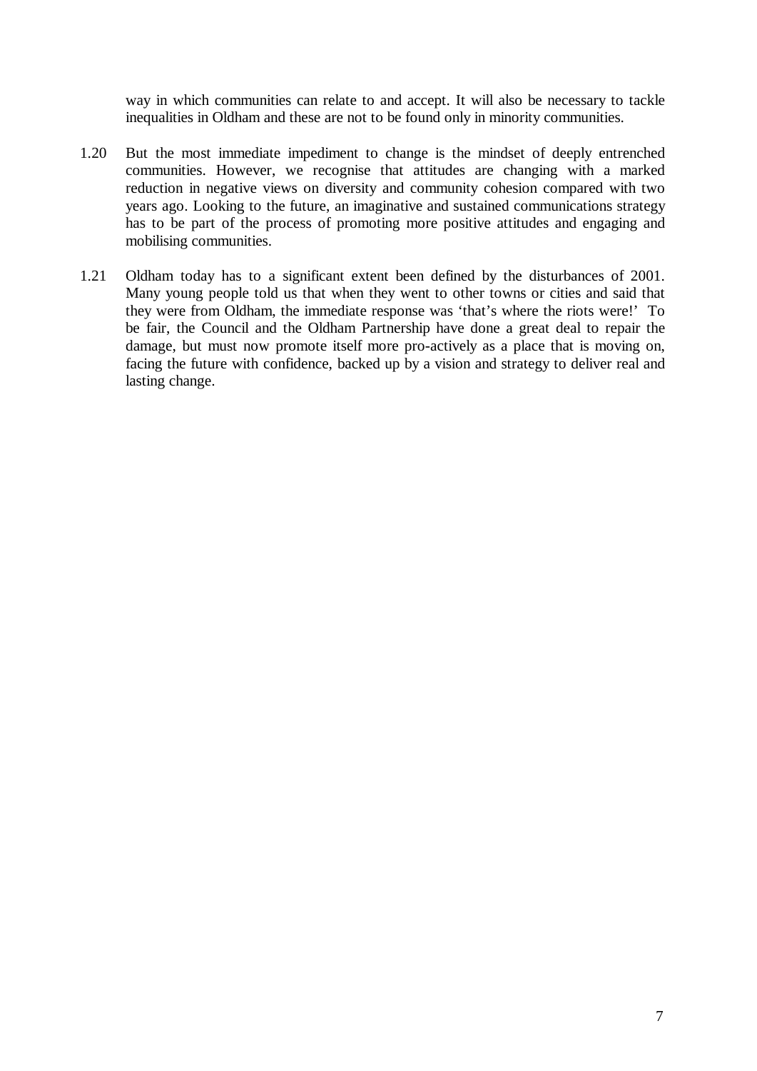way in which communities can relate to and accept. It will also be necessary to tackle inequalities in Oldham and these are not to be found only in minority communities.

1.20 But the most immediate impediment to change is the mindset of deeply entrenched communities. However, we recognise that attitudes are changing with a marked reduction in negative views on diversity and community cohesion compared with two years ago. Looking to the future, an imaginative and sustained communications strategy has to be part of the process of promoting more positive attitudes and engaging and mobilising communities.

1.21 Oldham today has to a significant extent been defined by the disturbances of 2001. Many young people told us that when they went to other towns or cities and said that they were from Oldham, the immediate response was 'that's where the riots were!' To be fair, the Council and the Oldham Partnership have done a great deal to repair the damage, but must now promote itself more pro-actively as a place that is moving on, facing the future with confidence, backed up by a vision and strategy to deliver real and lasting change.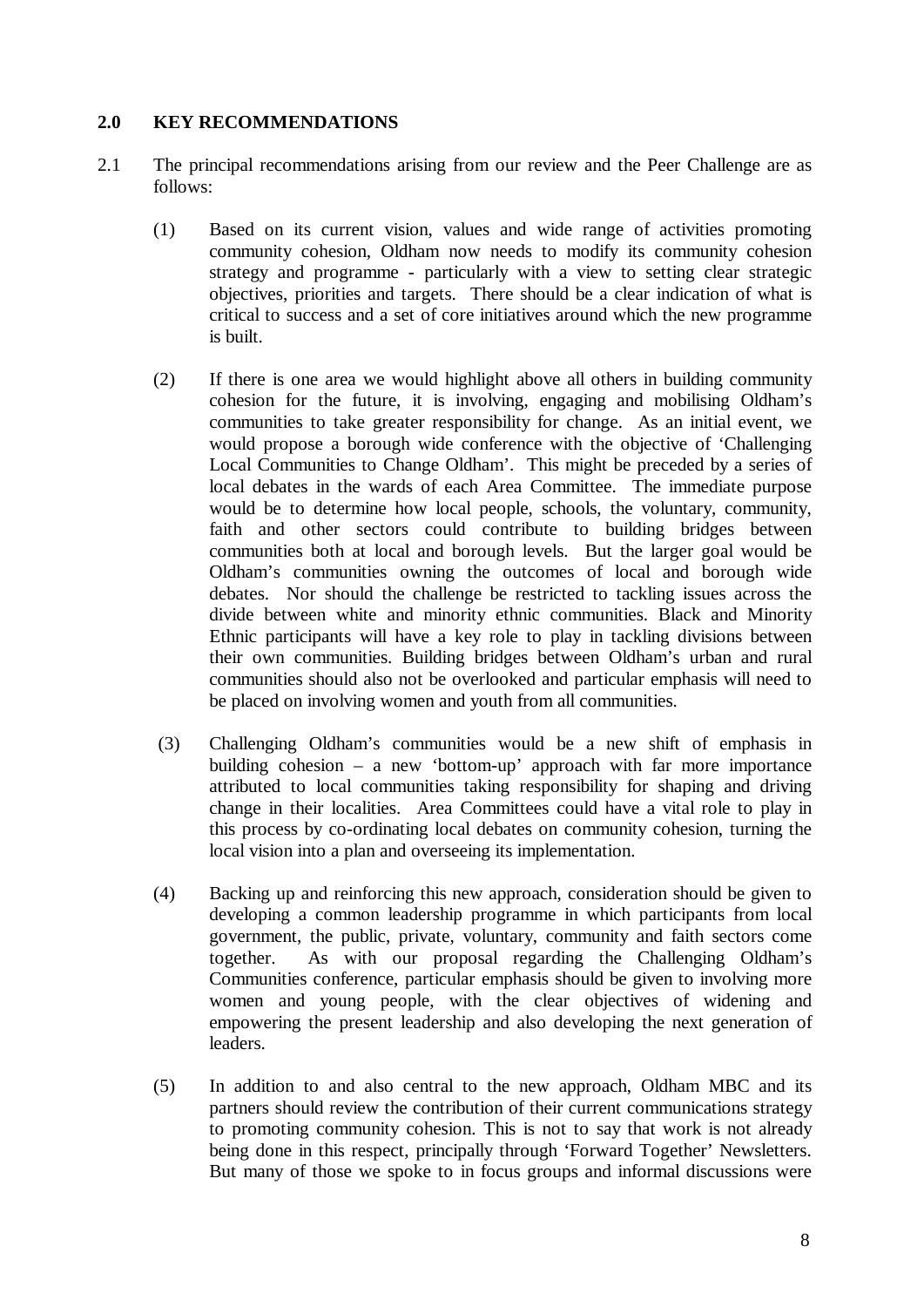## 2.0 KEY RECOMMENDATIONS

2.1 The principal recommendations arising from our review and the Peer Challenge are as follows:

(1) Based on its current vision, values and wide range of activities promoting community cohesion, Oldham now needs to modify its community cohesion strategy and programme - particularly with a view to setting clear strategic objectives, priorities and targets. There should be a clear indication of what is critical to success and a set of core initiatives around which the new programme is built.

(2) If there is one area we would highlight above all others in building community cohesion for the future, it is involving, engaging and mobilising Oldham's communities to take greater responsibility for change. As an initial event, we would propose a borough wide conference with the objective of 'Challenging Local Communities to Change Oldham'. This might be preceded by a series of local debates in the wards of each Area Committee. The immediate purpose would be to determine how local people, schools, the voluntary, community, faith and other sectors could contribute to building bridges between communities both at local and borough levels. But the larger goal would be Oldham's communities owning the outcomes of local and borough wide debates. Nor should the challenge be restricted to tackling issues across the divide between white and minority ethnic communities. Black and Minority Ethnic participants will have a key role to play in tackling divisions between their own communities. Building bridges between Oldham's urban and rural communities should also not be overlooked and particular emphasis will need to be placed on involving women and youth from all communities.

(3) Challenging Oldham's communities would be a new shift of emphasis in building cohesion – a new 'bottom-up' approach with far more importance attributed to local communities taking responsibility for shaping and driving change in their localities. Area Committees could have a vital role to play in this process by co-ordinating local debates on community cohesion, turning the local vision into a plan and overseeing its implementation.

(4) Backing up and reinforcing this new approach, consideration should be given to developing a common leadership programme in which participants from local government, the public, private, voluntary, community and faith sectors come together. As with our proposal regarding the Challenging Oldham's Communities conference, particular emphasis should be given to involving more women and young people, with the clear objectives of widening and empowering the present leadership and also developing the next generation of leaders.

(5) In addition to and also central to the new approach, Oldham MBC and its partners should review the contribution of their current communications strategy to promoting community cohesion. This is not to say that work is not already being done in this respect, principally through 'Forward Together' Newsletters. But many of those we spoke to in focus groups and informal discussions were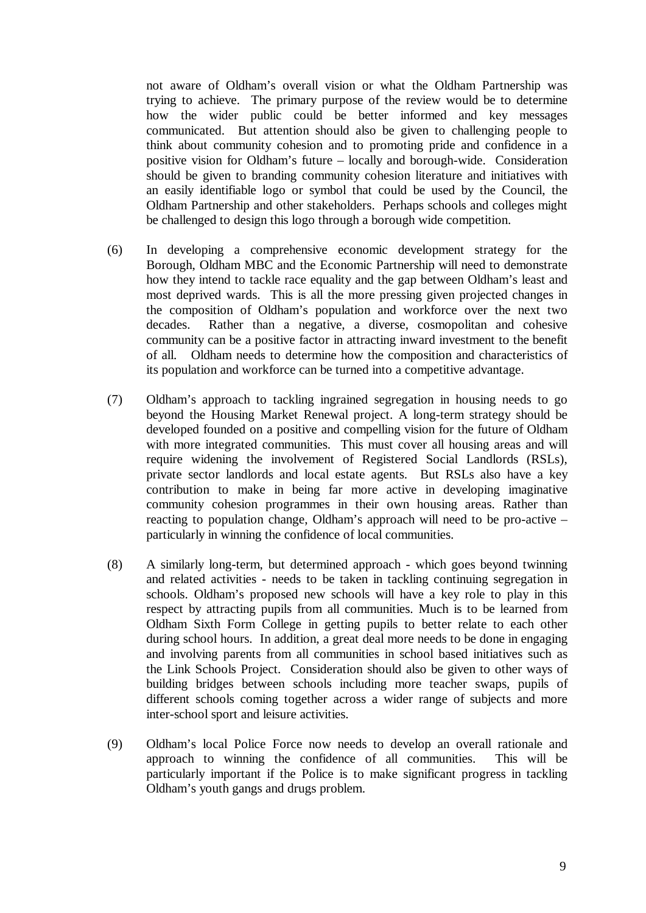not aware of Oldham's overall vision or what the Oldham Partnership was trying to achieve. The primary purpose of the review would be to determine how the wider public could be better informed and key messages communicated. But attention should also be given to challenging people to think about community cohesion and to promoting pride and confidence in a positive vision for Oldham's future – locally and borough-wide. Consideration should be given to branding community cohesion literature and initiatives with an easily identifiable logo or symbol that could be used by the Council, the Oldham Partnership and other stakeholders. Perhaps schools and colleges might be challenged to design this logo through a borough wide competition.

(6) In developing a comprehensive economic development strategy for the Borough, Oldham MBC and the Economic Partnership will need to demonstrate how they intend to tackle race equality and the gap between Oldham's least and most deprived wards. This is all the more pressing given projected changes in the composition of Oldham's population and workforce over the next two decades. Rather than a negative, a diverse, cosmopolitan and cohesive community can be a positive factor in attracting inward investment to the benefit of all. Oldham needs to determine how the composition and characteristics of its population and workforce can be turned into a competitive advantage.

(7) Oldham's approach to tackling ingrained segregation in housing needs to go beyond the Housing Market Renewal project. A long-term strategy should be developed founded on a positive and compelling vision for the future of Oldham with more integrated communities. This must cover all housing areas and will require widening the involvement of Registered Social Landlords (RSLs), private sector landlords and local estate agents. But RSLs also have a key contribution to make in being far more active in developing imaginative community cohesion programmes in their own housing areas. Rather than reacting to population change, Oldham's approach will need to be pro-active – particularly in winning the confidence of local communities.

(8) A similarly long-term, but determined approach - which goes beyond twinning and related activities - needs to be taken in tackling continuing segregation in schools. Oldham's proposed new schools will have a key role to play in this respect by attracting pupils from all communities. Much is to be learned from Oldham Sixth Form College in getting pupils to better relate to each other during school hours. In addition, a great deal more needs to be done in engaging and involving parents from all communities in school based initiatives such as the Link Schools Project. Consideration should also be given to other ways of building bridges between schools including more teacher swaps, pupils of different schools coming together across a wider range of subjects and more inter-school sport and leisure activities.

(9) Oldham's local Police Force now needs to develop an overall rationale and approach to winning the confidence of all communities. This will be particularly important if the Police is to make significant progress in tackling Oldham's youth gangs and drugs problem.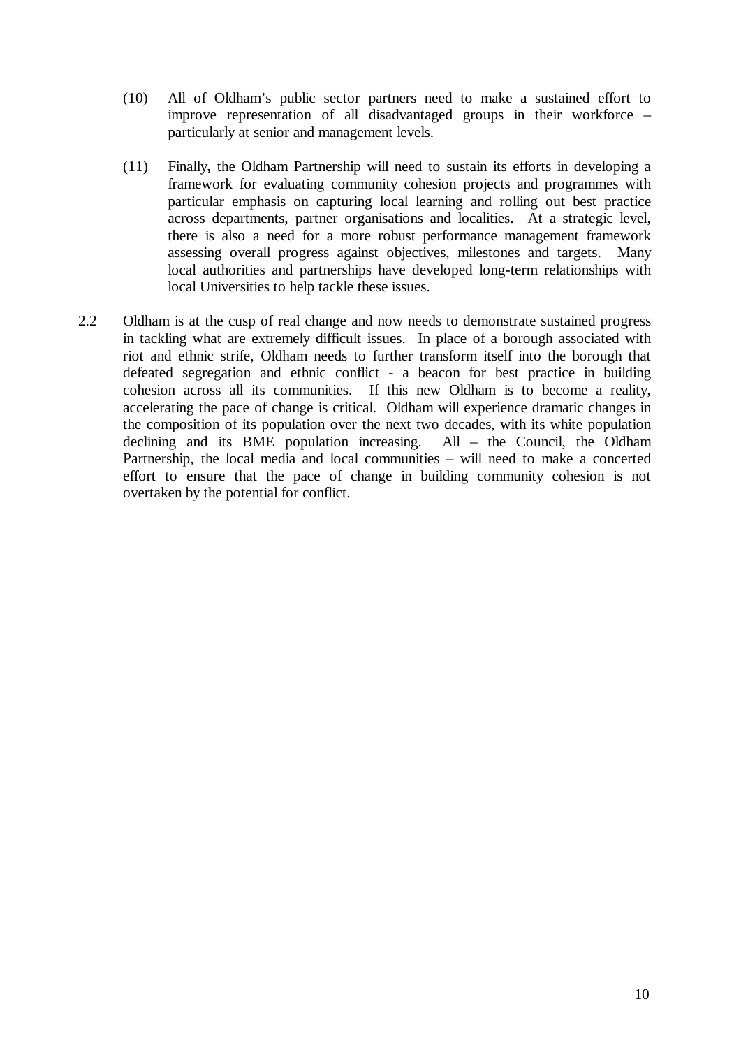(10) All of Oldham's public sector partners need to make a sustained effort to improve representation of all disadvantaged groups in their workforce – particularly at senior and management levels.

(11) Finally**,** the Oldham Partnership will need to sustain its efforts in developing a framework for evaluating community cohesion projects and programmes with particular emphasis on capturing local learning and rolling out best practice across departments, partner organisations and localities. At a strategic level, there is also a need for a more robust performance management framework assessing overall progress against objectives, milestones and targets. Many local authorities and partnerships have developed long-term relationships with local Universities to help tackle these issues.

2.2 Oldham is at the cusp of real change and now needs to demonstrate sustained progress in tackling what are extremely difficult issues. In place of a borough associated with riot and ethnic strife, Oldham needs to further transform itself into the borough that defeated segregation and ethnic conflict - a beacon for best practice in building cohesion across all its communities. If this new Oldham is to become a reality, accelerating the pace of change is critical. Oldham will experience dramatic changes in the composition of its population over the next two decades, with its white population declining and its BME population increasing. All – the Council, the Oldham Partnership, the local media and local communities – will need to make a concerted effort to ensure that the pace of change in building community cohesion is not overtaken by the potential for conflict.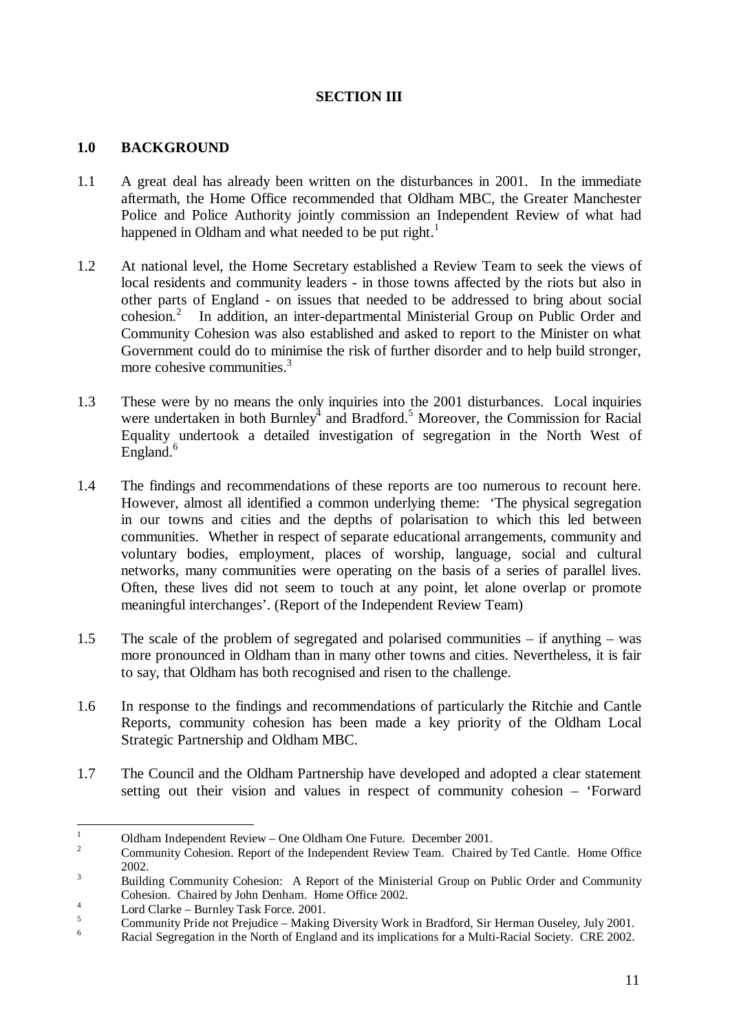**SECTION III**

## 1.0 BACKGROUND

1.1 A great deal has already been written on the disturbances in 2001. In the immediate aftermath, the Home Office recommended that Oldham MBC, the Greater Manchester Police and Police Authority jointly commission an Independent Review of what had happened in Oldham and what needed to be put right.[1]

1.2 At national level, the Home Secretary established a Review Team to seek the views of local residents and community leaders - in those towns affected by the riots but also in other parts of England - on issues that needed to be addressed to bring about social cohesion.[2] In addition, an inter-departmental Ministerial Group on Public Order and Community Cohesion was also established and asked to report to the Minister on what Government could do to minimise the risk of further disorder and to help build stronger, more cohesive communities.[3]

1.3 These were by no means the only inquiries into the 2001 disturbances. Local inquiries were undertaken in both Burnley[4] and Bradford.[5] Moreover, the Commission for Racial Equality undertook a detailed investigation of segregation in the North West of England.[6]

1.4 The findings and recommendations of these reports are too numerous to recount here. However, almost all identified a common underlying theme: 'The physical segregation in our towns and cities and the depths of polarisation to which this led between communities. Whether in respect of separate educational arrangements, community and voluntary bodies, employment, places of worship, language, social and cultural networks, many communities were operating on the basis of a series of parallel lives. Often, these lives did not seem to touch at any point, let alone overlap or promote meaningful interchanges'. (Report of the Independent Review Team)

1.5 The scale of the problem of segregated and polarised communities – if anything – was more pronounced in Oldham than in many other towns and cities. Nevertheless, it is fair to say, that Oldham has both recognised and risen to the challenge.

1.6 In response to the findings and recommendations of particularly the Ritchie and Cantle Reports, community cohesion has been made a key priority of the Oldham Local Strategic Partnership and Oldham MBC.

1.7 The Council and the Oldham Partnership have developed and adopted a clear statement setting out their vision and values in respect of community cohesion – 'Forward

---

[1] Oldham Independent Review – One Oldham One Future. December 2001.

[2] Community Cohesion. Report of the Independent Review Team. Chaired by Ted Cantle. Home Office 2002.

[3] Building Community Cohesion: A Report of the Ministerial Group on Public Order and Community Cohesion. Chaired by John Denham. Home Office 2002.

[4] Lord Clarke – Burnley Task Force. 2001.

[5] Community Pride not Prejudice – Making Diversity Work in Bradford, Sir Herman Ouseley, July 2001.

[6] Racial Segregation in the North of England and its implications for a Multi-Racial Society. CRE 2002.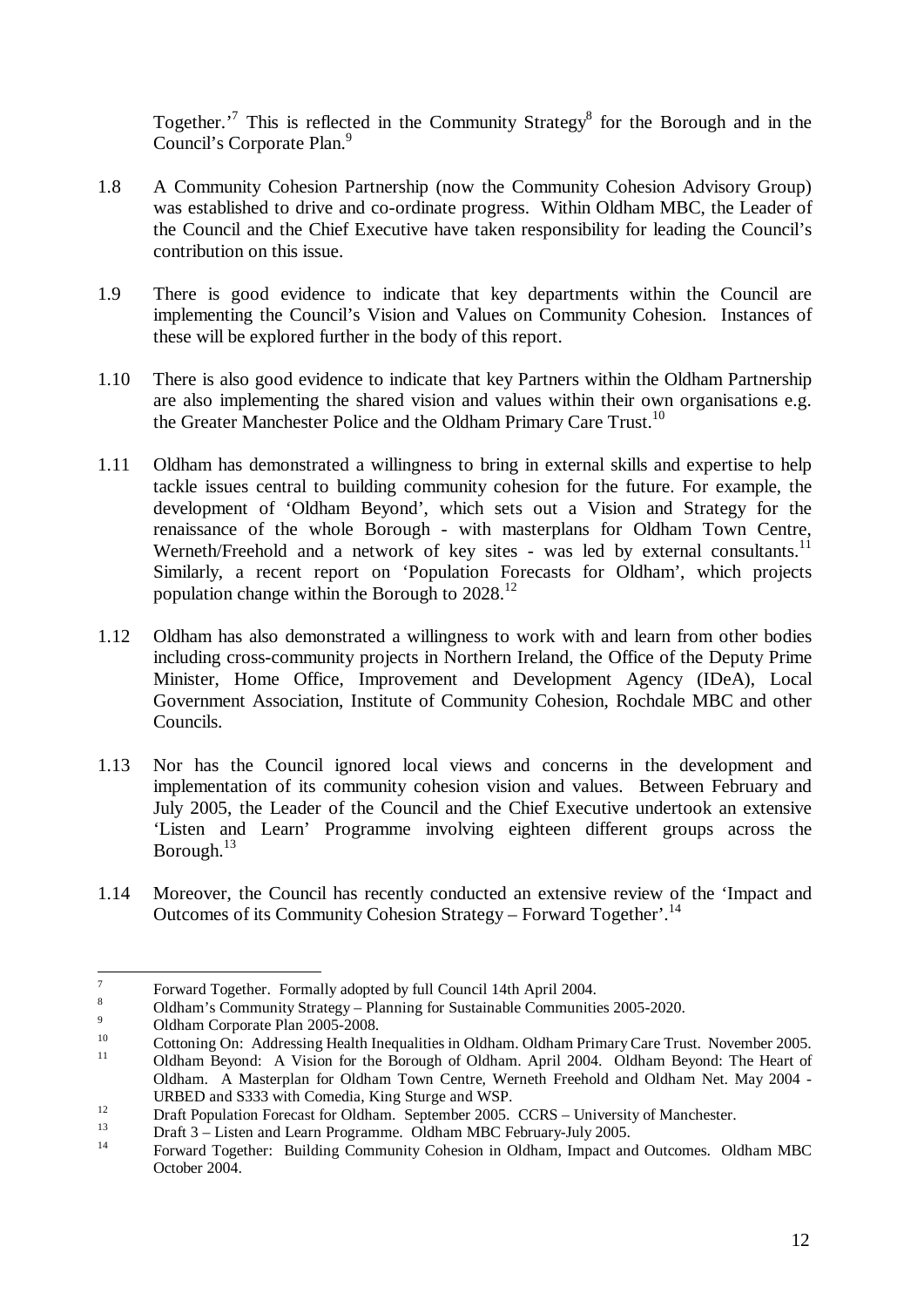Together.'[7] This is reflected in the Community Strategy[8] for the Borough and in the Council's Corporate Plan.[9]

1.8 A Community Cohesion Partnership (now the Community Cohesion Advisory Group) was established to drive and co-ordinate progress. Within Oldham MBC, the Leader of the Council and the Chief Executive have taken responsibility for leading the Council's contribution on this issue.

1.9 There is good evidence to indicate that key departments within the Council are implementing the Council's Vision and Values on Community Cohesion. Instances of these will be explored further in the body of this report.

1.10 There is also good evidence to indicate that key Partners within the Oldham Partnership are also implementing the shared vision and values within their own organisations e.g. the Greater Manchester Police and the Oldham Primary Care Trust.[10]

1.11 Oldham has demonstrated a willingness to bring in external skills and expertise to help tackle issues central to building community cohesion for the future. For example, the development of 'Oldham Beyond', which sets out a Vision and Strategy for the renaissance of the whole Borough - with masterplans for Oldham Town Centre, Werneth/Freehold and a network of key sites - was led by external consultants.[11] Similarly, a recent report on 'Population Forecasts for Oldham', which projects population change within the Borough to 2028.[12]

1.12 Oldham has also demonstrated a willingness to work with and learn from other bodies including cross-community projects in Northern Ireland, the Office of the Deputy Prime Minister, Home Office, Improvement and Development Agency (IDeA), Local Government Association, Institute of Community Cohesion, Rochdale MBC and other Councils.

1.13 Nor has the Council ignored local views and concerns in the development and implementation of its community cohesion vision and values. Between February and July 2005, the Leader of the Council and the Chief Executive undertook an extensive 'Listen and Learn' Programme involving eighteen different groups across the Borough.[13]

1.14 Moreover, the Council has recently conducted an extensive review of the 'Impact and Outcomes of its Community Cohesion Strategy – Forward Together'.[14]

---

[7] Forward Together. Formally adopted by full Council 14th April 2004.

[8] Oldham's Community Strategy – Planning for Sustainable Communities 2005-2020.

[9] Oldham Corporate Plan 2005-2008.

[10] Cottoning On: Addressing Health Inequalities in Oldham. Oldham Primary Care Trust. November 2005.

[11] Oldham Beyond: A Vision for the Borough of Oldham. April 2004. Oldham Beyond: The Heart of Oldham. A Masterplan for Oldham Town Centre, Werneth Freehold and Oldham Net. May 2004 - URBED and S333 with Comedia, King Sturge and WSP.

[12] Draft Population Forecast for Oldham. September 2005. CCRS – University of Manchester.

[13] Draft 3 – Listen and Learn Programme. Oldham MBC February-July 2005.

[14] Forward Together: Building Community Cohesion in Oldham, Impact and Outcomes. Oldham MBC October 2004.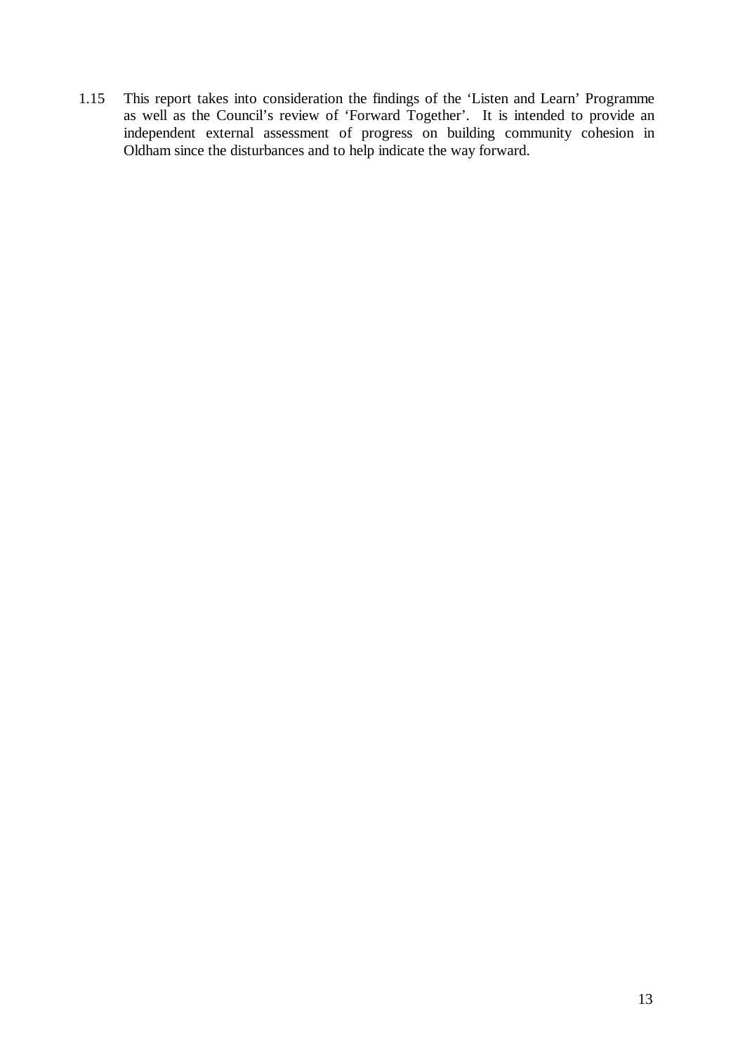1.15 This report takes into consideration the findings of the 'Listen and Learn' Programme as well as the Council's review of 'Forward Together'. It is intended to provide an independent external assessment of progress on building community cohesion in Oldham since the disturbances and to help indicate the way forward.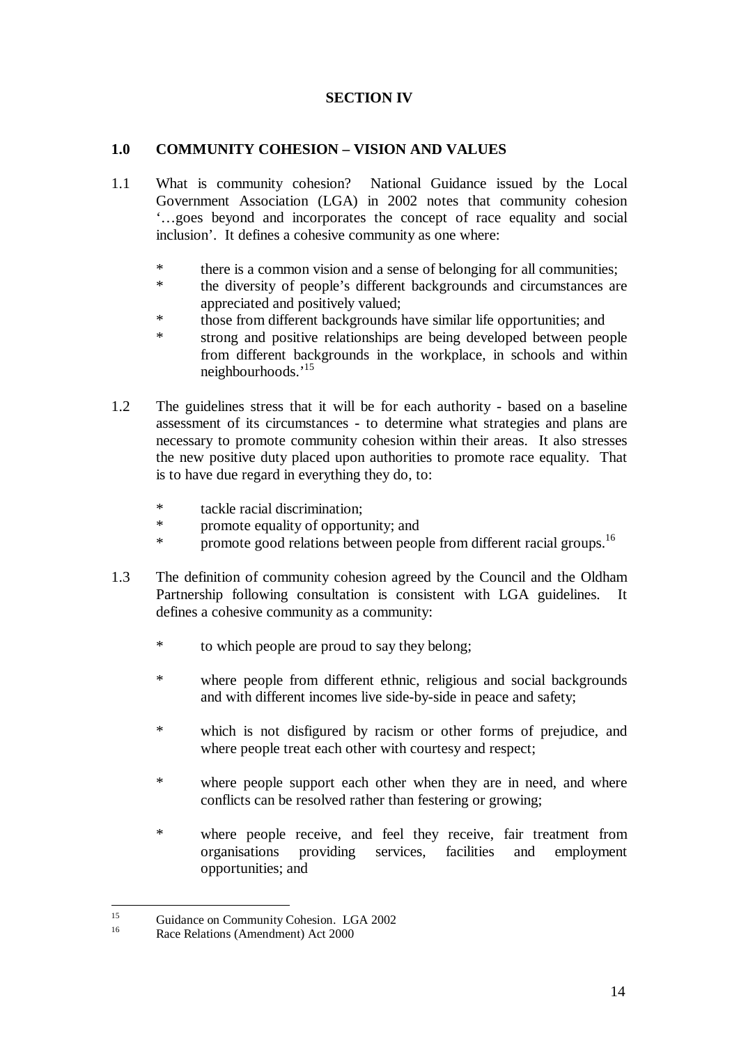## SECTION IV

### 1.0 COMMUNITY COHESION – VISION AND VALUES

1.1 What is community cohesion? National Guidance issued by the Local Government Association (LGA) in 2002 notes that community cohesion '…goes beyond and incorporates the concept of race equality and social inclusion'. It defines a cohesive community as one where:

- there is a common vision and a sense of belonging for all communities;
- the diversity of people's different backgrounds and circumstances are appreciated and positively valued;
- those from different backgrounds have similar life opportunities; and
- strong and positive relationships are being developed between people from different backgrounds in the workplace, in schools and within neighbourhoods.'[15]

1.2 The guidelines stress that it will be for each authority - based on a baseline assessment of its circumstances - to determine what strategies and plans are necessary to promote community cohesion within their areas. It also stresses the new positive duty placed upon authorities to promote race equality. That is to have due regard in everything they do, to:

- tackle racial discrimination;
- promote equality of opportunity; and
- promote good relations between people from different racial groups.[16]

1.3 The definition of community cohesion agreed by the Council and the Oldham Partnership following consultation is consistent with LGA guidelines. It defines a cohesive community as a community:

- to which people are proud to say they belong;
- where people from different ethnic, religious and social backgrounds and with different incomes live side-by-side in peace and safety;
- which is not disfigured by racism or other forms of prejudice, and where people treat each other with courtesy and respect;
- where people support each other when they are in need, and where conflicts can be resolved rather than festering or growing;
- where people receive, and feel they receive, fair treatment from organisations providing services, facilities and employment opportunities; and

---

[15] Guidance on Community Cohesion. LGA 2002

[16] Race Relations (Amendment) Act 2000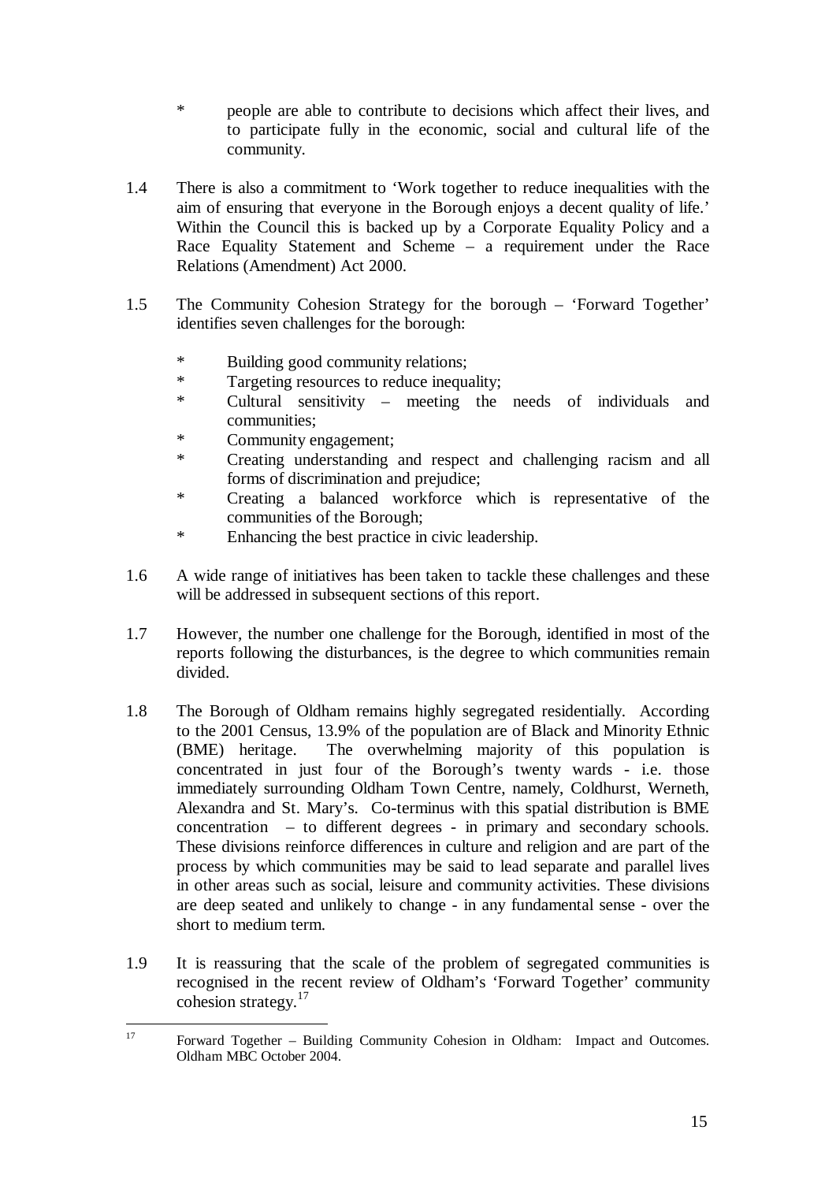* people are able to contribute to decisions which affect their lives, and to participate fully in the economic, social and cultural life of the community.

1.4 There is also a commitment to 'Work together to reduce inequalities with the aim of ensuring that everyone in the Borough enjoys a decent quality of life.' Within the Council this is backed up by a Corporate Equality Policy and a Race Equality Statement and Scheme – a requirement under the Race Relations (Amendment) Act 2000.

1.5 The Community Cohesion Strategy for the borough – 'Forward Together' identifies seven challenges for the borough:

* Building good community relations;
* Targeting resources to reduce inequality;
* Cultural sensitivity – meeting the needs of individuals and communities;
* Community engagement;
* Creating understanding and respect and challenging racism and all forms of discrimination and prejudice;
* Creating a balanced workforce which is representative of the communities of the Borough;
* Enhancing the best practice in civic leadership.

1.6 A wide range of initiatives has been taken to tackle these challenges and these will be addressed in subsequent sections of this report.

1.7 However, the number one challenge for the Borough, identified in most of the reports following the disturbances, is the degree to which communities remain divided.

1.8 The Borough of Oldham remains highly segregated residentially. According to the 2001 Census, 13.9% of the population are of Black and Minority Ethnic (BME) heritage. The overwhelming majority of this population is concentrated in just four of the Borough's twenty wards - i.e. those immediately surrounding Oldham Town Centre, namely, Coldhurst, Werneth, Alexandra and St. Mary's. Co-terminus with this spatial distribution is BME concentration – to different degrees - in primary and secondary schools. These divisions reinforce differences in culture and religion and are part of the process by which communities may be said to lead separate and parallel lives in other areas such as social, leisure and community activities. These divisions are deep seated and unlikely to change - in any fundamental sense - over the short to medium term.

1.9 It is reassuring that the scale of the problem of segregated communities is recognised in the recent review of Oldham's 'Forward Together' community cohesion strategy.[17]

[17] Forward Together – Building Community Cohesion in Oldham: Impact and Outcomes. Oldham MBC October 2004.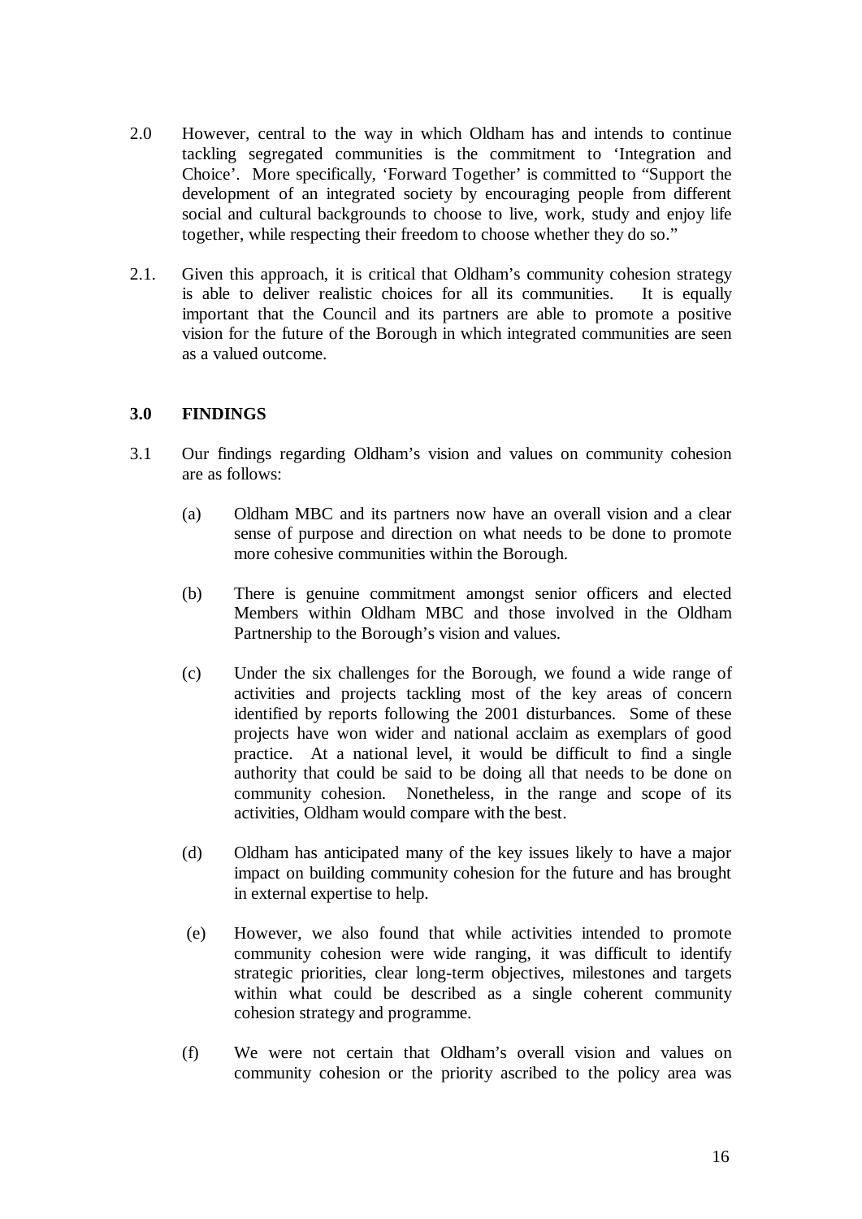2.0 However, central to the way in which Oldham has and intends to continue tackling segregated communities is the commitment to 'Integration and Choice'. More specifically, 'Forward Together' is committed to "Support the development of an integrated society by encouraging people from different social and cultural backgrounds to choose to live, work, study and enjoy life together, while respecting their freedom to choose whether they do so."

2.1. Given this approach, it is critical that Oldham's community cohesion strategy is able to deliver realistic choices for all its communities. It is equally important that the Council and its partners are able to promote a positive vision for the future of the Borough in which integrated communities are seen as a valued outcome.

### 3.0 FINDINGS

3.1 Our findings regarding Oldham's vision and values on community cohesion are as follows:

(a) Oldham MBC and its partners now have an overall vision and a clear sense of purpose and direction on what needs to be done to promote more cohesive communities within the Borough.

(b) There is genuine commitment amongst senior officers and elected Members within Oldham MBC and those involved in the Oldham Partnership to the Borough's vision and values.

(c) Under the six challenges for the Borough, we found a wide range of activities and projects tackling most of the key areas of concern identified by reports following the 2001 disturbances. Some of these projects have won wider and national acclaim as exemplars of good practice. At a national level, it would be difficult to find a single authority that could be said to be doing all that needs to be done on community cohesion. Nonetheless, in the range and scope of its activities, Oldham would compare with the best.

(d) Oldham has anticipated many of the key issues likely to have a major impact on building community cohesion for the future and has brought in external expertise to help.

(e) However, we also found that while activities intended to promote community cohesion were wide ranging, it was difficult to identify strategic priorities, clear long-term objectives, milestones and targets within what could be described as a single coherent community cohesion strategy and programme.

(f) We were not certain that Oldham's overall vision and values on community cohesion or the priority ascribed to the policy area was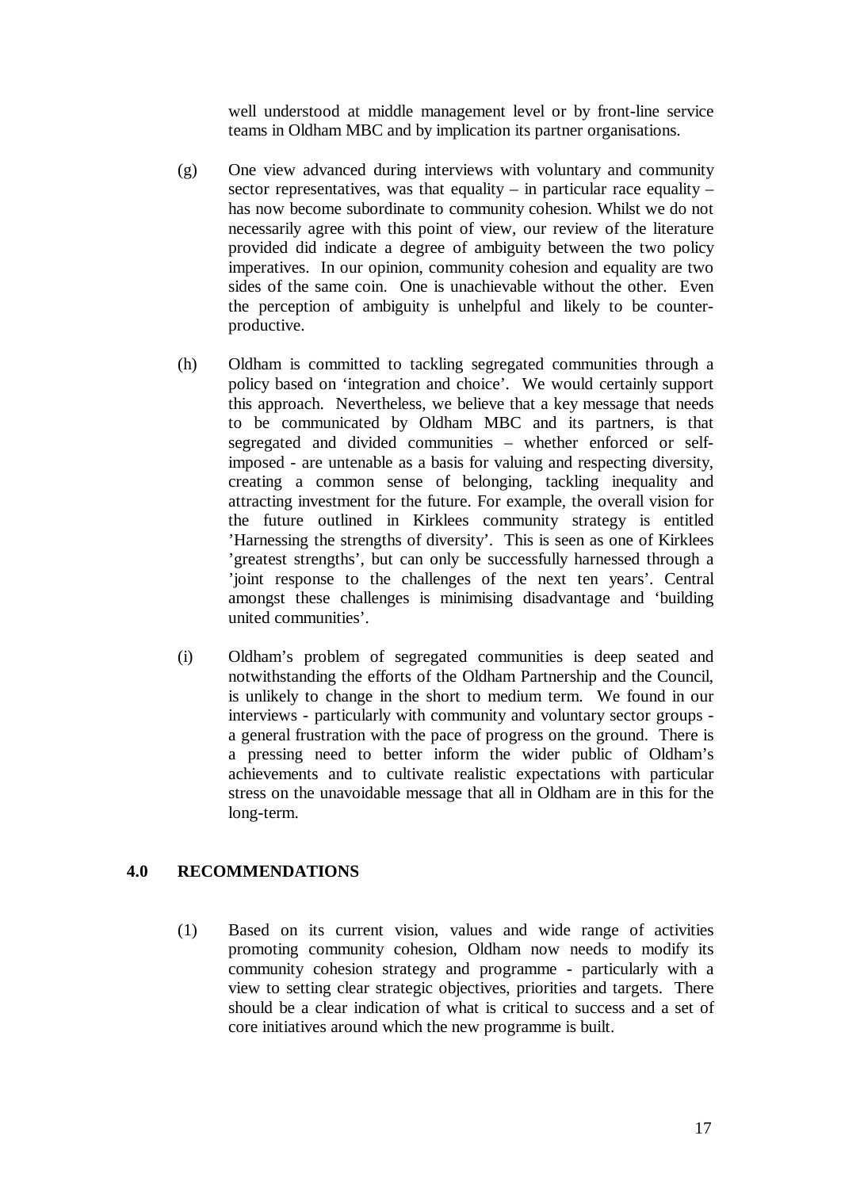well understood at middle management level or by front-line service teams in Oldham MBC and by implication its partner organisations.

(g) One view advanced during interviews with voluntary and community sector representatives, was that equality – in particular race equality – has now become subordinate to community cohesion. Whilst we do not necessarily agree with this point of view, our review of the literature provided did indicate a degree of ambiguity between the two policy imperatives. In our opinion, community cohesion and equality are two sides of the same coin. One is unachievable without the other. Even the perception of ambiguity is unhelpful and likely to be counter-productive.

(h) Oldham is committed to tackling segregated communities through a policy based on 'integration and choice'. We would certainly support this approach. Nevertheless, we believe that a key message that needs to be communicated by Oldham MBC and its partners, is that segregated and divided communities – whether enforced or self-imposed - are untenable as a basis for valuing and respecting diversity, creating a common sense of belonging, tackling inequality and attracting investment for the future. For example, the overall vision for the future outlined in Kirklees community strategy is entitled 'Harnessing the strengths of diversity'. This is seen as one of Kirklees 'greatest strengths', but can only be successfully harnessed through a 'joint response to the challenges of the next ten years'. Central amongst these challenges is minimising disadvantage and 'building united communities'.

(i) Oldham's problem of segregated communities is deep seated and notwithstanding the efforts of the Oldham Partnership and the Council, is unlikely to change in the short to medium term. We found in our interviews - particularly with community and voluntary sector groups - a general frustration with the pace of progress on the ground. There is a pressing need to better inform the wider public of Oldham's achievements and to cultivate realistic expectations with particular stress on the unavoidable message that all in Oldham are in this for the long-term.

## 4.0 RECOMMENDATIONS

(1) Based on its current vision, values and wide range of activities promoting community cohesion, Oldham now needs to modify its community cohesion strategy and programme - particularly with a view to setting clear strategic objectives, priorities and targets. There should be a clear indication of what is critical to success and a set of core initiatives around which the new programme is built.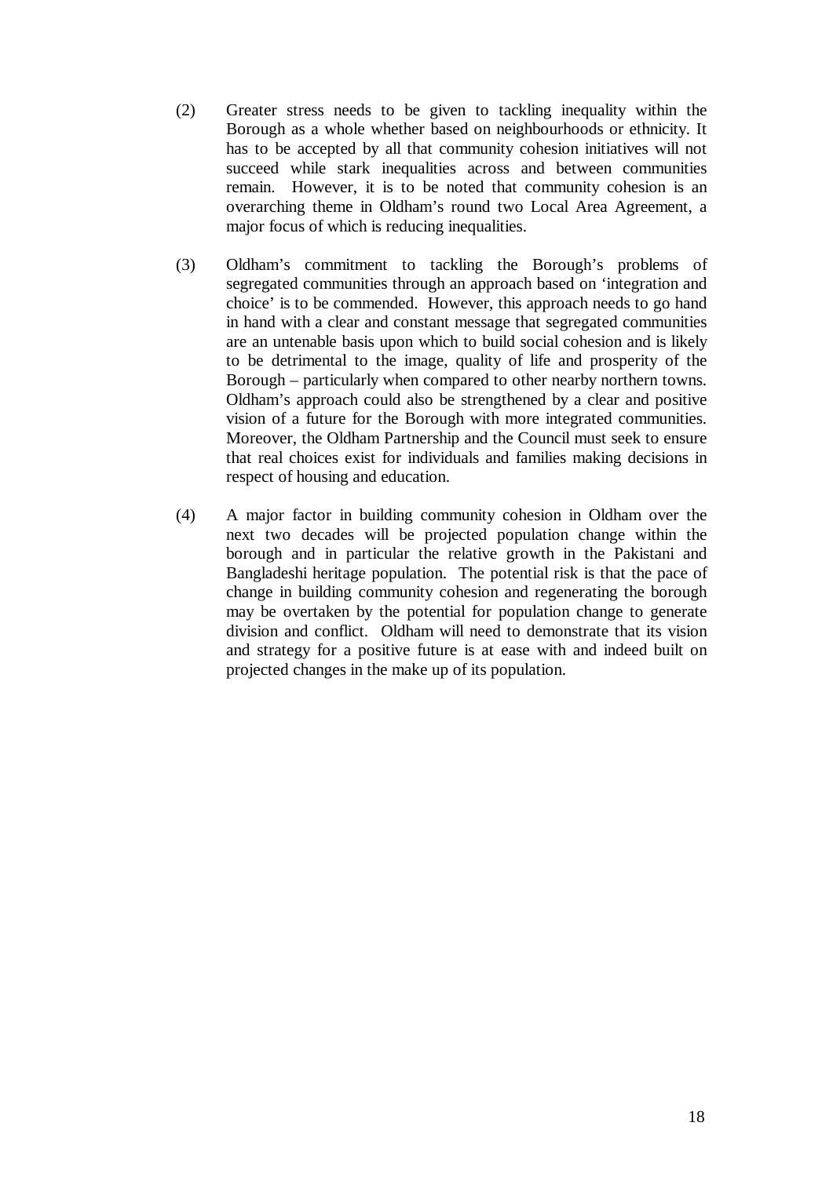(2) Greater stress needs to be given to tackling inequality within the Borough as a whole whether based on neighbourhoods or ethnicity. It has to be accepted by all that community cohesion initiatives will not succeed while stark inequalities across and between communities remain. However, it is to be noted that community cohesion is an overarching theme in Oldham's round two Local Area Agreement, a major focus of which is reducing inequalities.

(3) Oldham's commitment to tackling the Borough's problems of segregated communities through an approach based on 'integration and choice' is to be commended. However, this approach needs to go hand in hand with a clear and constant message that segregated communities are an untenable basis upon which to build social cohesion and is likely to be detrimental to the image, quality of life and prosperity of the Borough – particularly when compared to other nearby northern towns. Oldham's approach could also be strengthened by a clear and positive vision of a future for the Borough with more integrated communities. Moreover, the Oldham Partnership and the Council must seek to ensure that real choices exist for individuals and families making decisions in respect of housing and education.

(4) A major factor in building community cohesion in Oldham over the next two decades will be projected population change within the borough and in particular the relative growth in the Pakistani and Bangladeshi heritage population. The potential risk is that the pace of change in building community cohesion and regenerating the borough may be overtaken by the potential for population change to generate division and conflict. Oldham will need to demonstrate that its vision and strategy for a positive future is at ease with and indeed built on projected changes in the make up of its population.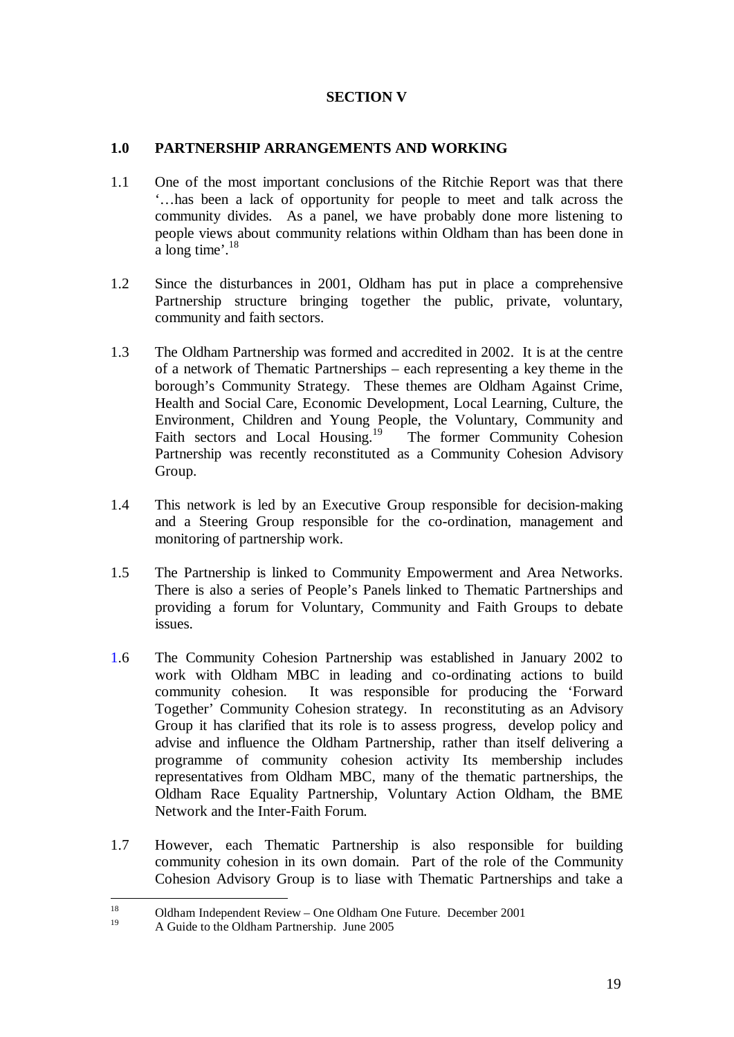# SECTION V

## 1.0 PARTNERSHIP ARRANGEMENTS AND WORKING

1.1 One of the most important conclusions of the Ritchie Report was that there '…has been a lack of opportunity for people to meet and talk across the community divides. As a panel, we have probably done more listening to people views about community relations within Oldham than has been done in a long time'.[18]

1.2 Since the disturbances in 2001, Oldham has put in place a comprehensive Partnership structure bringing together the public, private, voluntary, community and faith sectors.

1.3 The Oldham Partnership was formed and accredited in 2002. It is at the centre of a network of Thematic Partnerships – each representing a key theme in the borough's Community Strategy. These themes are Oldham Against Crime, Health and Social Care, Economic Development, Local Learning, Culture, the Environment, Children and Young People, the Voluntary, Community and Faith sectors and Local Housing.[19] The former Community Cohesion Partnership was recently reconstituted as a Community Cohesion Advisory Group.

1.4 This network is led by an Executive Group responsible for decision-making and a Steering Group responsible for the co-ordination, management and monitoring of partnership work.

1.5 The Partnership is linked to Community Empowerment and Area Networks. There is also a series of People's Panels linked to Thematic Partnerships and providing a forum for Voluntary, Community and Faith Groups to debate issues.

1.6 The Community Cohesion Partnership was established in January 2002 to work with Oldham MBC in leading and co-ordinating actions to build community cohesion. It was responsible for producing the 'Forward Together' Community Cohesion strategy. In reconstituting as an Advisory Group it has clarified that its role is to assess progress, develop policy and advise and influence the Oldham Partnership, rather than itself delivering a programme of community cohesion activity Its membership includes representatives from Oldham MBC, many of the thematic partnerships, the Oldham Race Equality Partnership, Voluntary Action Oldham, the BME Network and the Inter-Faith Forum.

1.7 However, each Thematic Partnership is also responsible for building community cohesion in its own domain. Part of the role of the Community Cohesion Advisory Group is to liase with Thematic Partnerships and take a

---

[18] Oldham Independent Review – One Oldham One Future. December 2001

[19] A Guide to the Oldham Partnership. June 2005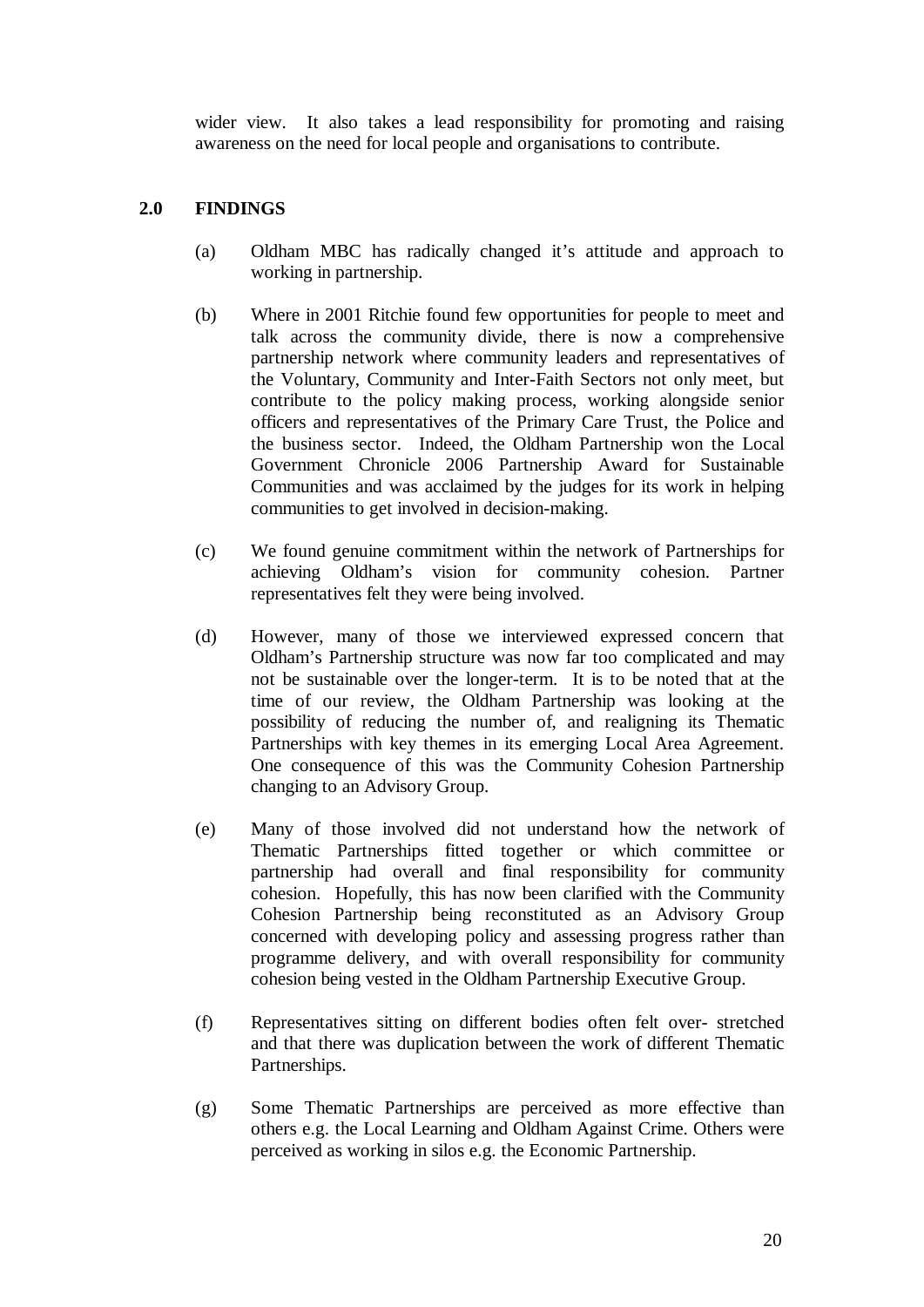wider view. It also takes a lead responsibility for promoting and raising awareness on the need for local people and organisations to contribute.

## 2.0 FINDINGS

(a) Oldham MBC has radically changed it's attitude and approach to working in partnership.

(b) Where in 2001 Ritchie found few opportunities for people to meet and talk across the community divide, there is now a comprehensive partnership network where community leaders and representatives of the Voluntary, Community and Inter-Faith Sectors not only meet, but contribute to the policy making process, working alongside senior officers and representatives of the Primary Care Trust, the Police and the business sector. Indeed, the Oldham Partnership won the Local Government Chronicle 2006 Partnership Award for Sustainable Communities and was acclaimed by the judges for its work in helping communities to get involved in decision-making.

(c) We found genuine commitment within the network of Partnerships for achieving Oldham's vision for community cohesion. Partner representatives felt they were being involved.

(d) However, many of those we interviewed expressed concern that Oldham's Partnership structure was now far too complicated and may not be sustainable over the longer-term. It is to be noted that at the time of our review, the Oldham Partnership was looking at the possibility of reducing the number of, and realigning its Thematic Partnerships with key themes in its emerging Local Area Agreement. One consequence of this was the Community Cohesion Partnership changing to an Advisory Group.

(e) Many of those involved did not understand how the network of Thematic Partnerships fitted together or which committee or partnership had overall and final responsibility for community cohesion. Hopefully, this has now been clarified with the Community Cohesion Partnership being reconstituted as an Advisory Group concerned with developing policy and assessing progress rather than programme delivery, and with overall responsibility for community cohesion being vested in the Oldham Partnership Executive Group.

(f) Representatives sitting on different bodies often felt over- stretched and that there was duplication between the work of different Thematic Partnerships.

(g) Some Thematic Partnerships are perceived as more effective than others e.g. the Local Learning and Oldham Against Crime. Others were perceived as working in silos e.g. the Economic Partnership.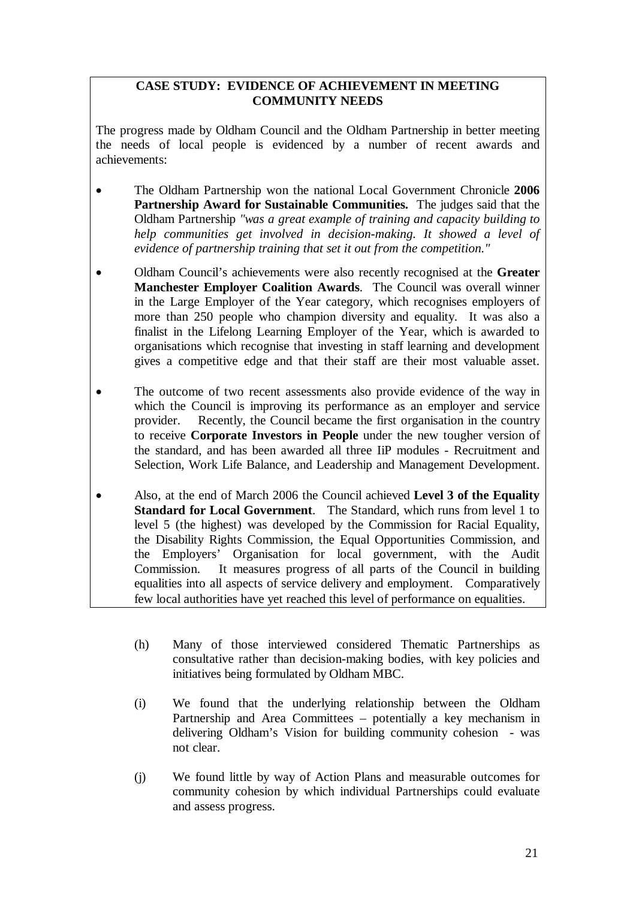**CASE STUDY: EVIDENCE OF ACHIEVEMENT IN MEETING COMMUNITY NEEDS**

The progress made by Oldham Council and the Oldham Partnership in better meeting the needs of local people is evidenced by a number of recent awards and achievements:

- The Oldham Partnership won the national Local Government Chronicle **2006 Partnership Award for Sustainable Communities.** The judges said that the Oldham Partnership *"was a great example of training and capacity building to help communities get involved in decision-making. It showed a level of evidence of partnership training that set it out from the competition."*
- Oldham Council's achievements were also recently recognised at the **Greater Manchester Employer Coalition Awards**. The Council was overall winner in the Large Employer of the Year category, which recognises employers of more than 250 people who champion diversity and equality. It was also a finalist in the Lifelong Learning Employer of the Year, which is awarded to organisations which recognise that investing in staff learning and development gives a competitive edge and that their staff are their most valuable asset.
- The outcome of two recent assessments also provide evidence of the way in which the Council is improving its performance as an employer and service provider. Recently, the Council became the first organisation in the country to receive **Corporate Investors in People** under the new tougher version of the standard, and has been awarded all three IiP modules - Recruitment and Selection, Work Life Balance, and Leadership and Management Development.
- Also, at the end of March 2006 the Council achieved **Level 3 of the Equality Standard for Local Government**. The Standard, which runs from level 1 to level 5 (the highest) was developed by the Commission for Racial Equality, the Disability Rights Commission, the Equal Opportunities Commission, and the Employers' Organisation for local government, with the Audit Commission. It measures progress of all parts of the Council in building equalities into all aspects of service delivery and employment. Comparatively few local authorities have yet reached this level of performance on equalities.

(h) Many of those interviewed considered Thematic Partnerships as consultative rather than decision-making bodies, with key policies and initiatives being formulated by Oldham MBC.

(i) We found that the underlying relationship between the Oldham Partnership and Area Committees – potentially a key mechanism in delivering Oldham's Vision for building community cohesion - was not clear.

(j) We found little by way of Action Plans and measurable outcomes for community cohesion by which individual Partnerships could evaluate and assess progress.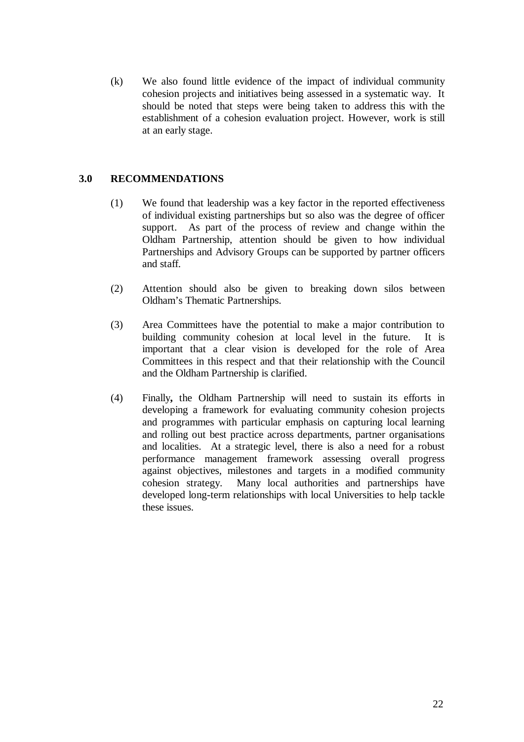(k) We also found little evidence of the impact of individual community cohesion projects and initiatives being assessed in a systematic way. It should be noted that steps were being taken to address this with the establishment of a cohesion evaluation project. However, work is still at an early stage.

## 3.0 RECOMMENDATIONS

(1) We found that leadership was a key factor in the reported effectiveness of individual existing partnerships but so also was the degree of officer support. As part of the process of review and change within the Oldham Partnership, attention should be given to how individual Partnerships and Advisory Groups can be supported by partner officers and staff.

(2) Attention should also be given to breaking down silos between Oldham's Thematic Partnerships.

(3) Area Committees have the potential to make a major contribution to building community cohesion at local level in the future. It is important that a clear vision is developed for the role of Area Committees in this respect and that their relationship with the Council and the Oldham Partnership is clarified.

(4) Finally**,** the Oldham Partnership will need to sustain its efforts in developing a framework for evaluating community cohesion projects and programmes with particular emphasis on capturing local learning and rolling out best practice across departments, partner organisations and localities. At a strategic level, there is also a need for a robust performance management framework assessing overall progress against objectives, milestones and targets in a modified community cohesion strategy. Many local authorities and partnerships have developed long-term relationships with local Universities to help tackle these issues.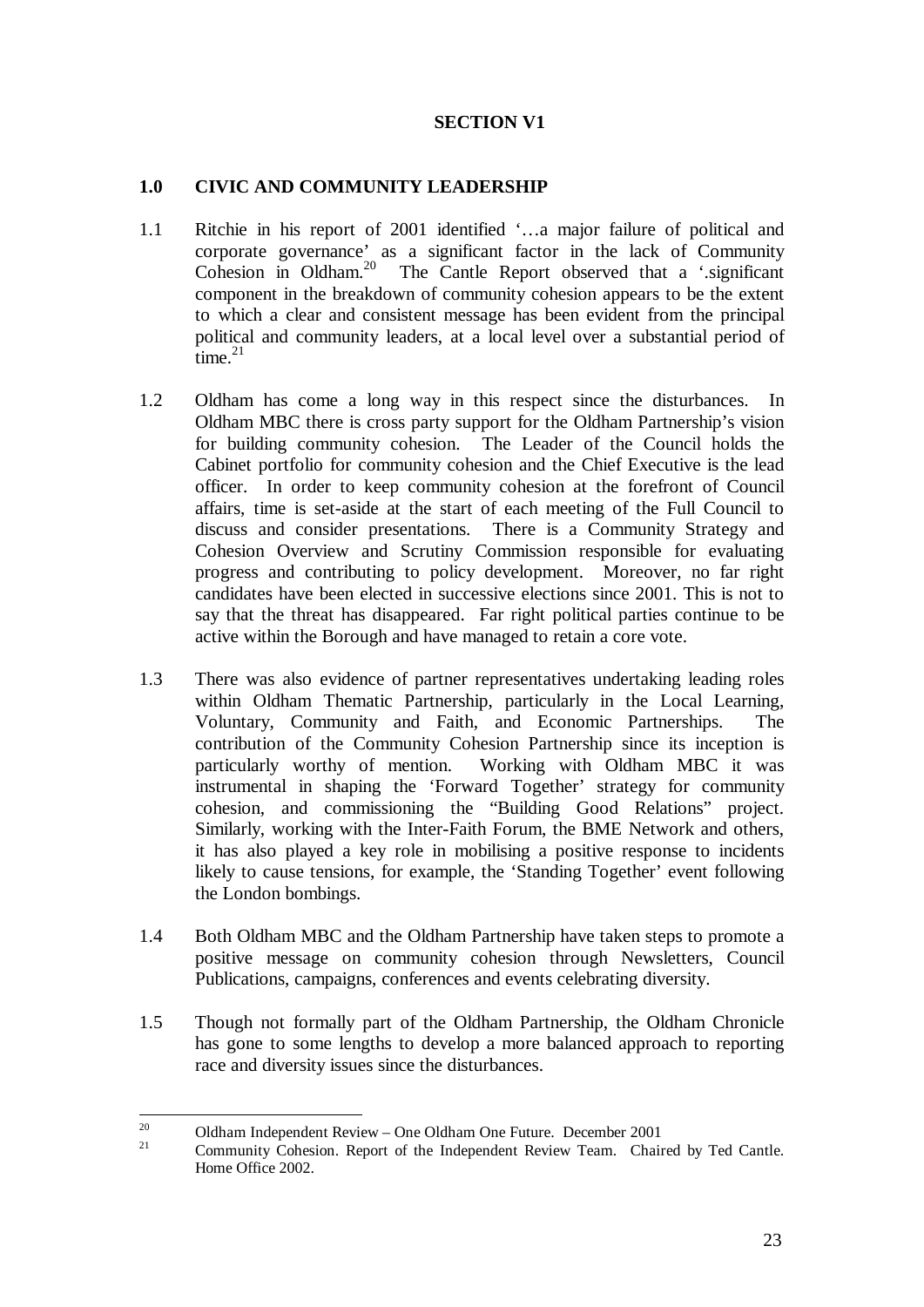## SECTION V1

### 1.0 CIVIC AND COMMUNITY LEADERSHIP

1.1 Ritchie in his report of 2001 identified '…a major failure of political and corporate governance' as a significant factor in the lack of Community Cohesion in Oldham.[20] The Cantle Report observed that a '.significant component in the breakdown of community cohesion appears to be the extent to which a clear and consistent message has been evident from the principal political and community leaders, at a local level over a substantial period of time.[21]

1.2 Oldham has come a long way in this respect since the disturbances. In Oldham MBC there is cross party support for the Oldham Partnership's vision for building community cohesion. The Leader of the Council holds the Cabinet portfolio for community cohesion and the Chief Executive is the lead officer. In order to keep community cohesion at the forefront of Council affairs, time is set-aside at the start of each meeting of the Full Council to discuss and consider presentations. There is a Community Strategy and Cohesion Overview and Scrutiny Commission responsible for evaluating progress and contributing to policy development. Moreover, no far right candidates have been elected in successive elections since 2001. This is not to say that the threat has disappeared. Far right political parties continue to be active within the Borough and have managed to retain a core vote.

1.3 There was also evidence of partner representatives undertaking leading roles within Oldham Thematic Partnership, particularly in the Local Learning, Voluntary, Community and Faith, and Economic Partnerships. The contribution of the Community Cohesion Partnership since its inception is particularly worthy of mention. Working with Oldham MBC it was instrumental in shaping the 'Forward Together' strategy for community cohesion, and commissioning the "Building Good Relations" project. Similarly, working with the Inter-Faith Forum, the BME Network and others, it has also played a key role in mobilising a positive response to incidents likely to cause tensions, for example, the 'Standing Together' event following the London bombings.

1.4 Both Oldham MBC and the Oldham Partnership have taken steps to promote a positive message on community cohesion through Newsletters, Council Publications, campaigns, conferences and events celebrating diversity.

1.5 Though not formally part of the Oldham Partnership, the Oldham Chronicle has gone to some lengths to develop a more balanced approach to reporting race and diversity issues since the disturbances.

---

[20] Oldham Independent Review – One Oldham One Future. December 2001

[21] Community Cohesion. Report of the Independent Review Team. Chaired by Ted Cantle. Home Office 2002.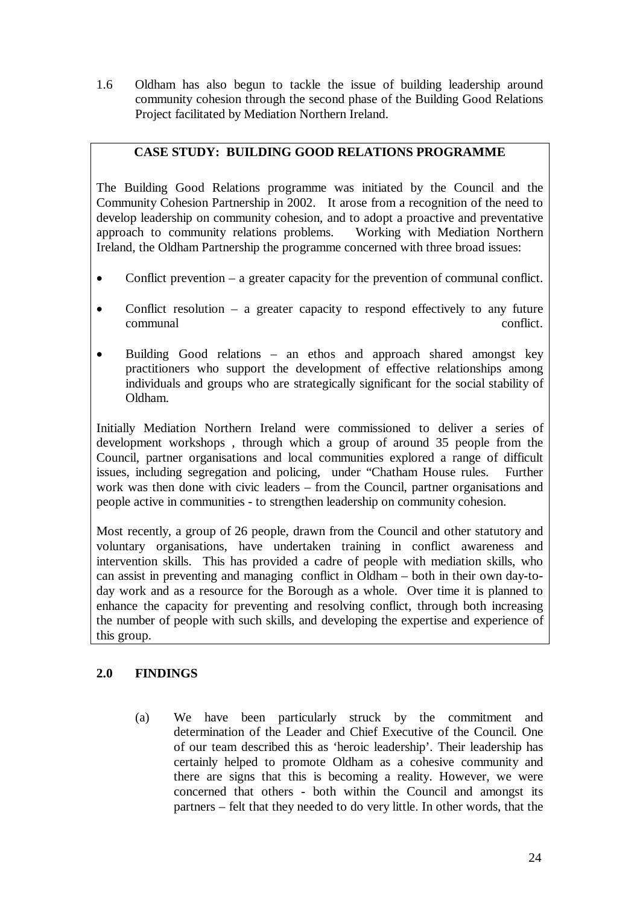1.6 Oldham has also begun to tackle the issue of building leadership around community cohesion through the second phase of the Building Good Relations Project facilitated by Mediation Northern Ireland.

**CASE STUDY: BUILDING GOOD RELATIONS PROGRAMME**

The Building Good Relations programme was initiated by the Council and the Community Cohesion Partnership in 2002. It arose from a recognition of the need to develop leadership on community cohesion, and to adopt a proactive and preventative approach to community relations problems. Working with Mediation Northern Ireland, the Oldham Partnership the programme concerned with three broad issues:

- Conflict prevention – a greater capacity for the prevention of communal conflict.
- Conflict resolution – a greater capacity to respond effectively to any future communal conflict.
- Building Good relations – an ethos and approach shared amongst key practitioners who support the development of effective relationships among individuals and groups who are strategically significant for the social stability of Oldham.

Initially Mediation Northern Ireland were commissioned to deliver a series of development workshops , through which a group of around 35 people from the Council, partner organisations and local communities explored a range of difficult issues, including segregation and policing, under "Chatham House rules. Further work was then done with civic leaders – from the Council, partner organisations and people active in communities - to strengthen leadership on community cohesion.

Most recently, a group of 26 people, drawn from the Council and other statutory and voluntary organisations, have undertaken training in conflict awareness and intervention skills. This has provided a cadre of people with mediation skills, who can assist in preventing and managing conflict in Oldham – both in their own day-to-day work and as a resource for the Borough as a whole. Over time it is planned to enhance the capacity for preventing and resolving conflict, through both increasing the number of people with such skills, and developing the expertise and experience of this group.

## 2.0 FINDINGS

(a) We have been particularly struck by the commitment and determination of the Leader and Chief Executive of the Council. One of our team described this as 'heroic leadership'. Their leadership has certainly helped to promote Oldham as a cohesive community and there are signs that this is becoming a reality. However, we were concerned that others - both within the Council and amongst its partners – felt that they needed to do very little. In other words, that the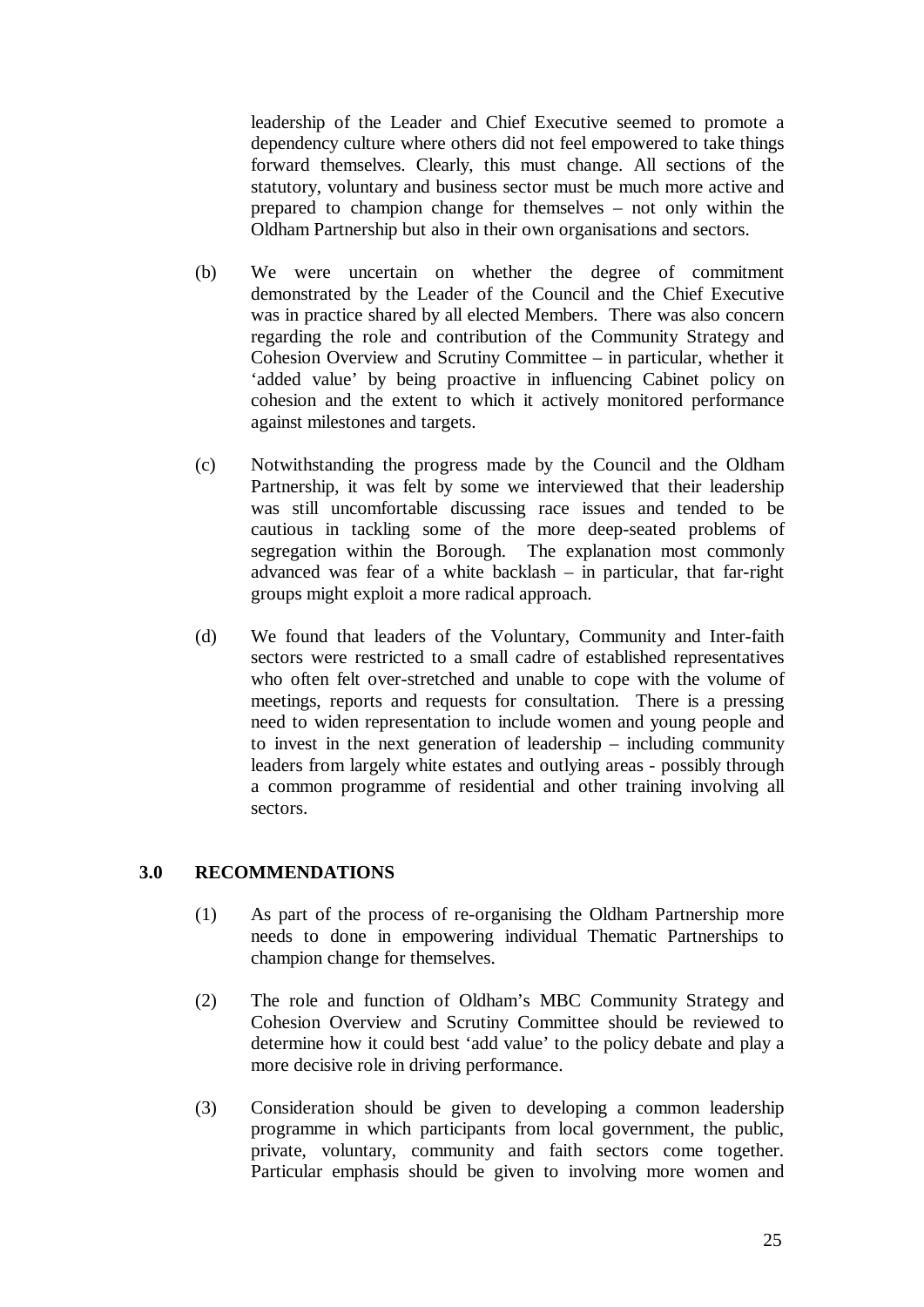leadership of the Leader and Chief Executive seemed to promote a dependency culture where others did not feel empowered to take things forward themselves. Clearly, this must change. All sections of the statutory, voluntary and business sector must be much more active and prepared to champion change for themselves – not only within the Oldham Partnership but also in their own organisations and sectors.

(b) We were uncertain on whether the degree of commitment demonstrated by the Leader of the Council and the Chief Executive was in practice shared by all elected Members. There was also concern regarding the role and contribution of the Community Strategy and Cohesion Overview and Scrutiny Committee – in particular, whether it 'added value' by being proactive in influencing Cabinet policy on cohesion and the extent to which it actively monitored performance against milestones and targets.

(c) Notwithstanding the progress made by the Council and the Oldham Partnership, it was felt by some we interviewed that their leadership was still uncomfortable discussing race issues and tended to be cautious in tackling some of the more deep-seated problems of segregation within the Borough. The explanation most commonly advanced was fear of a white backlash – in particular, that far-right groups might exploit a more radical approach.

(d) We found that leaders of the Voluntary, Community and Inter-faith sectors were restricted to a small cadre of established representatives who often felt over-stretched and unable to cope with the volume of meetings, reports and requests for consultation. There is a pressing need to widen representation to include women and young people and to invest in the next generation of leadership – including community leaders from largely white estates and outlying areas - possibly through a common programme of residential and other training involving all sectors.

## 3.0 RECOMMENDATIONS

(1) As part of the process of re-organising the Oldham Partnership more needs to done in empowering individual Thematic Partnerships to champion change for themselves.

(2) The role and function of Oldham's MBC Community Strategy and Cohesion Overview and Scrutiny Committee should be reviewed to determine how it could best 'add value' to the policy debate and play a more decisive role in driving performance.

(3) Consideration should be given to developing a common leadership programme in which participants from local government, the public, private, voluntary, community and faith sectors come together. Particular emphasis should be given to involving more women and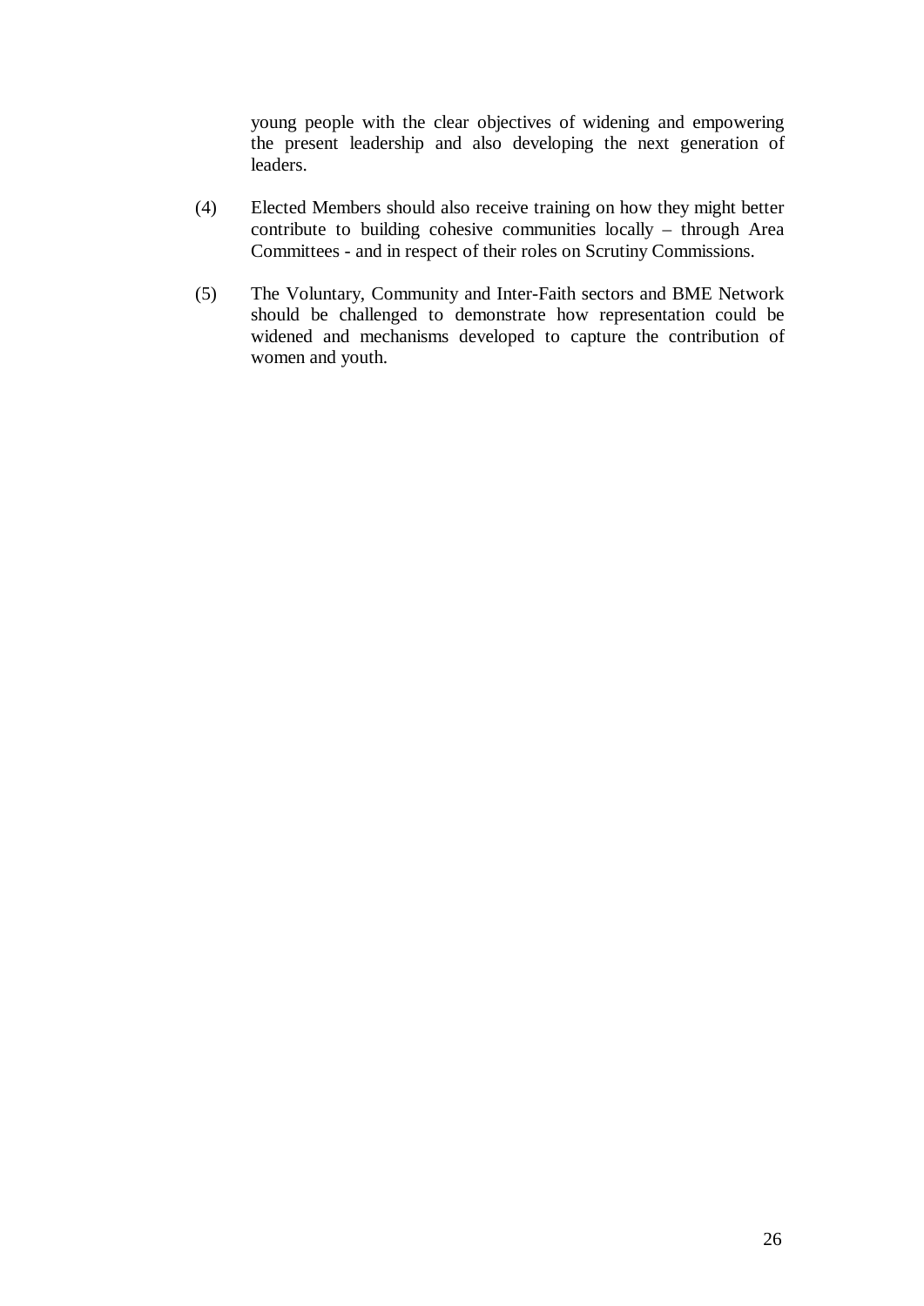young people with the clear objectives of widening and empowering the present leadership and also developing the next generation of leaders.

(4) Elected Members should also receive training on how they might better contribute to building cohesive communities locally – through Area Committees - and in respect of their roles on Scrutiny Commissions.

(5) The Voluntary, Community and Inter-Faith sectors and BME Network should be challenged to demonstrate how representation could be widened and mechanisms developed to capture the contribution of women and youth.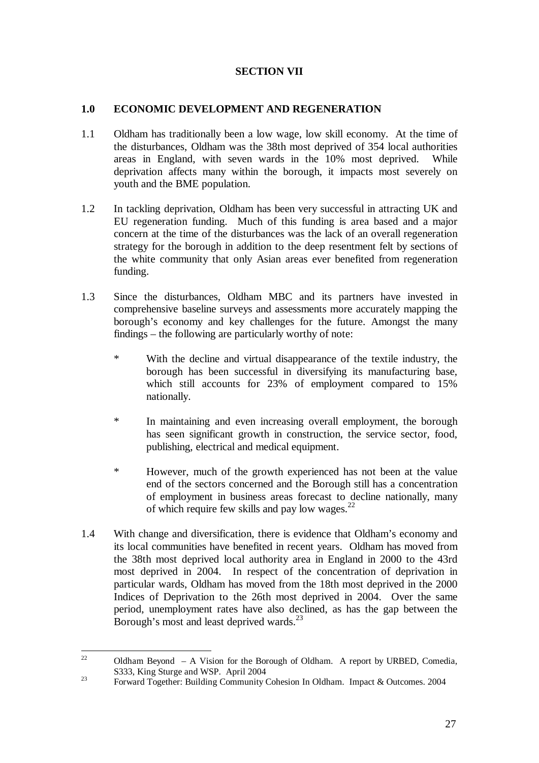## SECTION VII

### 1.0 ECONOMIC DEVELOPMENT AND REGENERATION

1.1 Oldham has traditionally been a low wage, low skill economy. At the time of the disturbances, Oldham was the 38th most deprived of 354 local authorities areas in England, with seven wards in the 10% most deprived. While deprivation affects many within the borough, it impacts most severely on youth and the BME population.

1.2 In tackling deprivation, Oldham has been very successful in attracting UK and EU regeneration funding. Much of this funding is area based and a major concern at the time of the disturbances was the lack of an overall regeneration strategy for the borough in addition to the deep resentment felt by sections of the white community that only Asian areas ever benefited from regeneration funding.

1.3 Since the disturbances, Oldham MBC and its partners have invested in comprehensive baseline surveys and assessments more accurately mapping the borough's economy and key challenges for the future. Amongst the many findings – the following are particularly worthy of note:

* With the decline and virtual disappearance of the textile industry, the borough has been successful in diversifying its manufacturing base, which still accounts for 23% of employment compared to 15% nationally.
* In maintaining and even increasing overall employment, the borough has seen significant growth in construction, the service sector, food, publishing, electrical and medical equipment.
* However, much of the growth experienced has not been at the value end of the sectors concerned and the Borough still has a concentration of employment in business areas forecast to decline nationally, many of which require few skills and pay low wages.[22]

1.4 With change and diversification, there is evidence that Oldham's economy and its local communities have benefited in recent years. Oldham has moved from the 38th most deprived local authority area in England in 2000 to the 43rd most deprived in 2004. In respect of the concentration of deprivation in particular wards, Oldham has moved from the 18th most deprived in the 2000 Indices of Deprivation to the 26th most deprived in 2004. Over the same period, unemployment rates have also declined, as has the gap between the Borough's most and least deprived wards.[23]

---

[22] Oldham Beyond – A Vision for the Borough of Oldham. A report by URBED, Comedia, S333, King Sturge and WSP. April 2004

[23] Forward Together: Building Community Cohesion In Oldham. Impact & Outcomes. 2004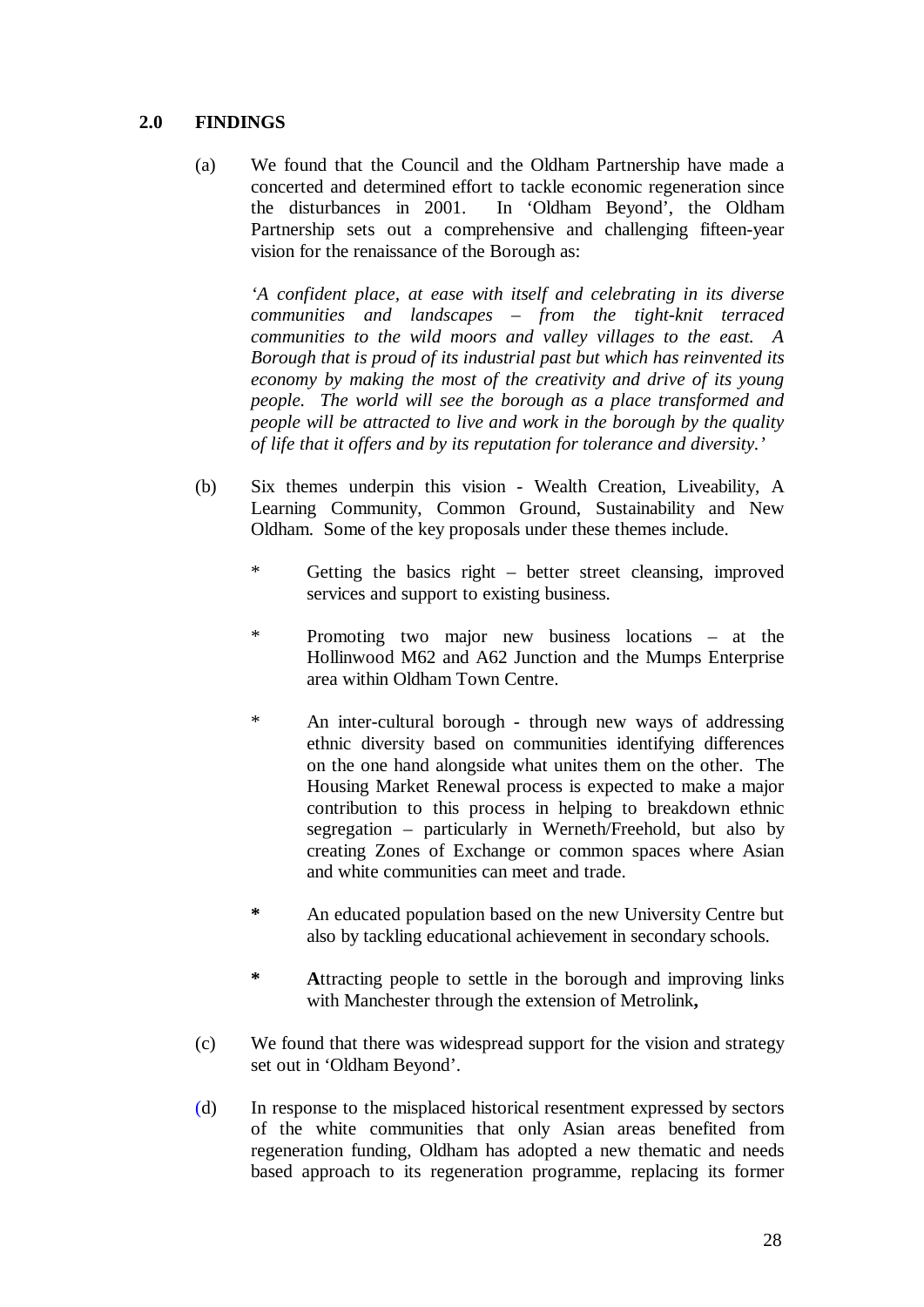## 2.0 FINDINGS

(a) We found that the Council and the Oldham Partnership have made a concerted and determined effort to tackle economic regeneration since the disturbances in 2001. In 'Oldham Beyond', the Oldham Partnership sets out a comprehensive and challenging fifteen-year vision for the renaissance of the Borough as:

*'A confident place, at ease with itself and celebrating in its diverse communities and landscapes – from the tight-knit terraced communities to the wild moors and valley villages to the east. A Borough that is proud of its industrial past but which has reinvented its economy by making the most of the creativity and drive of its young people. The world will see the borough as a place transformed and people will be attracted to live and work in the borough by the quality of life that it offers and by its reputation for tolerance and diversity.'*

(b) Six themes underpin this vision - Wealth Creation, Liveability, A Learning Community, Common Ground, Sustainability and New Oldham. Some of the key proposals under these themes include.

- Getting the basics right – better street cleansing, improved services and support to existing business.
- Promoting two major new business locations – at the Hollinwood M62 and A62 Junction and the Mumps Enterprise area within Oldham Town Centre.
- An inter-cultural borough - through new ways of addressing ethnic diversity based on communities identifying differences on the one hand alongside what unites them on the other. The Housing Market Renewal process is expected to make a major contribution to this process in helping to breakdown ethnic segregation – particularly in Werneth/Freehold, but also by creating Zones of Exchange or common spaces where Asian and white communities can meet and trade.
- An educated population based on the new University Centre but also by tackling educational achievement in secondary schools.
- **A**ttracting people to settle in the borough and improving links with Manchester through the extension of Metrolink**,**

(c) We found that there was widespread support for the vision and strategy set out in 'Oldham Beyond'.

(d) In response to the misplaced historical resentment expressed by sectors of the white communities that only Asian areas benefited from regeneration funding, Oldham has adopted a new thematic and needs based approach to its regeneration programme, replacing its former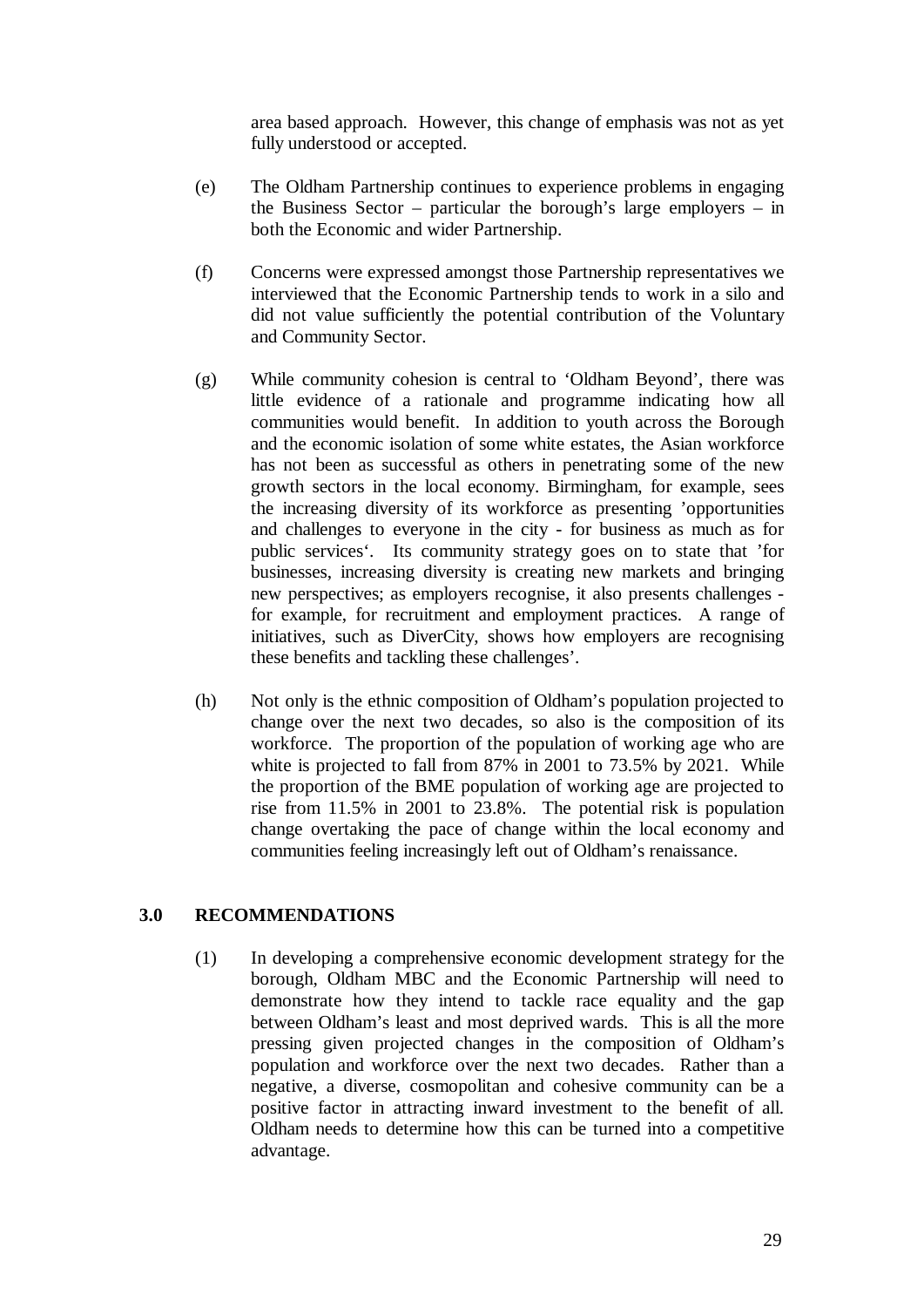area based approach. However, this change of emphasis was not as yet fully understood or accepted.

(e) The Oldham Partnership continues to experience problems in engaging the Business Sector – particular the borough's large employers – in both the Economic and wider Partnership.

(f) Concerns were expressed amongst those Partnership representatives we interviewed that the Economic Partnership tends to work in a silo and did not value sufficiently the potential contribution of the Voluntary and Community Sector.

(g) While community cohesion is central to 'Oldham Beyond', there was little evidence of a rationale and programme indicating how all communities would benefit. In addition to youth across the Borough and the economic isolation of some white estates, the Asian workforce has not been as successful as others in penetrating some of the new growth sectors in the local economy. Birmingham, for example, sees the increasing diversity of its workforce as presenting 'opportunities and challenges to everyone in the city - for business as much as for public services'. Its community strategy goes on to state that 'for businesses, increasing diversity is creating new markets and bringing new perspectives; as employers recognise, it also presents challenges - for example, for recruitment and employment practices. A range of initiatives, such as DiverCity, shows how employers are recognising these benefits and tackling these challenges'.

(h) Not only is the ethnic composition of Oldham's population projected to change over the next two decades, so also is the composition of its workforce. The proportion of the population of working age who are white is projected to fall from 87% in 2001 to 73.5% by 2021. While the proportion of the BME population of working age are projected to rise from 11.5% in 2001 to 23.8%. The potential risk is population change overtaking the pace of change within the local economy and communities feeling increasingly left out of Oldham's renaissance.

## 3.0 RECOMMENDATIONS

(1) In developing a comprehensive economic development strategy for the borough, Oldham MBC and the Economic Partnership will need to demonstrate how they intend to tackle race equality and the gap between Oldham's least and most deprived wards. This is all the more pressing given projected changes in the composition of Oldham's population and workforce over the next two decades. Rather than a negative, a diverse, cosmopolitan and cohesive community can be a positive factor in attracting inward investment to the benefit of all. Oldham needs to determine how this can be turned into a competitive advantage.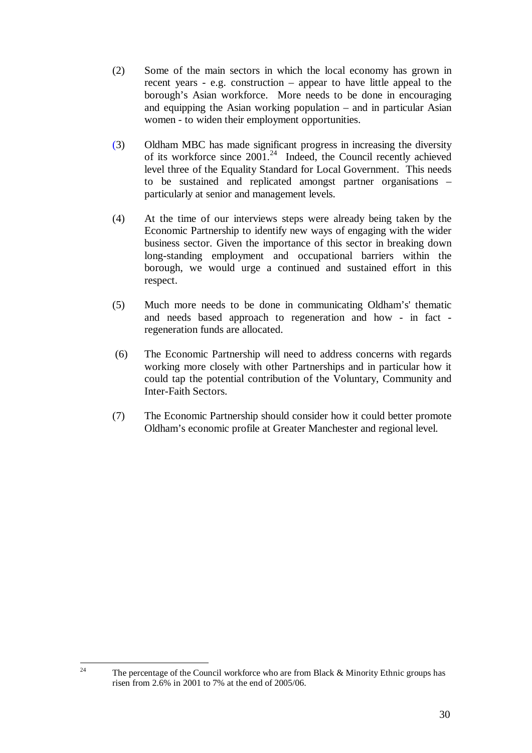(2) Some of the main sectors in which the local economy has grown in recent years - e.g. construction – appear to have little appeal to the borough's Asian workforce. More needs to be done in encouraging and equipping the Asian working population – and in particular Asian women - to widen their employment opportunities.

(3) Oldham MBC has made significant progress in increasing the diversity of its workforce since 2001.[24] Indeed, the Council recently achieved level three of the Equality Standard for Local Government. This needs to be sustained and replicated amongst partner organisations – particularly at senior and management levels.

(4) At the time of our interviews steps were already being taken by the Economic Partnership to identify new ways of engaging with the wider business sector. Given the importance of this sector in breaking down long-standing employment and occupational barriers within the borough, we would urge a continued and sustained effort in this respect.

(5) Much more needs to be done in communicating Oldham's' thematic and needs based approach to regeneration and how - in fact - regeneration funds are allocated.

(6) The Economic Partnership will need to address concerns with regards working more closely with other Partnerships and in particular how it could tap the potential contribution of the Voluntary, Community and Inter-Faith Sectors.

(7) The Economic Partnership should consider how it could better promote Oldham's economic profile at Greater Manchester and regional level.

---

[24] The percentage of the Council workforce who are from Black & Minority Ethnic groups has risen from 2.6% in 2001 to 7% at the end of 2005/06.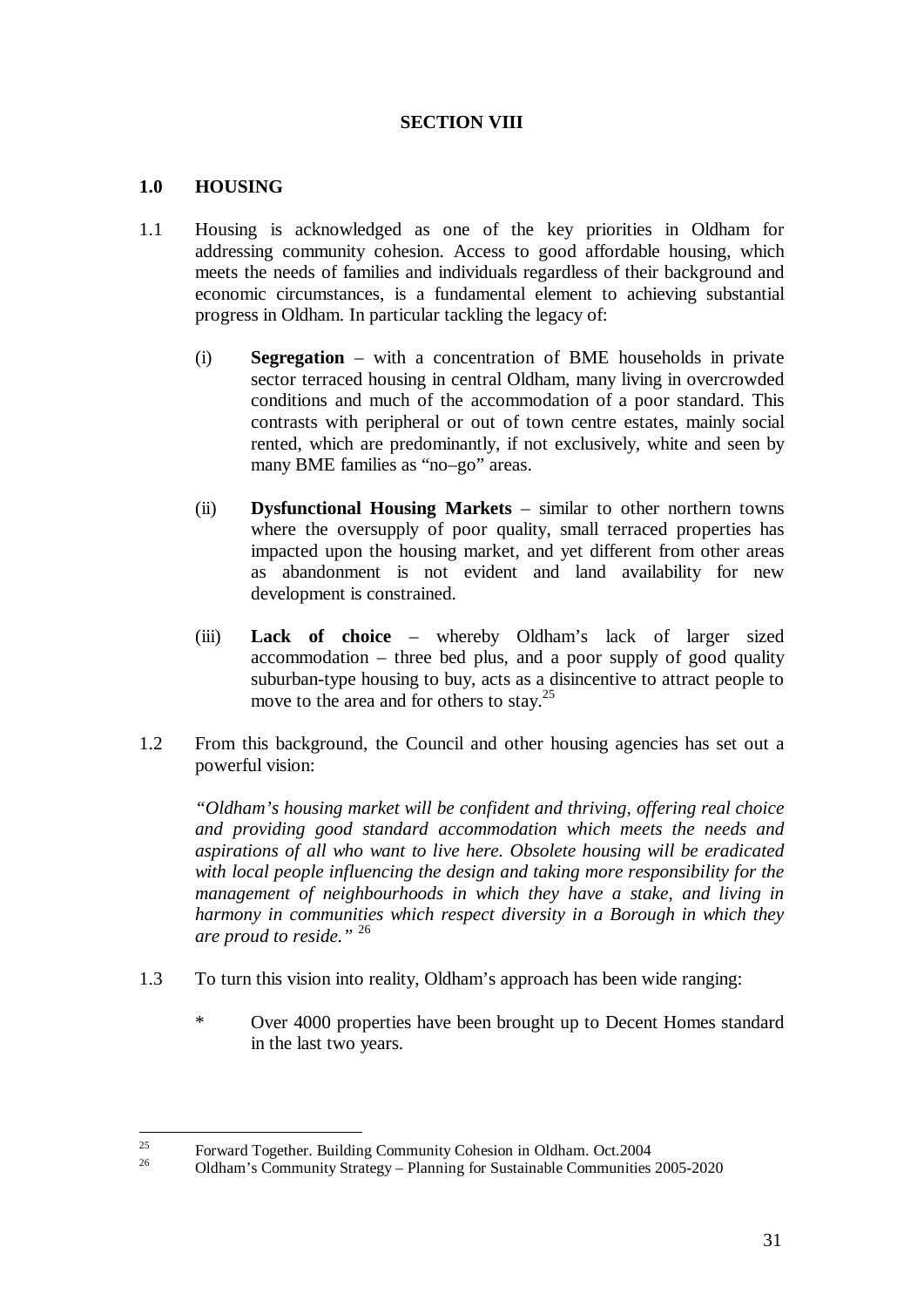## SECTION VIII

### 1.0 HOUSING

1.1 Housing is acknowledged as one of the key priorities in Oldham for addressing community cohesion. Access to good affordable housing, which meets the needs of families and individuals regardless of their background and economic circumstances, is a fundamental element to achieving substantial progress in Oldham. In particular tackling the legacy of:

(i) **Segregation** – with a concentration of BME households in private sector terraced housing in central Oldham, many living in overcrowded conditions and much of the accommodation of a poor standard. This contrasts with peripheral or out of town centre estates, mainly social rented, which are predominantly, if not exclusively, white and seen by many BME families as "no–go" areas.

(ii) **Dysfunctional Housing Markets** – similar to other northern towns where the oversupply of poor quality, small terraced properties has impacted upon the housing market, and yet different from other areas as abandonment is not evident and land availability for new development is constrained.

(iii) **Lack of choice** – whereby Oldham's lack of larger sized accommodation – three bed plus, and a poor supply of good quality suburban-type housing to buy, acts as a disincentive to attract people to move to the area and for others to stay.[25]

1.2 From this background, the Council and other housing agencies has set out a powerful vision:

*"Oldham's housing market will be confident and thriving, offering real choice and providing good standard accommodation which meets the needs and aspirations of all who want to live here. Obsolete housing will be eradicated with local people influencing the design and taking more responsibility for the management of neighbourhoods in which they have a stake, and living in harmony in communities which respect diversity in a Borough in which they are proud to reside."* [26]

1.3 To turn this vision into reality, Oldham's approach has been wide ranging:

* Over 4000 properties have been brought up to Decent Homes standard in the last two years.

---

[25] Forward Together. Building Community Cohesion in Oldham. Oct.2004

[26] Oldham's Community Strategy – Planning for Sustainable Communities 2005-2020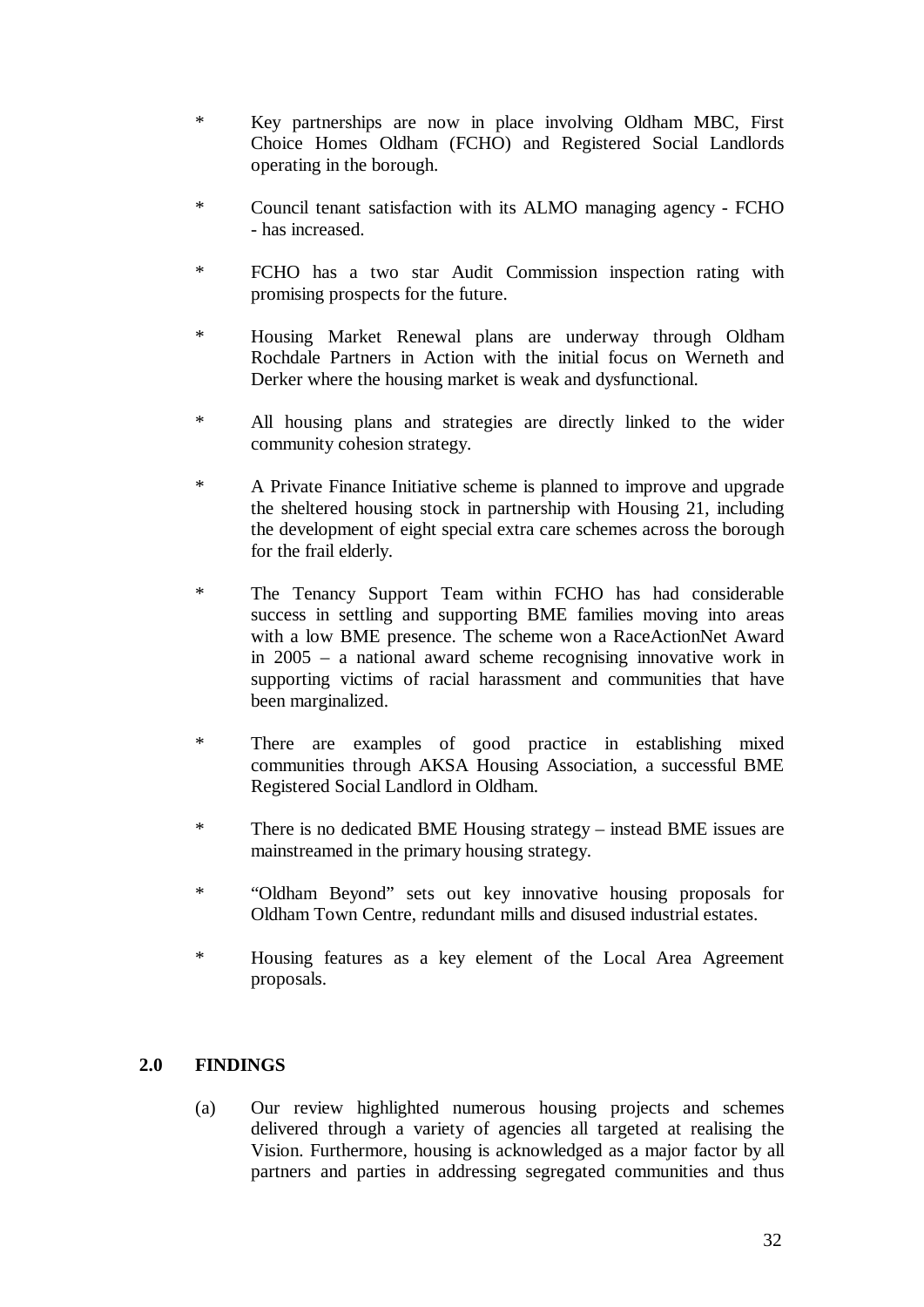* Key partnerships are now in place involving Oldham MBC, First Choice Homes Oldham (FCHO) and Registered Social Landlords operating in the borough.

* Council tenant satisfaction with its ALMO managing agency - FCHO - has increased.

* FCHO has a two star Audit Commission inspection rating with promising prospects for the future.

* Housing Market Renewal plans are underway through Oldham Rochdale Partners in Action with the initial focus on Werneth and Derker where the housing market is weak and dysfunctional.

* All housing plans and strategies are directly linked to the wider community cohesion strategy.

* A Private Finance Initiative scheme is planned to improve and upgrade the sheltered housing stock in partnership with Housing 21, including the development of eight special extra care schemes across the borough for the frail elderly.

* The Tenancy Support Team within FCHO has had considerable success in settling and supporting BME families moving into areas with a low BME presence. The scheme won a RaceActionNet Award in 2005 – a national award scheme recognising innovative work in supporting victims of racial harassment and communities that have been marginalized.

* There are examples of good practice in establishing mixed communities through AKSA Housing Association, a successful BME Registered Social Landlord in Oldham.

* There is no dedicated BME Housing strategy – instead BME issues are mainstreamed in the primary housing strategy.

* "Oldham Beyond" sets out key innovative housing proposals for Oldham Town Centre, redundant mills and disused industrial estates.

* Housing features as a key element of the Local Area Agreement proposals.

## 2.0 FINDINGS

(a) Our review highlighted numerous housing projects and schemes delivered through a variety of agencies all targeted at realising the Vision. Furthermore, housing is acknowledged as a major factor by all partners and parties in addressing segregated communities and thus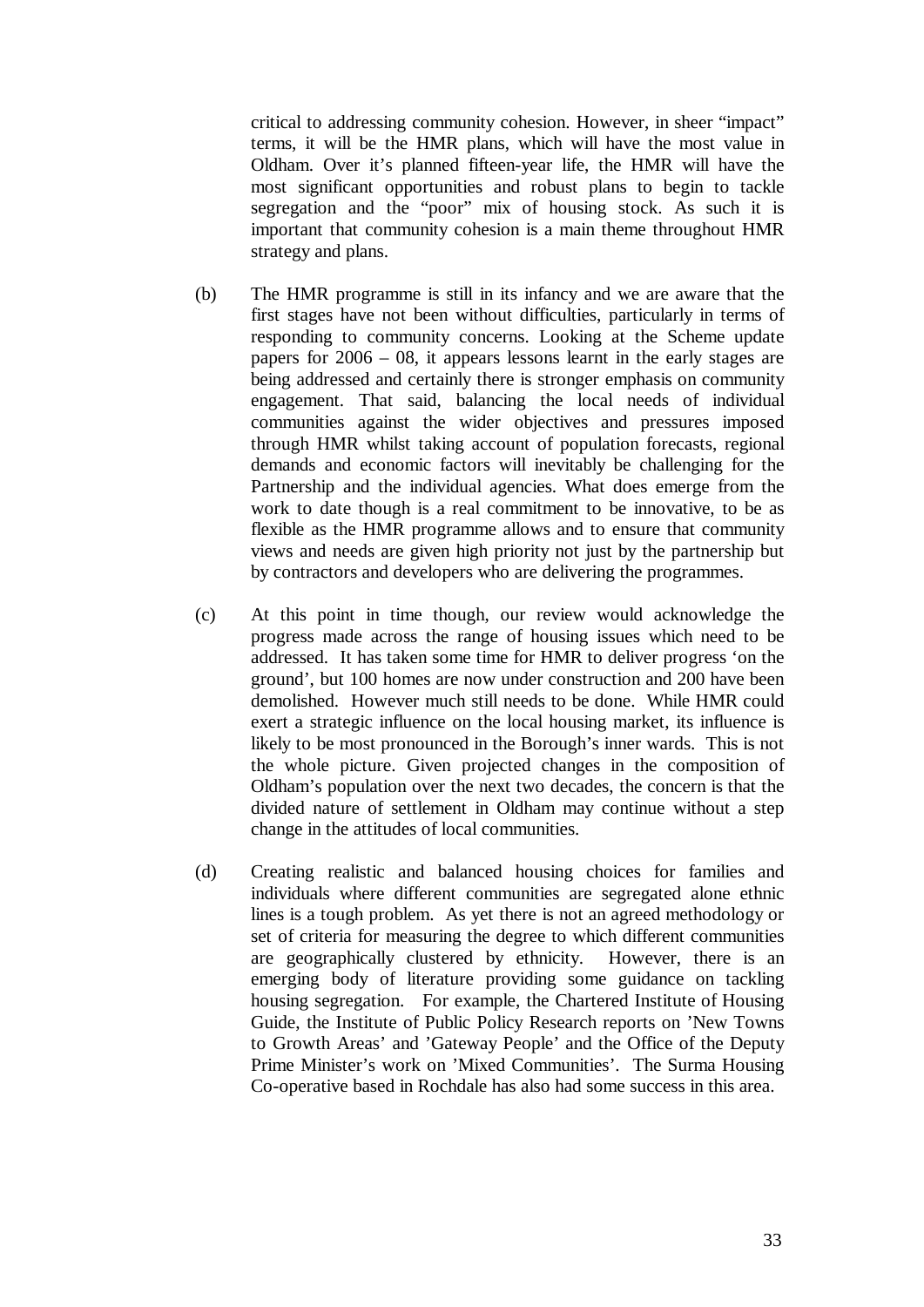critical to addressing community cohesion. However, in sheer "impact" terms, it will be the HMR plans, which will have the most value in Oldham. Over it's planned fifteen-year life, the HMR will have the most significant opportunities and robust plans to begin to tackle segregation and the "poor" mix of housing stock. As such it is important that community cohesion is a main theme throughout HMR strategy and plans.

(b) The HMR programme is still in its infancy and we are aware that the first stages have not been without difficulties, particularly in terms of responding to community concerns. Looking at the Scheme update papers for 2006 – 08, it appears lessons learnt in the early stages are being addressed and certainly there is stronger emphasis on community engagement. That said, balancing the local needs of individual communities against the wider objectives and pressures imposed through HMR whilst taking account of population forecasts, regional demands and economic factors will inevitably be challenging for the Partnership and the individual agencies. What does emerge from the work to date though is a real commitment to be innovative, to be as flexible as the HMR programme allows and to ensure that community views and needs are given high priority not just by the partnership but by contractors and developers who are delivering the programmes.

(c) At this point in time though, our review would acknowledge the progress made across the range of housing issues which need to be addressed. It has taken some time for HMR to deliver progress 'on the ground', but 100 homes are now under construction and 200 have been demolished. However much still needs to be done. While HMR could exert a strategic influence on the local housing market, its influence is likely to be most pronounced in the Borough's inner wards. This is not the whole picture. Given projected changes in the composition of Oldham's population over the next two decades, the concern is that the divided nature of settlement in Oldham may continue without a step change in the attitudes of local communities.

(d) Creating realistic and balanced housing choices for families and individuals where different communities are segregated alone ethnic lines is a tough problem. As yet there is not an agreed methodology or set of criteria for measuring the degree to which different communities are geographically clustered by ethnicity. However, there is an emerging body of literature providing some guidance on tackling housing segregation. For example, the Chartered Institute of Housing Guide, the Institute of Public Policy Research reports on 'New Towns to Growth Areas' and 'Gateway People' and the Office of the Deputy Prime Minister's work on 'Mixed Communities'. The Surma Housing Co-operative based in Rochdale has also had some success in this area.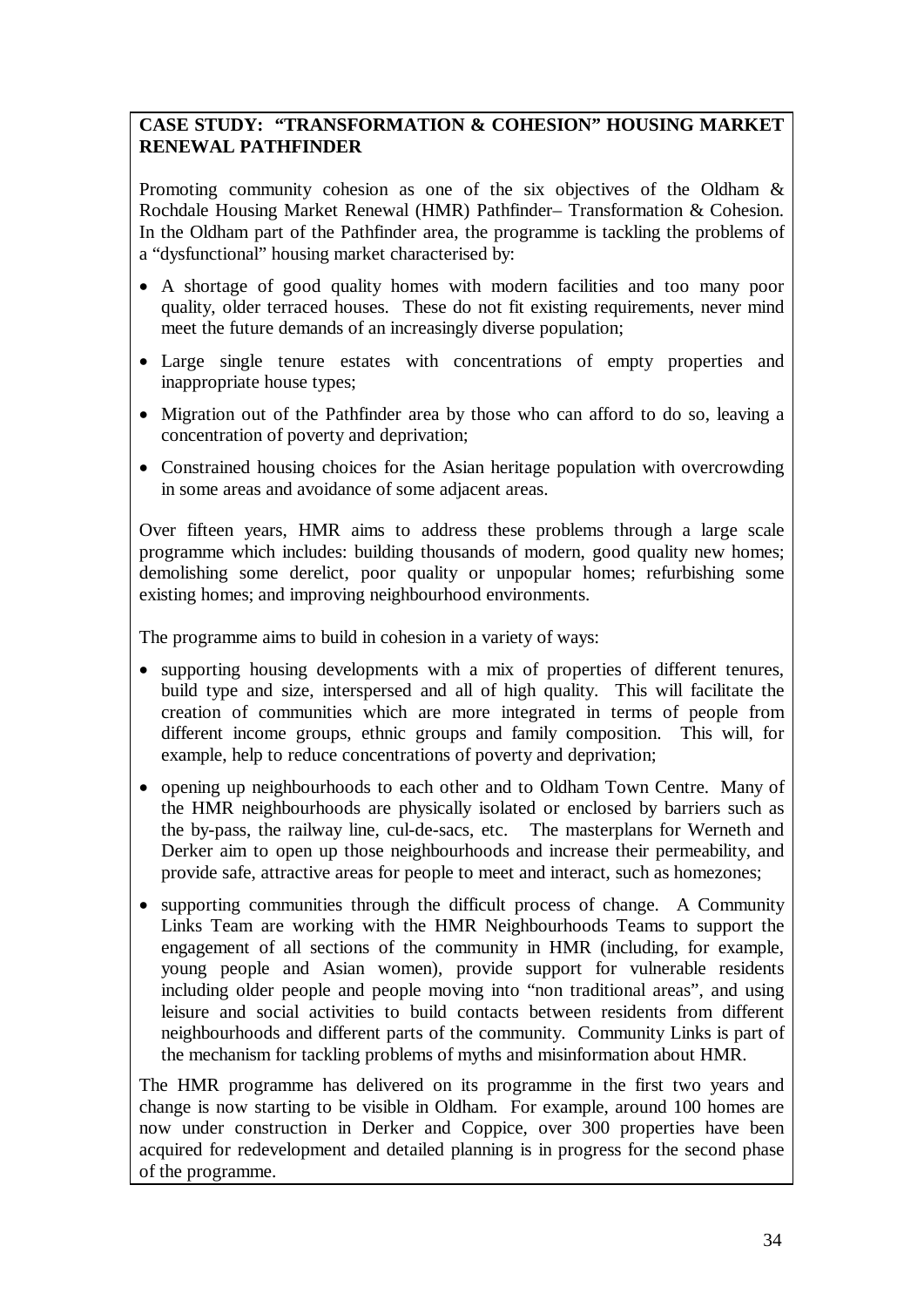**CASE STUDY: "TRANSFORMATION & COHESION" HOUSING MARKET RENEWAL PATHFINDER**

Promoting community cohesion as one of the six objectives of the Oldham & Rochdale Housing Market Renewal (HMR) Pathfinder– Transformation & Cohesion. In the Oldham part of the Pathfinder area, the programme is tackling the problems of a "dysfunctional" housing market characterised by:

- A shortage of good quality homes with modern facilities and too many poor quality, older terraced houses. These do not fit existing requirements, never mind meet the future demands of an increasingly diverse population;
- Large single tenure estates with concentrations of empty properties and inappropriate house types;
- Migration out of the Pathfinder area by those who can afford to do so, leaving a concentration of poverty and deprivation;
- Constrained housing choices for the Asian heritage population with overcrowding in some areas and avoidance of some adjacent areas.

Over fifteen years, HMR aims to address these problems through a large scale programme which includes: building thousands of modern, good quality new homes; demolishing some derelict, poor quality or unpopular homes; refurbishing some existing homes; and improving neighbourhood environments.

The programme aims to build in cohesion in a variety of ways:

- supporting housing developments with a mix of properties of different tenures, build type and size, interspersed and all of high quality. This will facilitate the creation of communities which are more integrated in terms of people from different income groups, ethnic groups and family composition. This will, for example, help to reduce concentrations of poverty and deprivation;
- opening up neighbourhoods to each other and to Oldham Town Centre. Many of the HMR neighbourhoods are physically isolated or enclosed by barriers such as the by-pass, the railway line, cul-de-sacs, etc. The masterplans for Werneth and Derker aim to open up those neighbourhoods and increase their permeability, and provide safe, attractive areas for people to meet and interact, such as homezones;
- supporting communities through the difficult process of change. A Community Links Team are working with the HMR Neighbourhoods Teams to support the engagement of all sections of the community in HMR (including, for example, young people and Asian women), provide support for vulnerable residents including older people and people moving into "non traditional areas", and using leisure and social activities to build contacts between residents from different neighbourhoods and different parts of the community. Community Links is part of the mechanism for tackling problems of myths and misinformation about HMR.

The HMR programme has delivered on its programme in the first two years and change is now starting to be visible in Oldham. For example, around 100 homes are now under construction in Derker and Coppice, over 300 properties have been acquired for redevelopment and detailed planning is in progress for the second phase of the programme.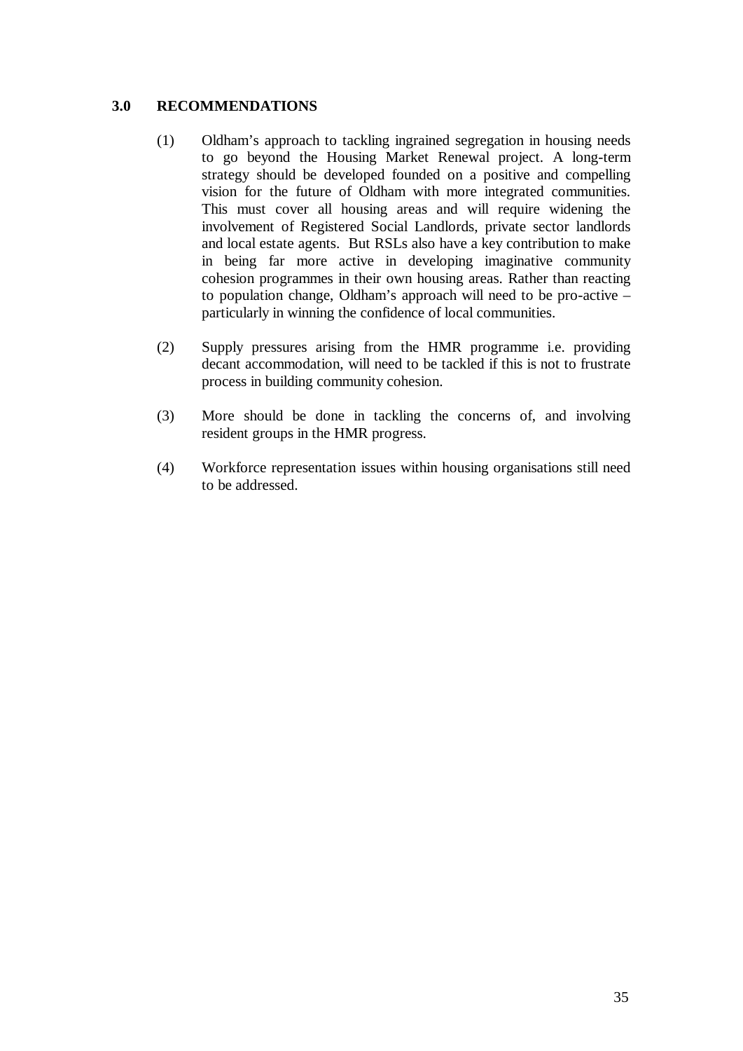## 3.0 RECOMMENDATIONS

(1) Oldham's approach to tackling ingrained segregation in housing needs to go beyond the Housing Market Renewal project. A long-term strategy should be developed founded on a positive and compelling vision for the future of Oldham with more integrated communities. This must cover all housing areas and will require widening the involvement of Registered Social Landlords, private sector landlords and local estate agents. But RSLs also have a key contribution to make in being far more active in developing imaginative community cohesion programmes in their own housing areas. Rather than reacting to population change, Oldham's approach will need to be pro-active – particularly in winning the confidence of local communities.

(2) Supply pressures arising from the HMR programme i.e. providing decant accommodation, will need to be tackled if this is not to frustrate process in building community cohesion.

(3) More should be done in tackling the concerns of, and involving resident groups in the HMR progress.

(4) Workforce representation issues within housing organisations still need to be addressed.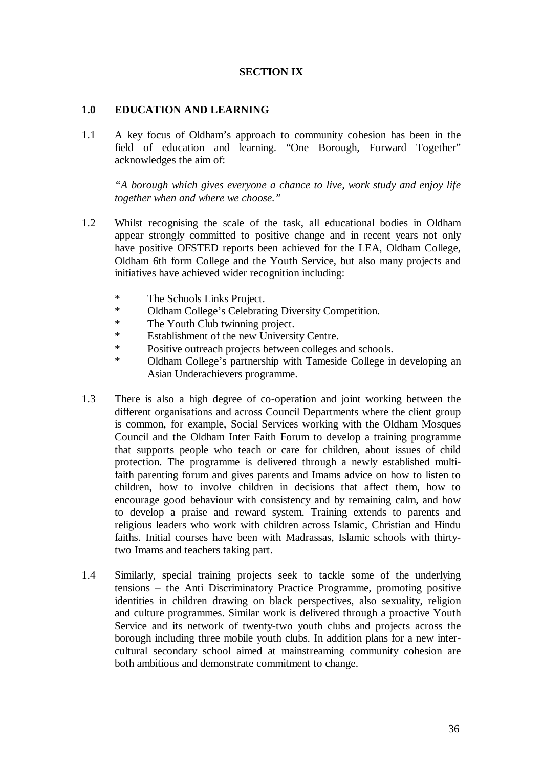## SECTION IX

### 1.0 EDUCATION AND LEARNING

1.1 A key focus of Oldham's approach to community cohesion has been in the field of education and learning. "One Borough, Forward Together" acknowledges the aim of:

*"A borough which gives everyone a chance to live, work study and enjoy life together when and where we choose."*

1.2 Whilst recognising the scale of the task, all educational bodies in Oldham appear strongly committed to positive change and in recent years not only have positive OFSTED reports been achieved for the LEA, Oldham College, Oldham 6th form College and the Youth Service, but also many projects and initiatives have achieved wider recognition including:

- The Schools Links Project.
- Oldham College's Celebrating Diversity Competition.
- The Youth Club twinning project.
- Establishment of the new University Centre.
- Positive outreach projects between colleges and schools.
- Oldham College's partnership with Tameside College in developing an Asian Underachievers programme.

1.3 There is also a high degree of co-operation and joint working between the different organisations and across Council Departments where the client group is common, for example, Social Services working with the Oldham Mosques Council and the Oldham Inter Faith Forum to develop a training programme that supports people who teach or care for children, about issues of child protection. The programme is delivered through a newly established multi-faith parenting forum and gives parents and Imams advice on how to listen to children, how to involve children in decisions that affect them, how to encourage good behaviour with consistency and by remaining calm, and how to develop a praise and reward system. Training extends to parents and religious leaders who work with children across Islamic, Christian and Hindu faiths. Initial courses have been with Madrassas, Islamic schools with thirty-two Imams and teachers taking part.

1.4 Similarly, special training projects seek to tackle some of the underlying tensions – the Anti Discriminatory Practice Programme, promoting positive identities in children drawing on black perspectives, also sexuality, religion and culture programmes. Similar work is delivered through a proactive Youth Service and its network of twenty-two youth clubs and projects across the borough including three mobile youth clubs. In addition plans for a new inter-cultural secondary school aimed at mainstreaming community cohesion are both ambitious and demonstrate commitment to change.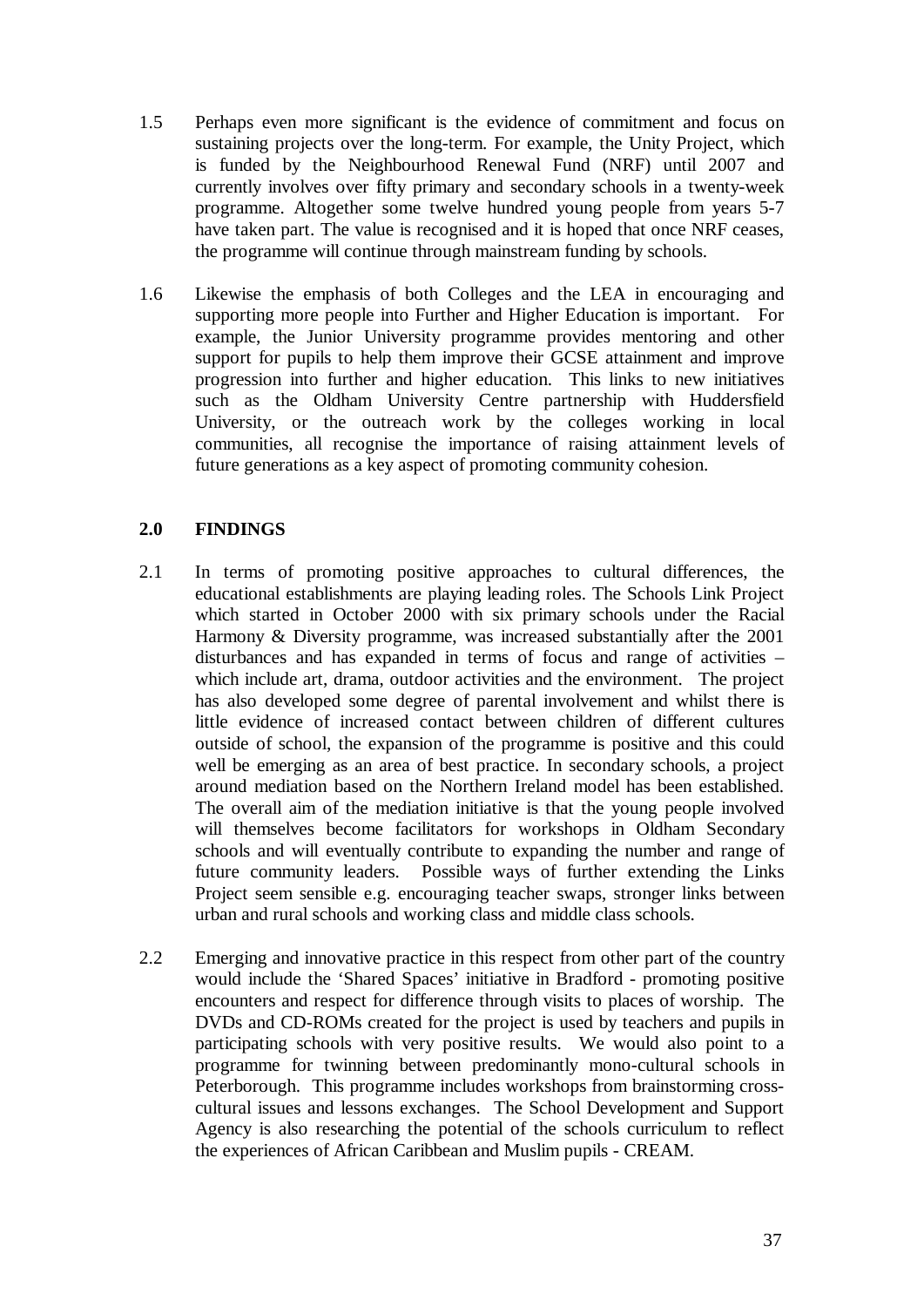1.5 Perhaps even more significant is the evidence of commitment and focus on sustaining projects over the long-term. For example, the Unity Project, which is funded by the Neighbourhood Renewal Fund (NRF) until 2007 and currently involves over fifty primary and secondary schools in a twenty-week programme. Altogether some twelve hundred young people from years 5-7 have taken part. The value is recognised and it is hoped that once NRF ceases, the programme will continue through mainstream funding by schools.

1.6 Likewise the emphasis of both Colleges and the LEA in encouraging and supporting more people into Further and Higher Education is important. For example, the Junior University programme provides mentoring and other support for pupils to help them improve their GCSE attainment and improve progression into further and higher education. This links to new initiatives such as the Oldham University Centre partnership with Huddersfield University, or the outreach work by the colleges working in local communities, all recognise the importance of raising attainment levels of future generations as a key aspect of promoting community cohesion.

## 2.0 FINDINGS

2.1 In terms of promoting positive approaches to cultural differences, the educational establishments are playing leading roles. The Schools Link Project which started in October 2000 with six primary schools under the Racial Harmony & Diversity programme, was increased substantially after the 2001 disturbances and has expanded in terms of focus and range of activities – which include art, drama, outdoor activities and the environment. The project has also developed some degree of parental involvement and whilst there is little evidence of increased contact between children of different cultures outside of school, the expansion of the programme is positive and this could well be emerging as an area of best practice. In secondary schools, a project around mediation based on the Northern Ireland model has been established. The overall aim of the mediation initiative is that the young people involved will themselves become facilitators for workshops in Oldham Secondary schools and will eventually contribute to expanding the number and range of future community leaders. Possible ways of further extending the Links Project seem sensible e.g. encouraging teacher swaps, stronger links between urban and rural schools and working class and middle class schools.

2.2 Emerging and innovative practice in this respect from other part of the country would include the 'Shared Spaces' initiative in Bradford - promoting positive encounters and respect for difference through visits to places of worship. The DVDs and CD-ROMs created for the project is used by teachers and pupils in participating schools with very positive results. We would also point to a programme for twinning between predominantly mono-cultural schools in Peterborough. This programme includes workshops from brainstorming cross-cultural issues and lessons exchanges. The School Development and Support Agency is also researching the potential of the schools curriculum to reflect the experiences of African Caribbean and Muslim pupils - CREAM.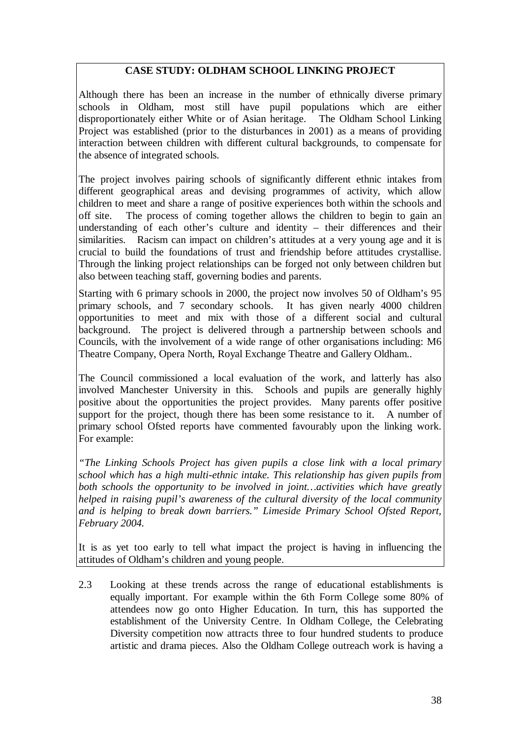**CASE STUDY: OLDHAM SCHOOL LINKING PROJECT**

Although there has been an increase in the number of ethnically diverse primary schools in Oldham, most still have pupil populations which are either disproportionately either White or of Asian heritage. The Oldham School Linking Project was established (prior to the disturbances in 2001) as a means of providing interaction between children with different cultural backgrounds, to compensate for the absence of integrated schools.

The project involves pairing schools of significantly different ethnic intakes from different geographical areas and devising programmes of activity, which allow children to meet and share a range of positive experiences both within the schools and off site. The process of coming together allows the children to begin to gain an understanding of each other's culture and identity – their differences and their similarities. Racism can impact on children's attitudes at a very young age and it is crucial to build the foundations of trust and friendship before attitudes crystallise. Through the linking project relationships can be forged not only between children but also between teaching staff, governing bodies and parents.

Starting with 6 primary schools in 2000, the project now involves 50 of Oldham's 95 primary schools, and 7 secondary schools. It has given nearly 4000 children opportunities to meet and mix with those of a different social and cultural background. The project is delivered through a partnership between schools and Councils, with the involvement of a wide range of other organisations including: M6 Theatre Company, Opera North, Royal Exchange Theatre and Gallery Oldham..

The Council commissioned a local evaluation of the work, and latterly has also involved Manchester University in this. Schools and pupils are generally highly positive about the opportunities the project provides. Many parents offer positive support for the project, though there has been some resistance to it. A number of primary school Ofsted reports have commented favourably upon the linking work. For example:

*"The Linking Schools Project has given pupils a close link with a local primary school which has a high multi-ethnic intake. This relationship has given pupils from both schools the opportunity to be involved in joint…activities which have greatly helped in raising pupil's awareness of the cultural diversity of the local community and is helping to break down barriers." Limeside Primary School Ofsted Report, February 2004.*

It is as yet too early to tell what impact the project is having in influencing the attitudes of Oldham's children and young people.

2.3 Looking at these trends across the range of educational establishments is equally important. For example within the 6th Form College some 80% of attendees now go onto Higher Education. In turn, this has supported the establishment of the University Centre. In Oldham College, the Celebrating Diversity competition now attracts three to four hundred students to produce artistic and drama pieces. Also the Oldham College outreach work is having a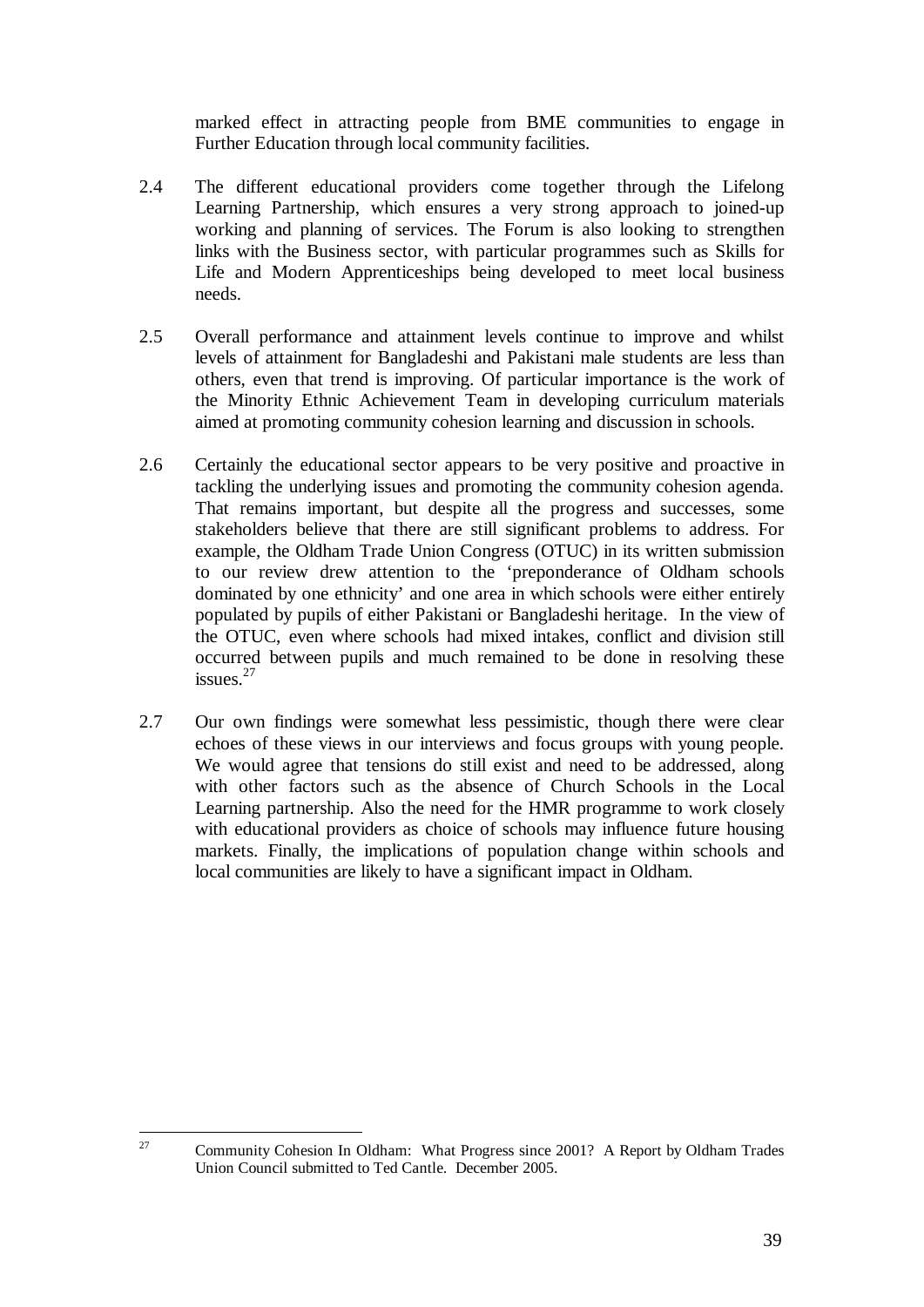marked effect in attracting people from BME communities to engage in Further Education through local community facilities.

2.4 The different educational providers come together through the Lifelong Learning Partnership, which ensures a very strong approach to joined-up working and planning of services. The Forum is also looking to strengthen links with the Business sector, with particular programmes such as Skills for Life and Modern Apprenticeships being developed to meet local business needs.

2.5 Overall performance and attainment levels continue to improve and whilst levels of attainment for Bangladeshi and Pakistani male students are less than others, even that trend is improving. Of particular importance is the work of the Minority Ethnic Achievement Team in developing curriculum materials aimed at promoting community cohesion learning and discussion in schools.

2.6 Certainly the educational sector appears to be very positive and proactive in tackling the underlying issues and promoting the community cohesion agenda. That remains important, but despite all the progress and successes, some stakeholders believe that there are still significant problems to address. For example, the Oldham Trade Union Congress (OTUC) in its written submission to our review drew attention to the 'preponderance of Oldham schools dominated by one ethnicity' and one area in which schools were either entirely populated by pupils of either Pakistani or Bangladeshi heritage. In the view of the OTUC, even where schools had mixed intakes, conflict and division still occurred between pupils and much remained to be done in resolving these issues.[27]

2.7 Our own findings were somewhat less pessimistic, though there were clear echoes of these views in our interviews and focus groups with young people. We would agree that tensions do still exist and need to be addressed, along with other factors such as the absence of Church Schools in the Local Learning partnership. Also the need for the HMR programme to work closely with educational providers as choice of schools may influence future housing markets. Finally, the implications of population change within schools and local communities are likely to have a significant impact in Oldham.

---

[27] Community Cohesion In Oldham: What Progress since 2001? A Report by Oldham Trades Union Council submitted to Ted Cantle. December 2005.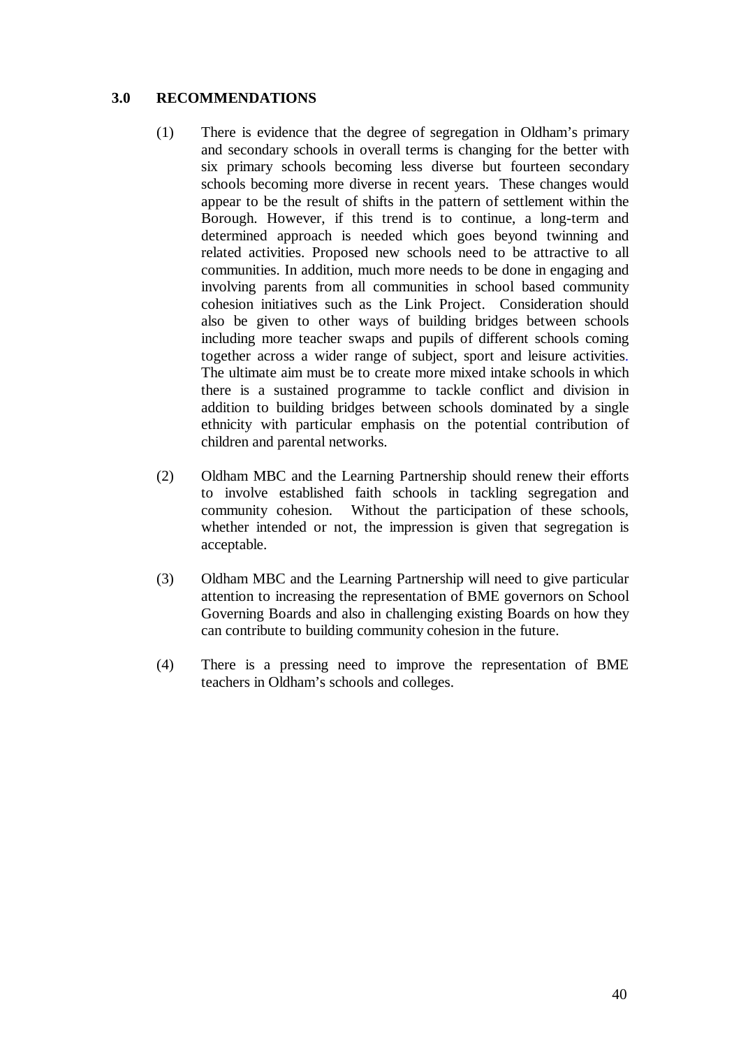## 3.0 RECOMMENDATIONS

(1) There is evidence that the degree of segregation in Oldham's primary and secondary schools in overall terms is changing for the better with six primary schools becoming less diverse but fourteen secondary schools becoming more diverse in recent years. These changes would appear to be the result of shifts in the pattern of settlement within the Borough. However, if this trend is to continue, a long-term and determined approach is needed which goes beyond twinning and related activities. Proposed new schools need to be attractive to all communities. In addition, much more needs to be done in engaging and involving parents from all communities in school based community cohesion initiatives such as the Link Project. Consideration should also be given to other ways of building bridges between schools including more teacher swaps and pupils of different schools coming together across a wider range of subject, sport and leisure activities. The ultimate aim must be to create more mixed intake schools in which there is a sustained programme to tackle conflict and division in addition to building bridges between schools dominated by a single ethnicity with particular emphasis on the potential contribution of children and parental networks.

(2) Oldham MBC and the Learning Partnership should renew their efforts to involve established faith schools in tackling segregation and community cohesion. Without the participation of these schools, whether intended or not, the impression is given that segregation is acceptable.

(3) Oldham MBC and the Learning Partnership will need to give particular attention to increasing the representation of BME governors on School Governing Boards and also in challenging existing Boards on how they can contribute to building community cohesion in the future.

(4) There is a pressing need to improve the representation of BME teachers in Oldham's schools and colleges.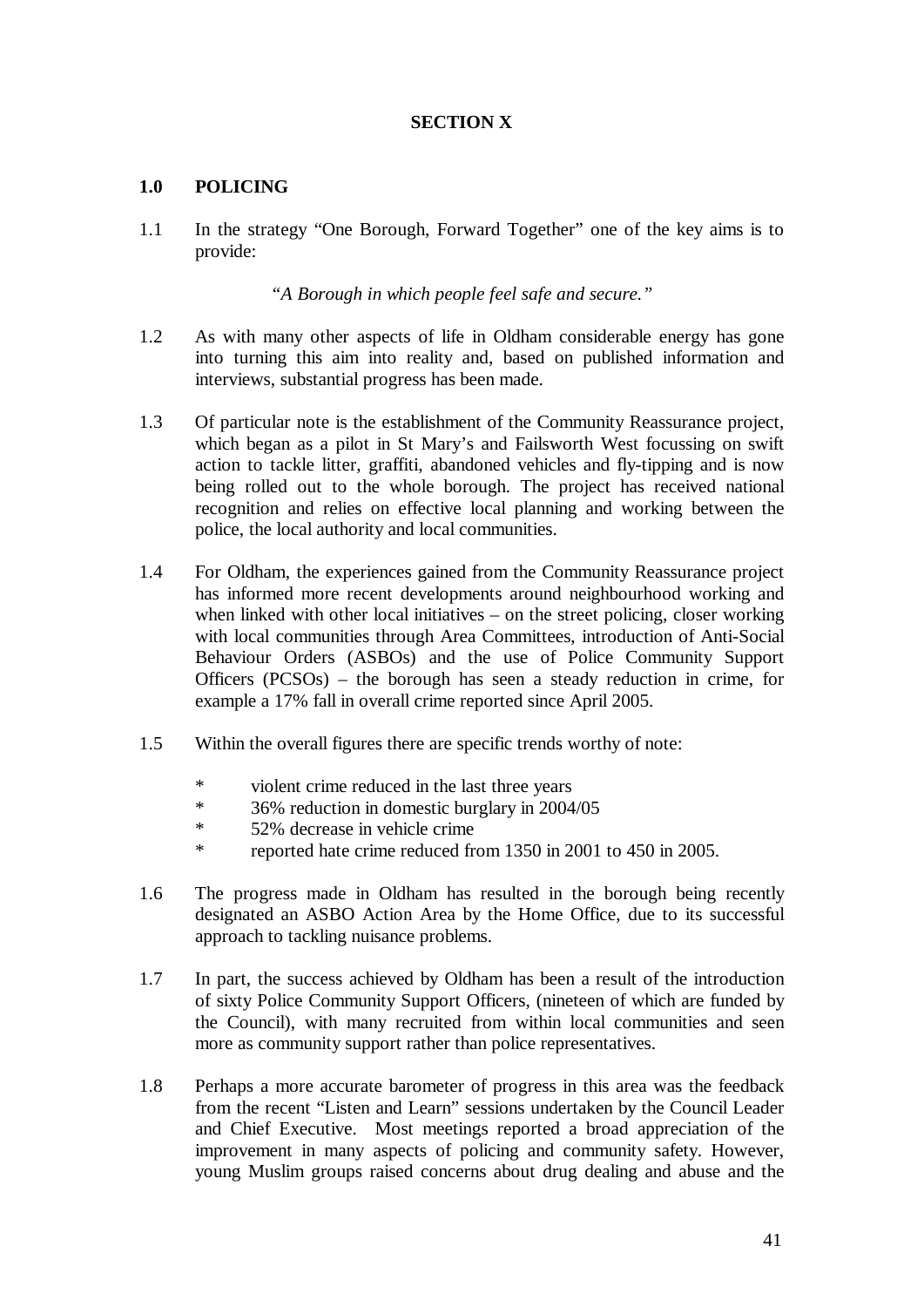## SECTION X

### 1.0 POLICING

1.1 In the strategy "One Borough, Forward Together" one of the key aims is to provide:

*"A Borough in which people feel safe and secure."*

1.2 As with many other aspects of life in Oldham considerable energy has gone into turning this aim into reality and, based on published information and interviews, substantial progress has been made.

1.3 Of particular note is the establishment of the Community Reassurance project, which began as a pilot in St Mary's and Failsworth West focussing on swift action to tackle litter, graffiti, abandoned vehicles and fly-tipping and is now being rolled out to the whole borough. The project has received national recognition and relies on effective local planning and working between the police, the local authority and local communities.

1.4 For Oldham, the experiences gained from the Community Reassurance project has informed more recent developments around neighbourhood working and when linked with other local initiatives – on the street policing, closer working with local communities through Area Committees, introduction of Anti-Social Behaviour Orders (ASBOs) and the use of Police Community Support Officers (PCSOs) – the borough has seen a steady reduction in crime, for example a 17% fall in overall crime reported since April 2005.

1.5 Within the overall figures there are specific trends worthy of note:

- violent crime reduced in the last three years
- 36% reduction in domestic burglary in 2004/05
- 52% decrease in vehicle crime
- reported hate crime reduced from 1350 in 2001 to 450 in 2005.

1.6 The progress made in Oldham has resulted in the borough being recently designated an ASBO Action Area by the Home Office, due to its successful approach to tackling nuisance problems.

1.7 In part, the success achieved by Oldham has been a result of the introduction of sixty Police Community Support Officers, (nineteen of which are funded by the Council), with many recruited from within local communities and seen more as community support rather than police representatives.

1.8 Perhaps a more accurate barometer of progress in this area was the feedback from the recent "Listen and Learn" sessions undertaken by the Council Leader and Chief Executive. Most meetings reported a broad appreciation of the improvement in many aspects of policing and community safety. However, young Muslim groups raised concerns about drug dealing and abuse and the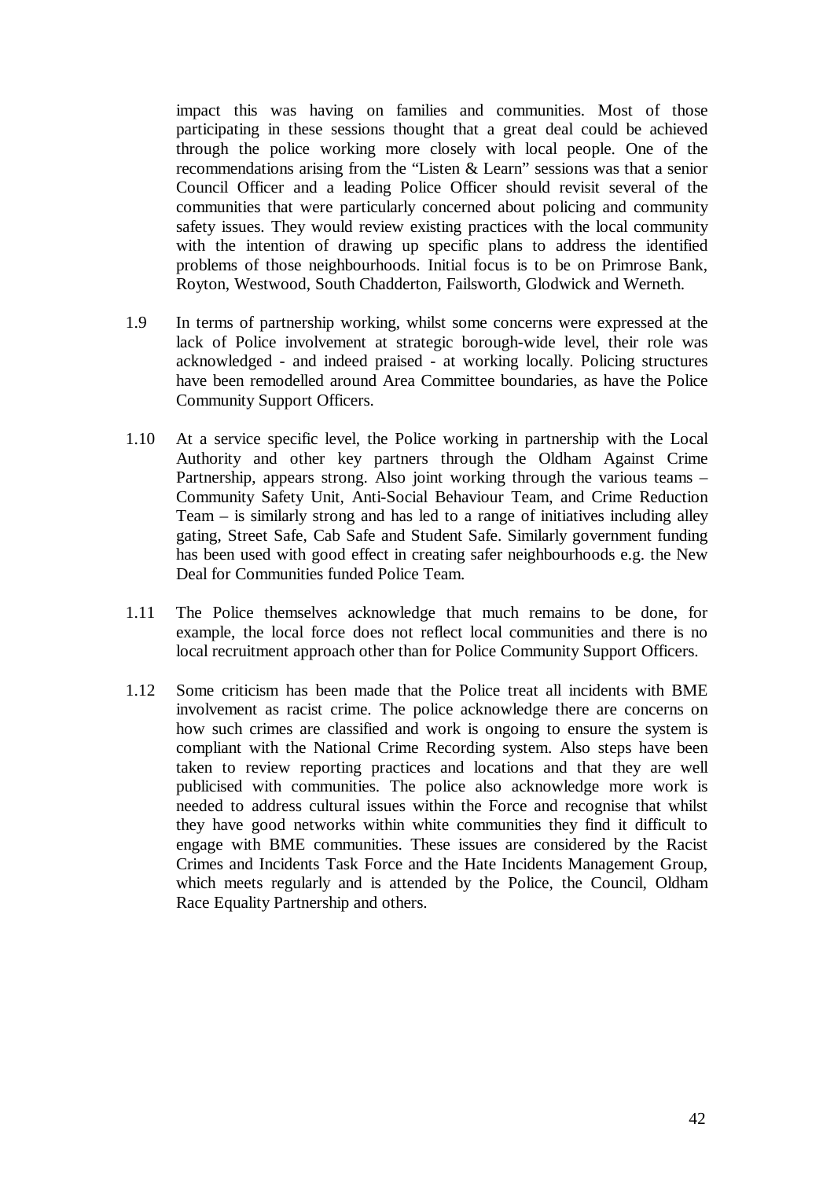impact this was having on families and communities. Most of those participating in these sessions thought that a great deal could be achieved through the police working more closely with local people. One of the recommendations arising from the "Listen & Learn" sessions was that a senior Council Officer and a leading Police Officer should revisit several of the communities that were particularly concerned about policing and community safety issues. They would review existing practices with the local community with the intention of drawing up specific plans to address the identified problems of those neighbourhoods. Initial focus is to be on Primrose Bank, Royton, Westwood, South Chadderton, Failsworth, Glodwick and Werneth.

1.9 In terms of partnership working, whilst some concerns were expressed at the lack of Police involvement at strategic borough-wide level, their role was acknowledged - and indeed praised - at working locally. Policing structures have been remodelled around Area Committee boundaries, as have the Police Community Support Officers.

1.10 At a service specific level, the Police working in partnership with the Local Authority and other key partners through the Oldham Against Crime Partnership, appears strong. Also joint working through the various teams – Community Safety Unit, Anti-Social Behaviour Team, and Crime Reduction Team – is similarly strong and has led to a range of initiatives including alley gating, Street Safe, Cab Safe and Student Safe. Similarly government funding has been used with good effect in creating safer neighbourhoods e.g. the New Deal for Communities funded Police Team.

1.11 The Police themselves acknowledge that much remains to be done, for example, the local force does not reflect local communities and there is no local recruitment approach other than for Police Community Support Officers.

1.12 Some criticism has been made that the Police treat all incidents with BME involvement as racist crime. The police acknowledge there are concerns on how such crimes are classified and work is ongoing to ensure the system is compliant with the National Crime Recording system. Also steps have been taken to review reporting practices and locations and that they are well publicised with communities. The police also acknowledge more work is needed to address cultural issues within the Force and recognise that whilst they have good networks within white communities they find it difficult to engage with BME communities. These issues are considered by the Racist Crimes and Incidents Task Force and the Hate Incidents Management Group, which meets regularly and is attended by the Police, the Council, Oldham Race Equality Partnership and others.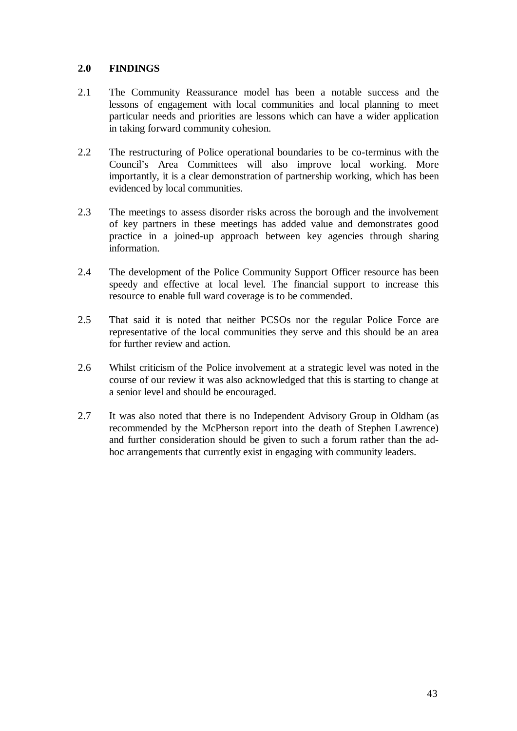## 2.0 FINDINGS

2.1 The Community Reassurance model has been a notable success and the lessons of engagement with local communities and local planning to meet particular needs and priorities are lessons which can have a wider application in taking forward community cohesion.

2.2 The restructuring of Police operational boundaries to be co-terminus with the Council's Area Committees will also improve local working. More importantly, it is a clear demonstration of partnership working, which has been evidenced by local communities.

2.3 The meetings to assess disorder risks across the borough and the involvement of key partners in these meetings has added value and demonstrates good practice in a joined-up approach between key agencies through sharing information.

2.4 The development of the Police Community Support Officer resource has been speedy and effective at local level. The financial support to increase this resource to enable full ward coverage is to be commended.

2.5 That said it is noted that neither PCSOs nor the regular Police Force are representative of the local communities they serve and this should be an area for further review and action.

2.6 Whilst criticism of the Police involvement at a strategic level was noted in the course of our review it was also acknowledged that this is starting to change at a senior level and should be encouraged.

2.7 It was also noted that there is no Independent Advisory Group in Oldham (as recommended by the McPherson report into the death of Stephen Lawrence) and further consideration should be given to such a forum rather than the ad-hoc arrangements that currently exist in engaging with community leaders.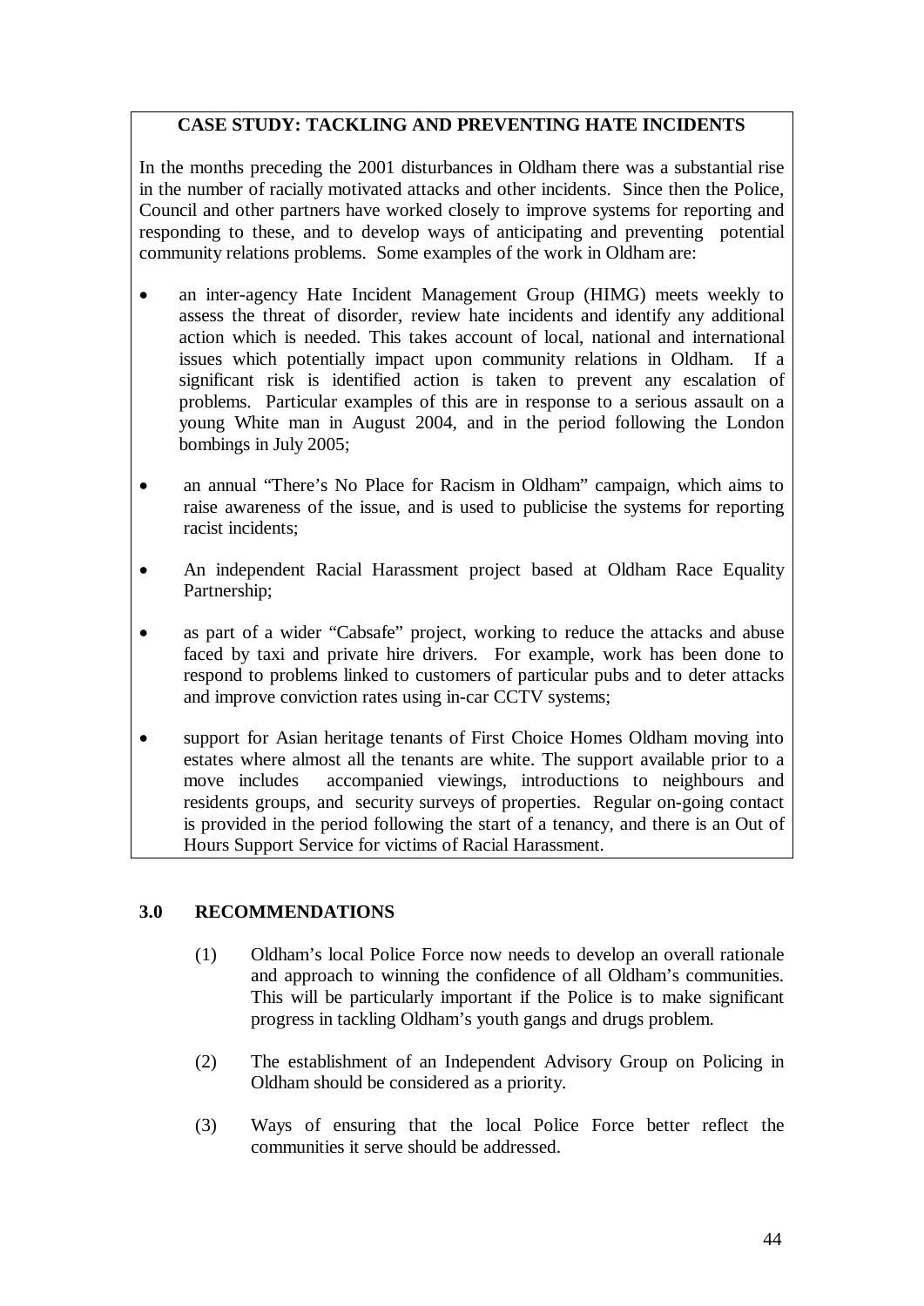**CASE STUDY: TACKLING AND PREVENTING HATE INCIDENTS**

In the months preceding the 2001 disturbances in Oldham there was a substantial rise in the number of racially motivated attacks and other incidents. Since then the Police, Council and other partners have worked closely to improve systems for reporting and responding to these, and to develop ways of anticipating and preventing potential community relations problems. Some examples of the work in Oldham are:

- an inter-agency Hate Incident Management Group (HIMG) meets weekly to assess the threat of disorder, review hate incidents and identify any additional action which is needed. This takes account of local, national and international issues which potentially impact upon community relations in Oldham. If a significant risk is identified action is taken to prevent any escalation of problems. Particular examples of this are in response to a serious assault on a young White man in August 2004, and in the period following the London bombings in July 2005;
- an annual "There's No Place for Racism in Oldham" campaign, which aims to raise awareness of the issue, and is used to publicise the systems for reporting racist incidents;
- An independent Racial Harassment project based at Oldham Race Equality Partnership;
- as part of a wider "Cabsafe" project, working to reduce the attacks and abuse faced by taxi and private hire drivers. For example, work has been done to respond to problems linked to customers of particular pubs and to deter attacks and improve conviction rates using in-car CCTV systems;
- support for Asian heritage tenants of First Choice Homes Oldham moving into estates where almost all the tenants are white. The support available prior to a move includes accompanied viewings, introductions to neighbours and residents groups, and security surveys of properties. Regular on-going contact is provided in the period following the start of a tenancy, and there is an Out of Hours Support Service for victims of Racial Harassment.

## 3.0 RECOMMENDATIONS

(1) Oldham's local Police Force now needs to develop an overall rationale and approach to winning the confidence of all Oldham's communities. This will be particularly important if the Police is to make significant progress in tackling Oldham's youth gangs and drugs problem.

(2) The establishment of an Independent Advisory Group on Policing in Oldham should be considered as a priority.

(3) Ways of ensuring that the local Police Force better reflect the communities it serve should be addressed.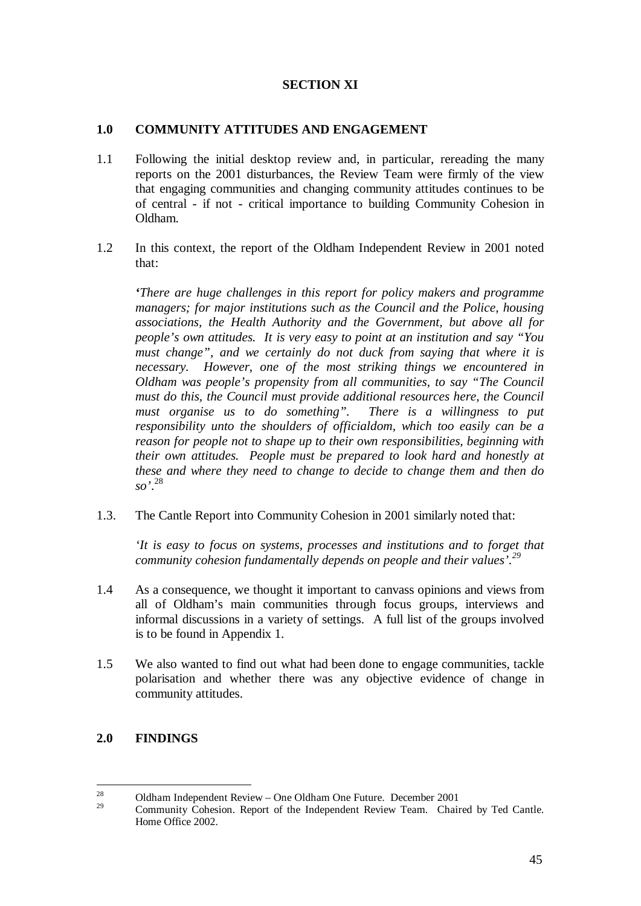## SECTION XI

### 1.0 COMMUNITY ATTITUDES AND ENGAGEMENT

1.1 Following the initial desktop review and, in particular, rereading the many reports on the 2001 disturbances, the Review Team were firmly of the view that engaging communities and changing community attitudes continues to be of central - if not - critical importance to building Community Cohesion in Oldham.

1.2 In this context, the report of the Oldham Independent Review in 2001 noted that:

> *'There are huge challenges in this report for policy makers and programme managers; for major institutions such as the Council and the Police, housing associations, the Health Authority and the Government, but above all for people's own attitudes. It is very easy to point at an institution and say "You must change", and we certainly do not duck from saying that where it is necessary. However, one of the most striking things we encountered in Oldham was people's propensity from all communities, to say "The Council must do this, the Council must provide additional resources here, the Council must organise us to do something". There is a willingness to put responsibility unto the shoulders of officialdom, which too easily can be a reason for people not to shape up to their own responsibilities, beginning with their own attitudes. People must be prepared to look hard and honestly at these and where they need to change to decide to change them and then do so'.*[28]

1.3. The Cantle Report into Community Cohesion in 2001 similarly noted that:

> *'It is easy to focus on systems, processes and institutions and to forget that community cohesion fundamentally depends on people and their values'.*[29]

1.4 As a consequence, we thought it important to canvass opinions and views from all of Oldham's main communities through focus groups, interviews and informal discussions in a variety of settings. A full list of the groups involved is to be found in Appendix 1.

1.5 We also wanted to find out what had been done to engage communities, tackle polarisation and whether there was any objective evidence of change in community attitudes.

### 2.0 FINDINGS

---

[28] Oldham Independent Review – One Oldham One Future. December 2001

[29] Community Cohesion. Report of the Independent Review Team. Chaired by Ted Cantle. Home Office 2002.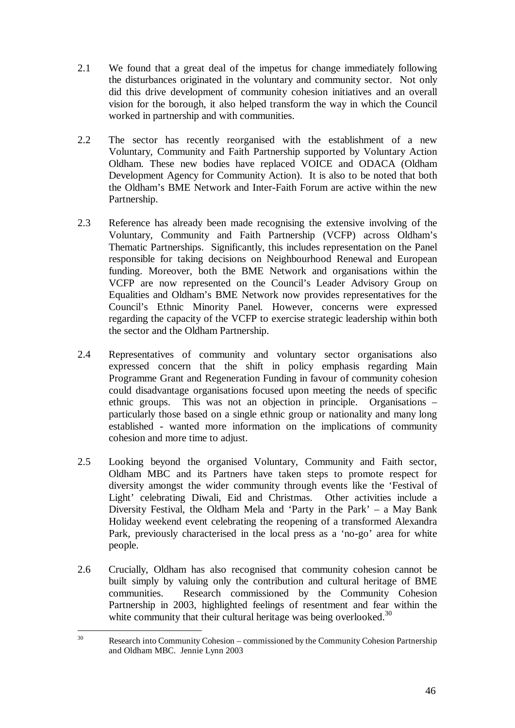2.1 We found that a great deal of the impetus for change immediately following the disturbances originated in the voluntary and community sector. Not only did this drive development of community cohesion initiatives and an overall vision for the borough, it also helped transform the way in which the Council worked in partnership and with communities.

2.2 The sector has recently reorganised with the establishment of a new Voluntary, Community and Faith Partnership supported by Voluntary Action Oldham. These new bodies have replaced VOICE and ODACA (Oldham Development Agency for Community Action). It is also to be noted that both the Oldham's BME Network and Inter-Faith Forum are active within the new Partnership.

2.3 Reference has already been made recognising the extensive involving of the Voluntary, Community and Faith Partnership (VCFP) across Oldham's Thematic Partnerships. Significantly, this includes representation on the Panel responsible for taking decisions on Neighbourhood Renewal and European funding. Moreover, both the BME Network and organisations within the VCFP are now represented on the Council's Leader Advisory Group on Equalities and Oldham's BME Network now provides representatives for the Council's Ethnic Minority Panel. However, concerns were expressed regarding the capacity of the VCFP to exercise strategic leadership within both the sector and the Oldham Partnership.

2.4 Representatives of community and voluntary sector organisations also expressed concern that the shift in policy emphasis regarding Main Programme Grant and Regeneration Funding in favour of community cohesion could disadvantage organisations focused upon meeting the needs of specific ethnic groups. This was not an objection in principle. Organisations – particularly those based on a single ethnic group or nationality and many long established - wanted more information on the implications of community cohesion and more time to adjust.

2.5 Looking beyond the organised Voluntary, Community and Faith sector, Oldham MBC and its Partners have taken steps to promote respect for diversity amongst the wider community through events like the 'Festival of Light' celebrating Diwali, Eid and Christmas. Other activities include a Diversity Festival, the Oldham Mela and 'Party in the Park' – a May Bank Holiday weekend event celebrating the reopening of a transformed Alexandra Park, previously characterised in the local press as a 'no-go' area for white people.

2.6 Crucially, Oldham has also recognised that community cohesion cannot be built simply by valuing only the contribution and cultural heritage of BME communities. Research commissioned by the Community Cohesion Partnership in 2003, highlighted feelings of resentment and fear within the white community that their cultural heritage was being overlooked.[30]

---

[30] Research into Community Cohesion – commissioned by the Community Cohesion Partnership and Oldham MBC. Jennie Lynn 2003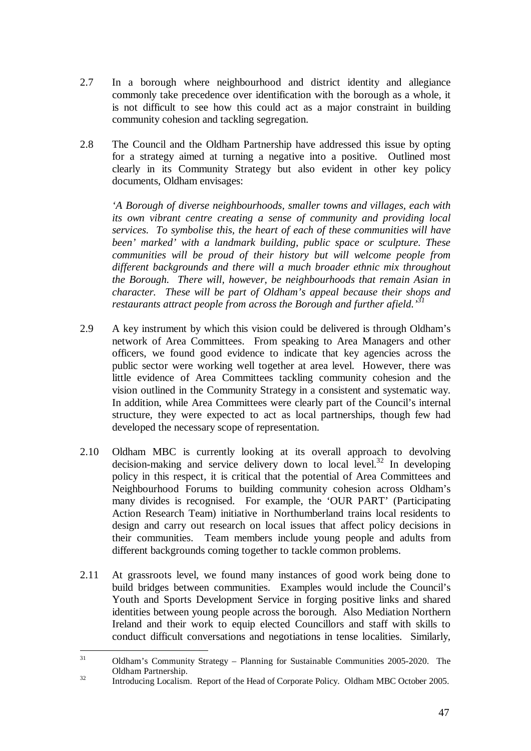2.7 In a borough where neighbourhood and district identity and allegiance commonly take precedence over identification with the borough as a whole, it is not difficult to see how this could act as a major constraint in building community cohesion and tackling segregation.

2.8 The Council and the Oldham Partnership have addressed this issue by opting for a strategy aimed at turning a negative into a positive. Outlined most clearly in its Community Strategy but also evident in other key policy documents, Oldham envisages:

*'A Borough of diverse neighbourhoods, smaller towns and villages, each with its own vibrant centre creating a sense of community and providing local services. To symbolise this, the heart of each of these communities will have been' marked' with a landmark building, public space or sculpture. These communities will be proud of their history but will welcome people from different backgrounds and there will a much broader ethnic mix throughout the Borough. There will, however, be neighbourhoods that remain Asian in character. These will be part of Oldham's appeal because their shops and restaurants attract people from across the Borough and further afield.'*[31]

2.9 A key instrument by which this vision could be delivered is through Oldham's network of Area Committees. From speaking to Area Managers and other officers, we found good evidence to indicate that key agencies across the public sector were working well together at area level. However, there was little evidence of Area Committees tackling community cohesion and the vision outlined in the Community Strategy in a consistent and systematic way. In addition, while Area Committees were clearly part of the Council's internal structure, they were expected to act as local partnerships, though few had developed the necessary scope of representation.

2.10 Oldham MBC is currently looking at its overall approach to devolving decision-making and service delivery down to local level.[32] In developing policy in this respect, it is critical that the potential of Area Committees and Neighbourhood Forums to building community cohesion across Oldham's many divides is recognised. For example, the 'OUR PART' (Participating Action Research Team) initiative in Northumberland trains local residents to design and carry out research on local issues that affect policy decisions in their communities. Team members include young people and adults from different backgrounds coming together to tackle common problems.

2.11 At grassroots level, we found many instances of good work being done to build bridges between communities. Examples would include the Council's Youth and Sports Development Service in forging positive links and shared identities between young people across the borough. Also Mediation Northern Ireland and their work to equip elected Councillors and staff with skills to conduct difficult conversations and negotiations in tense localities. Similarly,

---

[31] Oldham's Community Strategy – Planning for Sustainable Communities 2005-2020. The Oldham Partnership.

[32] Introducing Localism. Report of the Head of Corporate Policy. Oldham MBC October 2005.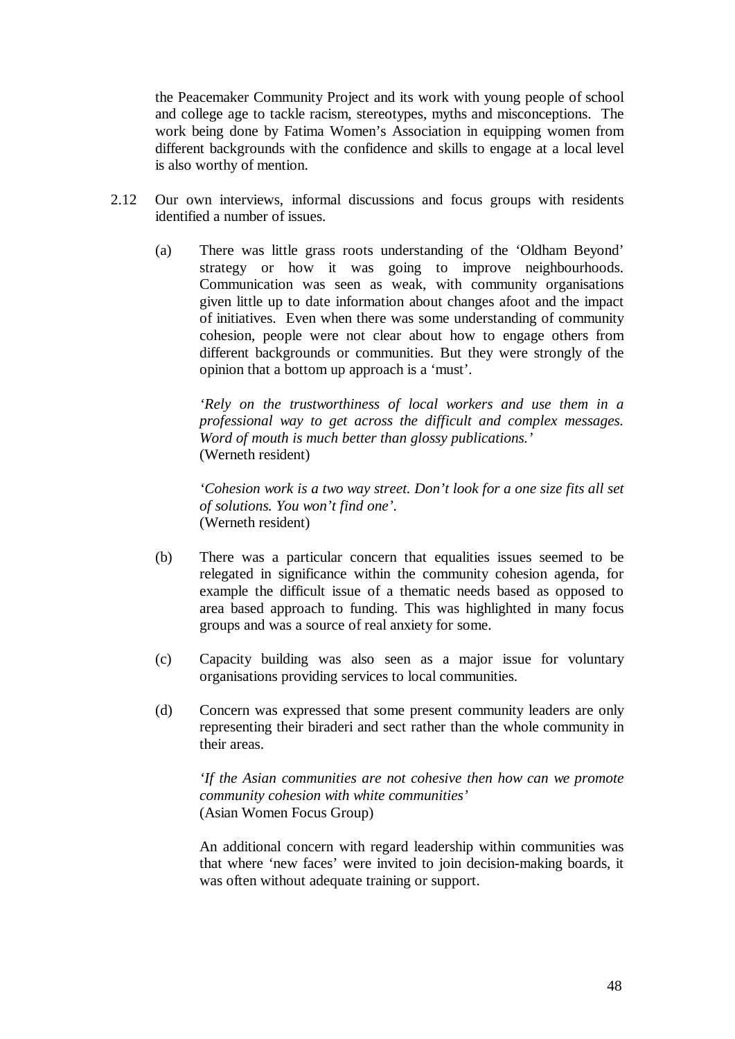the Peacemaker Community Project and its work with young people of school and college age to tackle racism, stereotypes, myths and misconceptions. The work being done by Fatima Women's Association in equipping women from different backgrounds with the confidence and skills to engage at a local level is also worthy of mention.

2.12 Our own interviews, informal discussions and focus groups with residents identified a number of issues.

(a) There was little grass roots understanding of the 'Oldham Beyond' strategy or how it was going to improve neighbourhoods. Communication was seen as weak, with community organisations given little up to date information about changes afoot and the impact of initiatives. Even when there was some understanding of community cohesion, people were not clear about how to engage others from different backgrounds or communities. But they were strongly of the opinion that a bottom up approach is a 'must'.

*'Rely on the trustworthiness of local workers and use them in a professional way to get across the difficult and complex messages. Word of mouth is much better than glossy publications.'*
(Werneth resident)

*'Cohesion work is a two way street. Don't look for a one size fits all set of solutions. You won't find one'.*
(Werneth resident)

(b) There was a particular concern that equalities issues seemed to be relegated in significance within the community cohesion agenda, for example the difficult issue of a thematic needs based as opposed to area based approach to funding. This was highlighted in many focus groups and was a source of real anxiety for some.

(c) Capacity building was also seen as a major issue for voluntary organisations providing services to local communities.

(d) Concern was expressed that some present community leaders are only representing their biraderi and sect rather than the whole community in their areas.

*'If the Asian communities are not cohesive then how can we promote community cohesion with white communities'*
(Asian Women Focus Group)

An additional concern with regard leadership within communities was that where 'new faces' were invited to join decision-making boards, it was often without adequate training or support.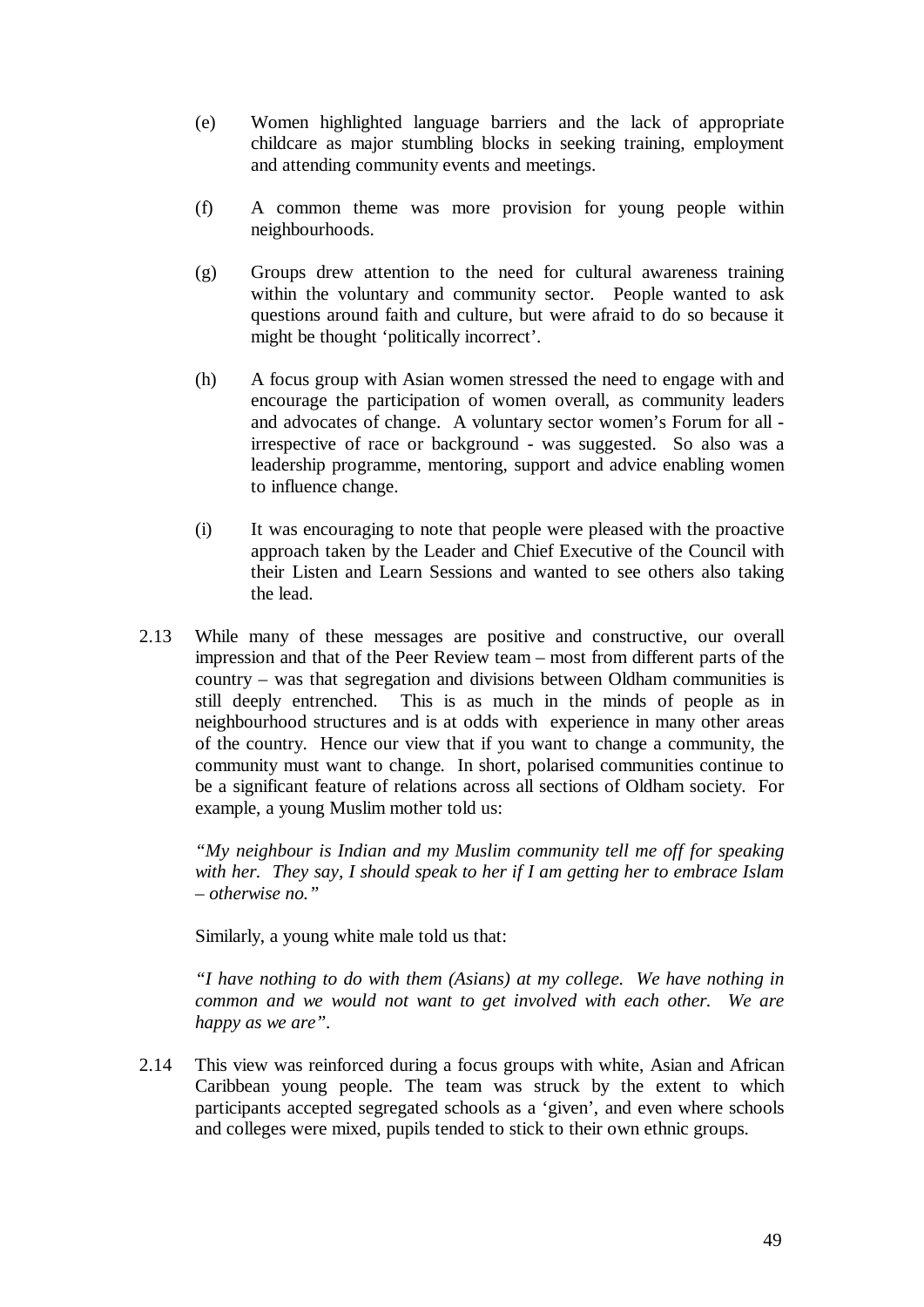(e) Women highlighted language barriers and the lack of appropriate childcare as major stumbling blocks in seeking training, employment and attending community events and meetings.

(f) A common theme was more provision for young people within neighbourhoods.

(g) Groups drew attention to the need for cultural awareness training within the voluntary and community sector. People wanted to ask questions around faith and culture, but were afraid to do so because it might be thought 'politically incorrect'.

(h) A focus group with Asian women stressed the need to engage with and encourage the participation of women overall, as community leaders and advocates of change. A voluntary sector women's Forum for all - irrespective of race or background - was suggested. So also was a leadership programme, mentoring, support and advice enabling women to influence change.

(i) It was encouraging to note that people were pleased with the proactive approach taken by the Leader and Chief Executive of the Council with their Listen and Learn Sessions and wanted to see others also taking the lead.

2.13 While many of these messages are positive and constructive, our overall impression and that of the Peer Review team – most from different parts of the country – was that segregation and divisions between Oldham communities is still deeply entrenched. This is as much in the minds of people as in neighbourhood structures and is at odds with experience in many other areas of the country. Hence our view that if you want to change a community, the community must want to change. In short, polarised communities continue to be a significant feature of relations across all sections of Oldham society. For example, a young Muslim mother told us:

*"My neighbour is Indian and my Muslim community tell me off for speaking with her. They say, I should speak to her if I am getting her to embrace Islam – otherwise no."*

Similarly, a young white male told us that:

*"I have nothing to do with them (Asians) at my college. We have nothing in common and we would not want to get involved with each other. We are happy as we are".*

2.14 This view was reinforced during a focus groups with white, Asian and African Caribbean young people. The team was struck by the extent to which participants accepted segregated schools as a 'given', and even where schools and colleges were mixed, pupils tended to stick to their own ethnic groups.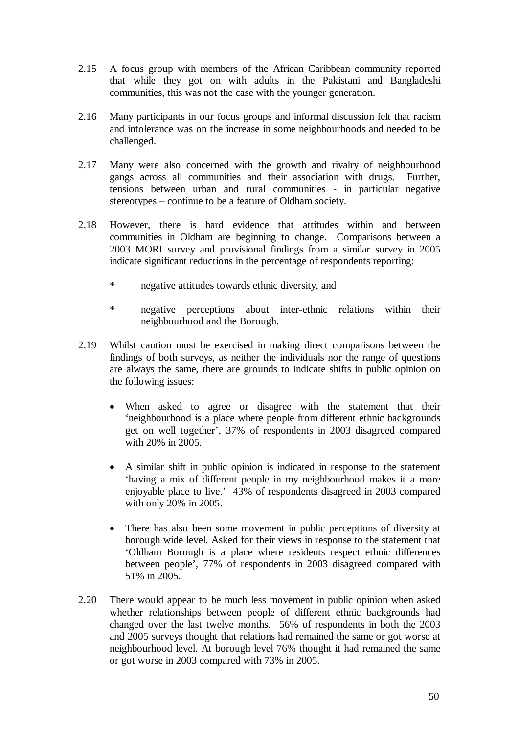2.15 A focus group with members of the African Caribbean community reported that while they got on with adults in the Pakistani and Bangladeshi communities, this was not the case with the younger generation.

2.16 Many participants in our focus groups and informal discussion felt that racism and intolerance was on the increase in some neighbourhoods and needed to be challenged.

2.17 Many were also concerned with the growth and rivalry of neighbourhood gangs across all communities and their association with drugs. Further, tensions between urban and rural communities - in particular negative stereotypes – continue to be a feature of Oldham society.

2.18 However, there is hard evidence that attitudes within and between communities in Oldham are beginning to change. Comparisons between a 2003 MORI survey and provisional findings from a similar survey in 2005 indicate significant reductions in the percentage of respondents reporting:

* negative attitudes towards ethnic diversity, and
* negative perceptions about inter-ethnic relations within their neighbourhood and the Borough.

2.19 Whilst caution must be exercised in making direct comparisons between the findings of both surveys, as neither the individuals nor the range of questions are always the same, there are grounds to indicate shifts in public opinion on the following issues:

- When asked to agree or disagree with the statement that their 'neighbourhood is a place where people from different ethnic backgrounds get on well together', 37% of respondents in 2003 disagreed compared with 20% in 2005.
- A similar shift in public opinion is indicated in response to the statement 'having a mix of different people in my neighbourhood makes it a more enjoyable place to live.' 43% of respondents disagreed in 2003 compared with only 20% in 2005.
- There has also been some movement in public perceptions of diversity at borough wide level. Asked for their views in response to the statement that 'Oldham Borough is a place where residents respect ethnic differences between people', 77% of respondents in 2003 disagreed compared with 51% in 2005.

2.20 There would appear to be much less movement in public opinion when asked whether relationships between people of different ethnic backgrounds had changed over the last twelve months. 56% of respondents in both the 2003 and 2005 surveys thought that relations had remained the same or got worse at neighbourhood level. At borough level 76% thought it had remained the same or got worse in 2003 compared with 73% in 2005.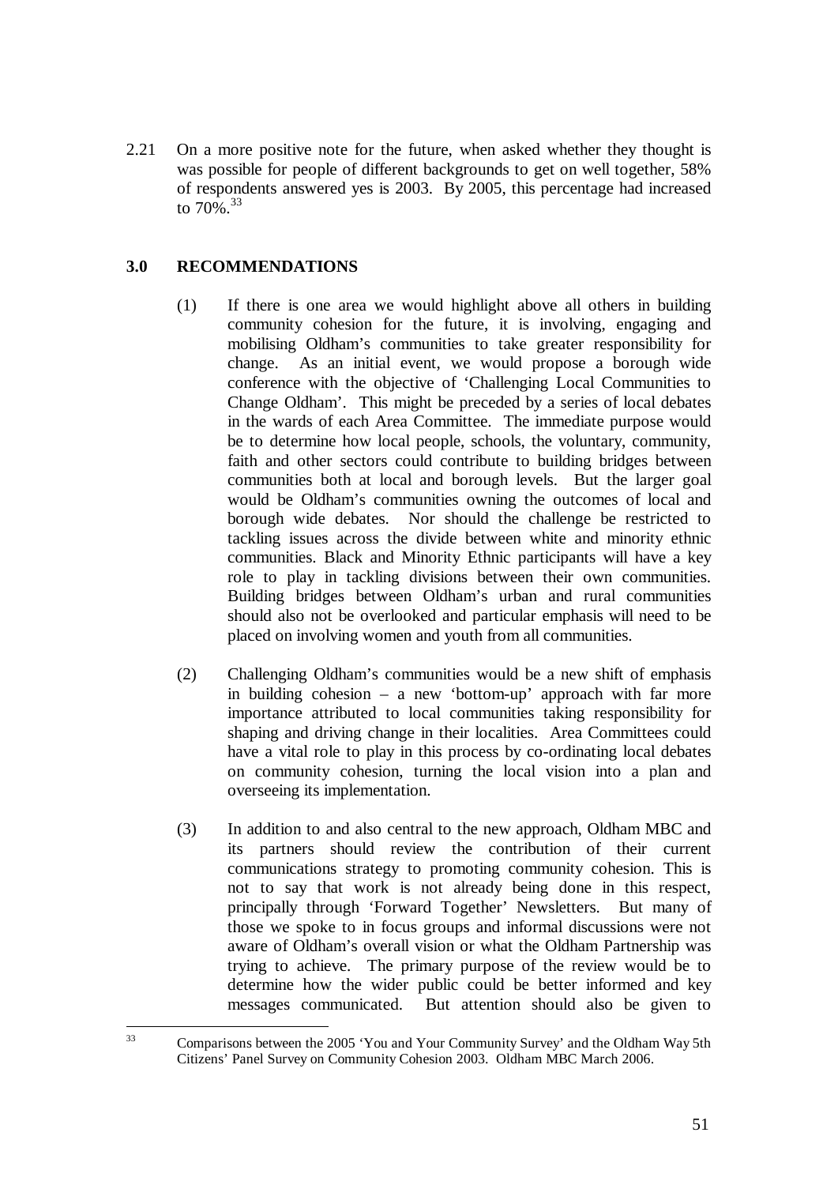2.21 On a more positive note for the future, when asked whether they thought is was possible for people of different backgrounds to get on well together, 58% of respondents answered yes is 2003. By 2005, this percentage had increased to 70%.[33]

## 3.0 RECOMMENDATIONS

(1) If there is one area we would highlight above all others in building community cohesion for the future, it is involving, engaging and mobilising Oldham's communities to take greater responsibility for change. As an initial event, we would propose a borough wide conference with the objective of 'Challenging Local Communities to Change Oldham'. This might be preceded by a series of local debates in the wards of each Area Committee. The immediate purpose would be to determine how local people, schools, the voluntary, community, faith and other sectors could contribute to building bridges between communities both at local and borough levels. But the larger goal would be Oldham's communities owning the outcomes of local and borough wide debates. Nor should the challenge be restricted to tackling issues across the divide between white and minority ethnic communities. Black and Minority Ethnic participants will have a key role to play in tackling divisions between their own communities. Building bridges between Oldham's urban and rural communities should also not be overlooked and particular emphasis will need to be placed on involving women and youth from all communities.

(2) Challenging Oldham's communities would be a new shift of emphasis in building cohesion – a new 'bottom-up' approach with far more importance attributed to local communities taking responsibility for shaping and driving change in their localities. Area Committees could have a vital role to play in this process by co-ordinating local debates on community cohesion, turning the local vision into a plan and overseeing its implementation.

(3) In addition to and also central to the new approach, Oldham MBC and its partners should review the contribution of their current communications strategy to promoting community cohesion. This is not to say that work is not already being done in this respect, principally through 'Forward Together' Newsletters. But many of those we spoke to in focus groups and informal discussions were not aware of Oldham's overall vision or what the Oldham Partnership was trying to achieve. The primary purpose of the review would be to determine how the wider public could be better informed and key messages communicated. But attention should also be given to

[33] Comparisons between the 2005 'You and Your Community Survey' and the Oldham Way 5th Citizens' Panel Survey on Community Cohesion 2003. Oldham MBC March 2006.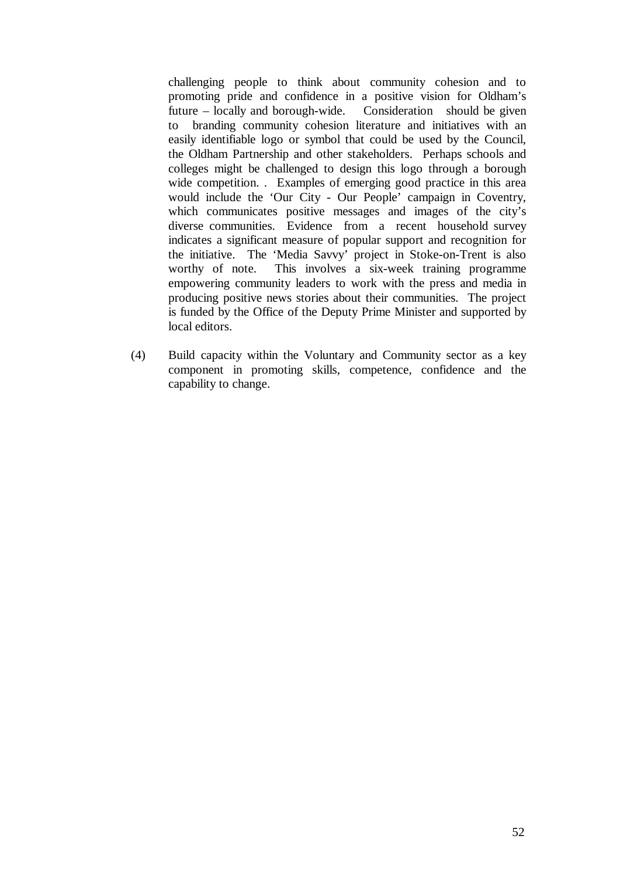challenging people to think about community cohesion and to promoting pride and confidence in a positive vision for Oldham's future – locally and borough-wide. Consideration should be given to branding community cohesion literature and initiatives with an easily identifiable logo or symbol that could be used by the Council, the Oldham Partnership and other stakeholders. Perhaps schools and colleges might be challenged to design this logo through a borough wide competition. . Examples of emerging good practice in this area would include the 'Our City - Our People' campaign in Coventry, which communicates positive messages and images of the city's diverse communities. Evidence from a recent household survey indicates a significant measure of popular support and recognition for the initiative. The 'Media Savvy' project in Stoke-on-Trent is also worthy of note. This involves a six-week training programme empowering community leaders to work with the press and media in producing positive news stories about their communities. The project is funded by the Office of the Deputy Prime Minister and supported by local editors.

(4) Build capacity within the Voluntary and Community sector as a key component in promoting skills, competence, confidence and the capability to change.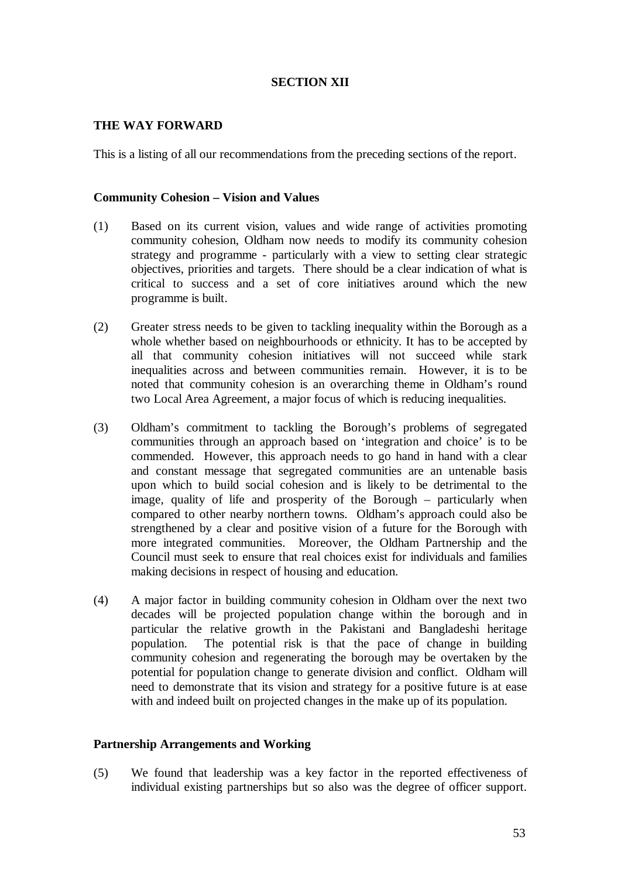## SECTION XII

### THE WAY FORWARD

This is a listing of all our recommendations from the preceding sections of the report.

#### Community Cohesion – Vision and Values

(1) Based on its current vision, values and wide range of activities promoting community cohesion, Oldham now needs to modify its community cohesion strategy and programme - particularly with a view to setting clear strategic objectives, priorities and targets. There should be a clear indication of what is critical to success and a set of core initiatives around which the new programme is built.

(2) Greater stress needs to be given to tackling inequality within the Borough as a whole whether based on neighbourhoods or ethnicity. It has to be accepted by all that community cohesion initiatives will not succeed while stark inequalities across and between communities remain. However, it is to be noted that community cohesion is an overarching theme in Oldham's round two Local Area Agreement, a major focus of which is reducing inequalities.

(3) Oldham's commitment to tackling the Borough's problems of segregated communities through an approach based on 'integration and choice' is to be commended. However, this approach needs to go hand in hand with a clear and constant message that segregated communities are an untenable basis upon which to build social cohesion and is likely to be detrimental to the image, quality of life and prosperity of the Borough – particularly when compared to other nearby northern towns. Oldham's approach could also be strengthened by a clear and positive vision of a future for the Borough with more integrated communities. Moreover, the Oldham Partnership and the Council must seek to ensure that real choices exist for individuals and families making decisions in respect of housing and education.

(4) A major factor in building community cohesion in Oldham over the next two decades will be projected population change within the borough and in particular the relative growth in the Pakistani and Bangladeshi heritage population. The potential risk is that the pace of change in building community cohesion and regenerating the borough may be overtaken by the potential for population change to generate division and conflict. Oldham will need to demonstrate that its vision and strategy for a positive future is at ease with and indeed built on projected changes in the make up of its population.

#### Partnership Arrangements and Working

(5) We found that leadership was a key factor in the reported effectiveness of individual existing partnerships but so also was the degree of officer support.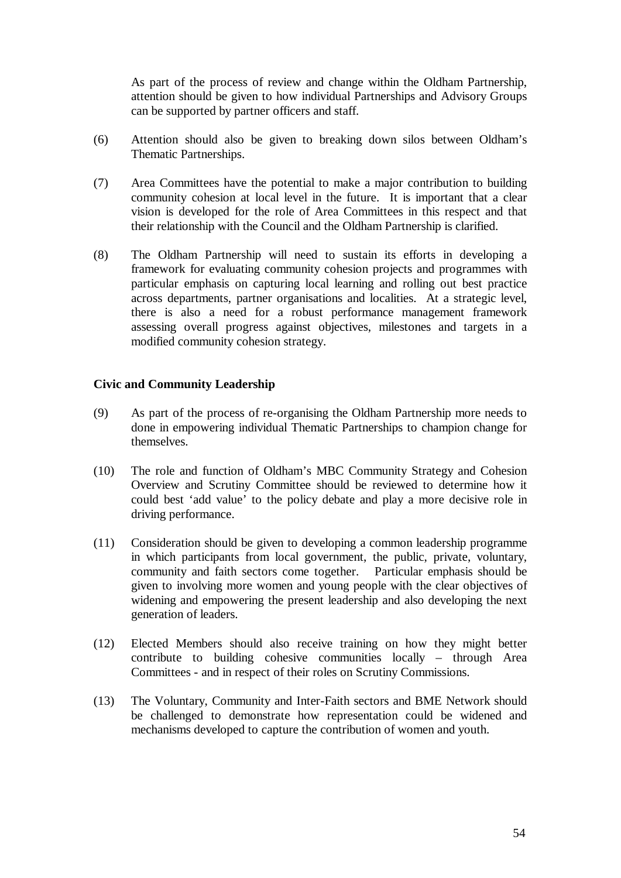As part of the process of review and change within the Oldham Partnership, attention should be given to how individual Partnerships and Advisory Groups can be supported by partner officers and staff.

(6) Attention should also be given to breaking down silos between Oldham's Thematic Partnerships.

(7) Area Committees have the potential to make a major contribution to building community cohesion at local level in the future. It is important that a clear vision is developed for the role of Area Committees in this respect and that their relationship with the Council and the Oldham Partnership is clarified.

(8) The Oldham Partnership will need to sustain its efforts in developing a framework for evaluating community cohesion projects and programmes with particular emphasis on capturing local learning and rolling out best practice across departments, partner organisations and localities. At a strategic level, there is also a need for a robust performance management framework assessing overall progress against objectives, milestones and targets in a modified community cohesion strategy.

**Civic and Community Leadership**

(9) As part of the process of re-organising the Oldham Partnership more needs to done in empowering individual Thematic Partnerships to champion change for themselves.

(10) The role and function of Oldham's MBC Community Strategy and Cohesion Overview and Scrutiny Committee should be reviewed to determine how it could best 'add value' to the policy debate and play a more decisive role in driving performance.

(11) Consideration should be given to developing a common leadership programme in which participants from local government, the public, private, voluntary, community and faith sectors come together. Particular emphasis should be given to involving more women and young people with the clear objectives of widening and empowering the present leadership and also developing the next generation of leaders.

(12) Elected Members should also receive training on how they might better contribute to building cohesive communities locally – through Area Committees - and in respect of their roles on Scrutiny Commissions.

(13) The Voluntary, Community and Inter-Faith sectors and BME Network should be challenged to demonstrate how representation could be widened and mechanisms developed to capture the contribution of women and youth.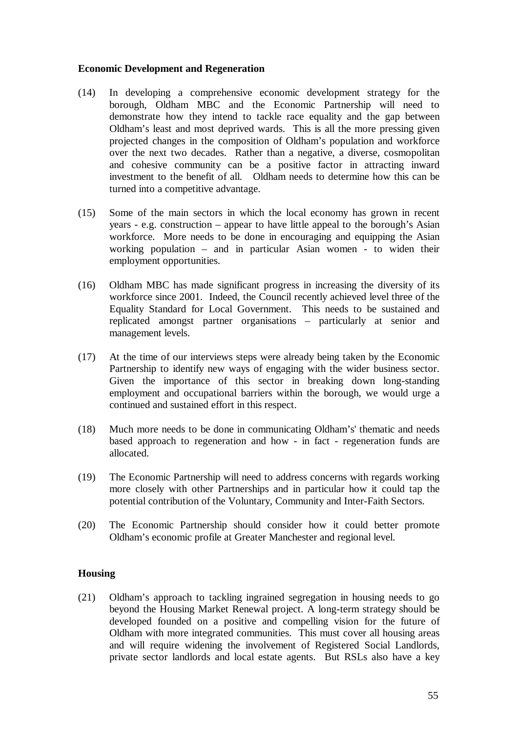**Economic Development and Regeneration**

(14) In developing a comprehensive economic development strategy for the borough, Oldham MBC and the Economic Partnership will need to demonstrate how they intend to tackle race equality and the gap between Oldham's least and most deprived wards. This is all the more pressing given projected changes in the composition of Oldham's population and workforce over the next two decades. Rather than a negative, a diverse, cosmopolitan and cohesive community can be a positive factor in attracting inward investment to the benefit of all. Oldham needs to determine how this can be turned into a competitive advantage.

(15) Some of the main sectors in which the local economy has grown in recent years - e.g. construction – appear to have little appeal to the borough's Asian workforce. More needs to be done in encouraging and equipping the Asian working population – and in particular Asian women - to widen their employment opportunities.

(16) Oldham MBC has made significant progress in increasing the diversity of its workforce since 2001. Indeed, the Council recently achieved level three of the Equality Standard for Local Government. This needs to be sustained and replicated amongst partner organisations – particularly at senior and management levels.

(17) At the time of our interviews steps were already being taken by the Economic Partnership to identify new ways of engaging with the wider business sector. Given the importance of this sector in breaking down long-standing employment and occupational barriers within the borough, we would urge a continued and sustained effort in this respect.

(18) Much more needs to be done in communicating Oldham's' thematic and needs based approach to regeneration and how - in fact - regeneration funds are allocated.

(19) The Economic Partnership will need to address concerns with regards working more closely with other Partnerships and in particular how it could tap the potential contribution of the Voluntary, Community and Inter-Faith Sectors.

(20) The Economic Partnership should consider how it could better promote Oldham's economic profile at Greater Manchester and regional level.

**Housing**

(21) Oldham's approach to tackling ingrained segregation in housing needs to go beyond the Housing Market Renewal project. A long-term strategy should be developed founded on a positive and compelling vision for the future of Oldham with more integrated communities. This must cover all housing areas and will require widening the involvement of Registered Social Landlords, private sector landlords and local estate agents. But RSLs also have a key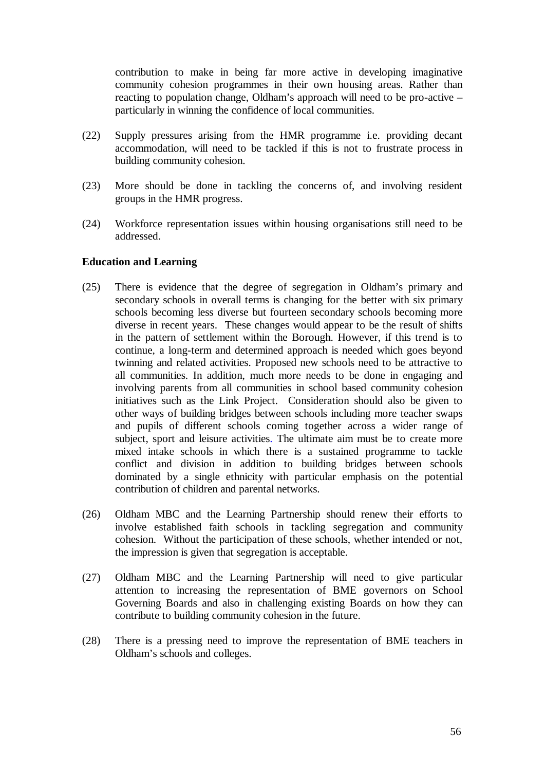contribution to make in being far more active in developing imaginative community cohesion programmes in their own housing areas. Rather than reacting to population change, Oldham's approach will need to be pro-active – particularly in winning the confidence of local communities.

(22) Supply pressures arising from the HMR programme i.e. providing decant accommodation, will need to be tackled if this is not to frustrate process in building community cohesion.

(23) More should be done in tackling the concerns of, and involving resident groups in the HMR progress.

(24) Workforce representation issues within housing organisations still need to be addressed.

**Education and Learning**

(25) There is evidence that the degree of segregation in Oldham's primary and secondary schools in overall terms is changing for the better with six primary schools becoming less diverse but fourteen secondary schools becoming more diverse in recent years. These changes would appear to be the result of shifts in the pattern of settlement within the Borough. However, if this trend is to continue, a long-term and determined approach is needed which goes beyond twinning and related activities. Proposed new schools need to be attractive to all communities. In addition, much more needs to be done in engaging and involving parents from all communities in school based community cohesion initiatives such as the Link Project. Consideration should also be given to other ways of building bridges between schools including more teacher swaps and pupils of different schools coming together across a wider range of subject, sport and leisure activities. The ultimate aim must be to create more mixed intake schools in which there is a sustained programme to tackle conflict and division in addition to building bridges between schools dominated by a single ethnicity with particular emphasis on the potential contribution of children and parental networks.

(26) Oldham MBC and the Learning Partnership should renew their efforts to involve established faith schools in tackling segregation and community cohesion. Without the participation of these schools, whether intended or not, the impression is given that segregation is acceptable.

(27) Oldham MBC and the Learning Partnership will need to give particular attention to increasing the representation of BME governors on School Governing Boards and also in challenging existing Boards on how they can contribute to building community cohesion in the future.

(28) There is a pressing need to improve the representation of BME teachers in Oldham's schools and colleges.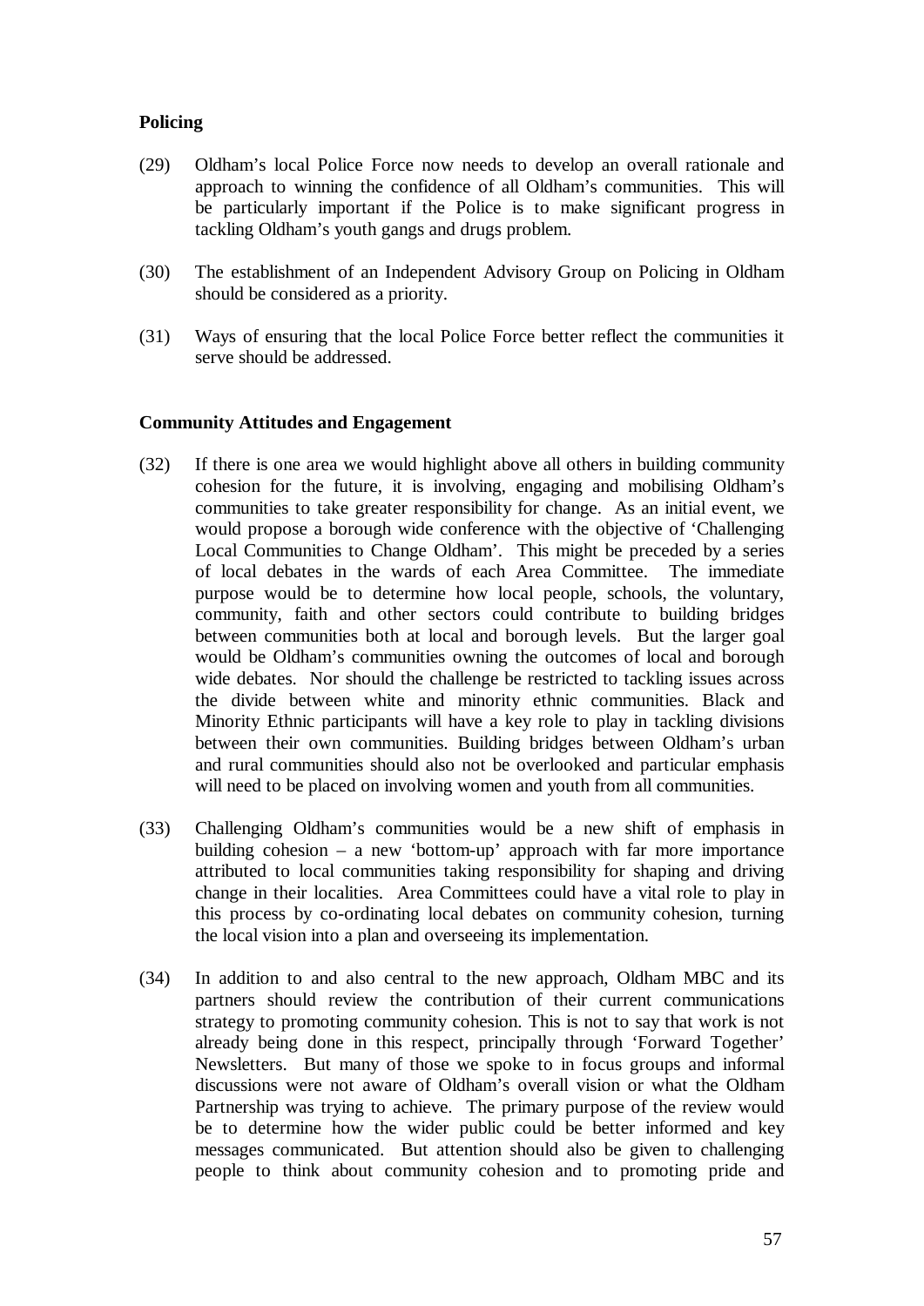**Policing**

(29) Oldham's local Police Force now needs to develop an overall rationale and approach to winning the confidence of all Oldham's communities. This will be particularly important if the Police is to make significant progress in tackling Oldham's youth gangs and drugs problem.

(30) The establishment of an Independent Advisory Group on Policing in Oldham should be considered as a priority.

(31) Ways of ensuring that the local Police Force better reflect the communities it serve should be addressed.

**Community Attitudes and Engagement**

(32) If there is one area we would highlight above all others in building community cohesion for the future, it is involving, engaging and mobilising Oldham's communities to take greater responsibility for change. As an initial event, we would propose a borough wide conference with the objective of 'Challenging Local Communities to Change Oldham'. This might be preceded by a series of local debates in the wards of each Area Committee. The immediate purpose would be to determine how local people, schools, the voluntary, community, faith and other sectors could contribute to building bridges between communities both at local and borough levels. But the larger goal would be Oldham's communities owning the outcomes of local and borough wide debates. Nor should the challenge be restricted to tackling issues across the divide between white and minority ethnic communities. Black and Minority Ethnic participants will have a key role to play in tackling divisions between their own communities. Building bridges between Oldham's urban and rural communities should also not be overlooked and particular emphasis will need to be placed on involving women and youth from all communities.

(33) Challenging Oldham's communities would be a new shift of emphasis in building cohesion – a new 'bottom-up' approach with far more importance attributed to local communities taking responsibility for shaping and driving change in their localities. Area Committees could have a vital role to play in this process by co-ordinating local debates on community cohesion, turning the local vision into a plan and overseeing its implementation.

(34) In addition to and also central to the new approach, Oldham MBC and its partners should review the contribution of their current communications strategy to promoting community cohesion. This is not to say that work is not already being done in this respect, principally through 'Forward Together' Newsletters. But many of those we spoke to in focus groups and informal discussions were not aware of Oldham's overall vision or what the Oldham Partnership was trying to achieve. The primary purpose of the review would be to determine how the wider public could be better informed and key messages communicated. But attention should also be given to challenging people to think about community cohesion and to promoting pride and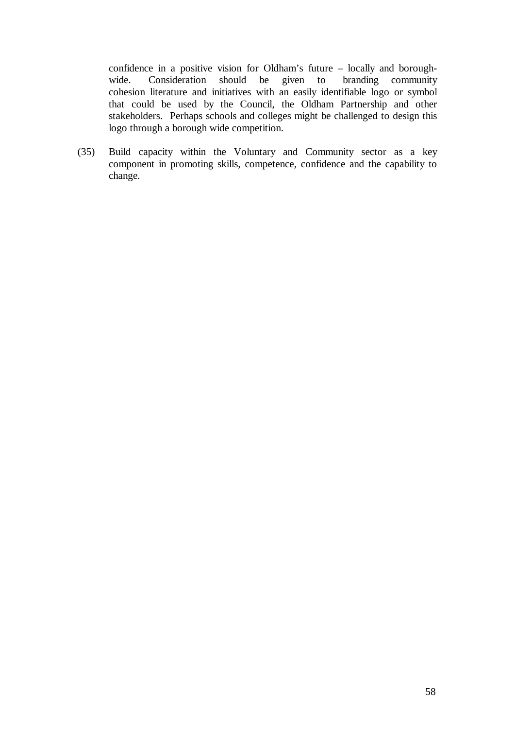confidence in a positive vision for Oldham's future – locally and borough-wide. Consideration should be given to branding community cohesion literature and initiatives with an easily identifiable logo or symbol that could be used by the Council, the Oldham Partnership and other stakeholders. Perhaps schools and colleges might be challenged to design this logo through a borough wide competition.

(35) Build capacity within the Voluntary and Community sector as a key component in promoting skills, competence, confidence and the capability to change.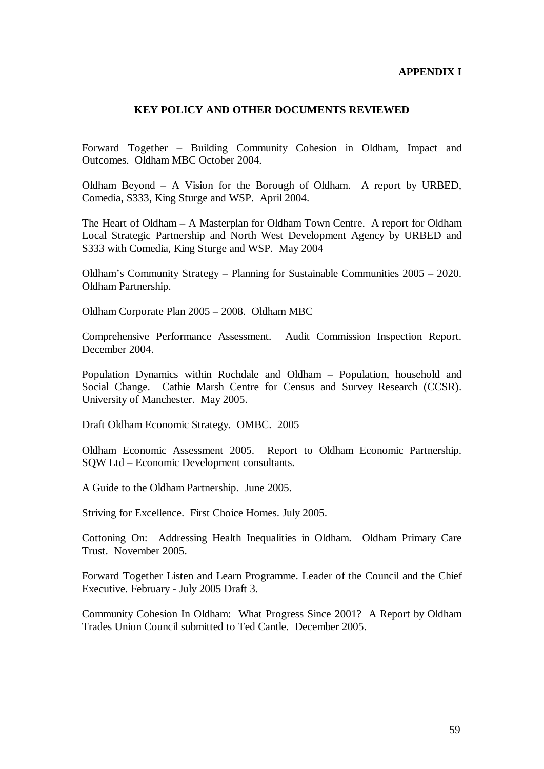**APPENDIX I**

## KEY POLICY AND OTHER DOCUMENTS REVIEWED

Forward Together – Building Community Cohesion in Oldham, Impact and Outcomes. Oldham MBC October 2004.

Oldham Beyond – A Vision for the Borough of Oldham. A report by URBED, Comedia, S333, King Sturge and WSP. April 2004.

The Heart of Oldham – A Masterplan for Oldham Town Centre. A report for Oldham Local Strategic Partnership and North West Development Agency by URBED and S333 with Comedia, King Sturge and WSP. May 2004

Oldham's Community Strategy – Planning for Sustainable Communities 2005 – 2020. Oldham Partnership.

Oldham Corporate Plan 2005 – 2008. Oldham MBC

Comprehensive Performance Assessment. Audit Commission Inspection Report. December 2004.

Population Dynamics within Rochdale and Oldham – Population, household and Social Change. Cathie Marsh Centre for Census and Survey Research (CCSR). University of Manchester. May 2005.

Draft Oldham Economic Strategy. OMBC. 2005

Oldham Economic Assessment 2005. Report to Oldham Economic Partnership. SQW Ltd – Economic Development consultants.

A Guide to the Oldham Partnership. June 2005.

Striving for Excellence. First Choice Homes. July 2005.

Cottoning On: Addressing Health Inequalities in Oldham. Oldham Primary Care Trust. November 2005.

Forward Together Listen and Learn Programme. Leader of the Council and the Chief Executive. February - July 2005 Draft 3.

Community Cohesion In Oldham: What Progress Since 2001? A Report by Oldham Trades Union Council submitted to Ted Cantle. December 2005.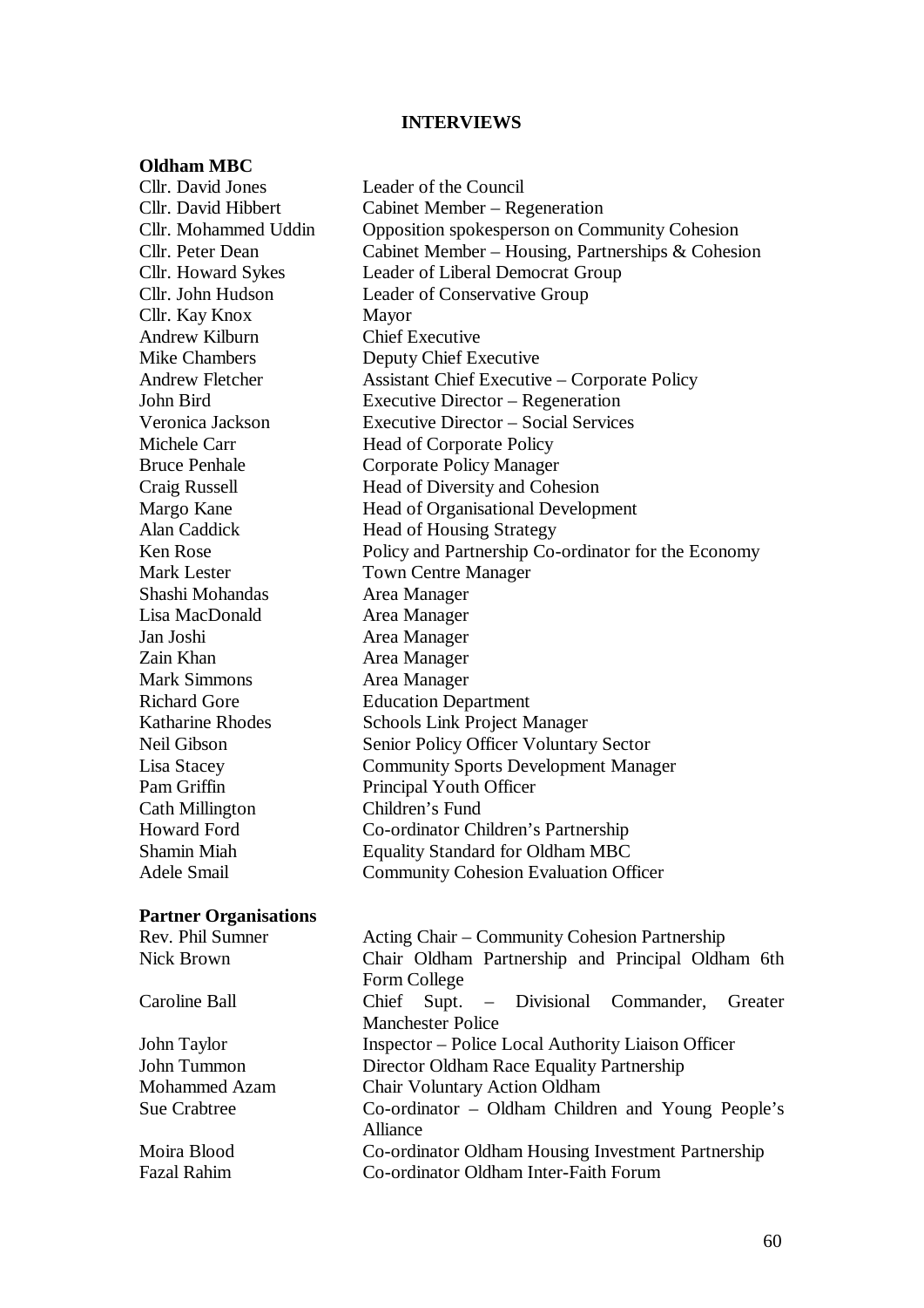# INTERVIEWS

## Oldham MBC

| | |
|---|---|
| Cllr. David Jones | Leader of the Council |
| Cllr. David Hibbert | Cabinet Member – Regeneration |
| Cllr. Mohammed Uddin | Opposition spokesperson on Community Cohesion |
| Cllr. Peter Dean | Cabinet Member – Housing, Partnerships & Cohesion |
| Cllr. Howard Sykes | Leader of Liberal Democrat Group |
| Cllr. John Hudson | Leader of Conservative Group |
| Cllr. Kay Knox | Mayor |
| Andrew Kilburn | Chief Executive |
| Mike Chambers | Deputy Chief Executive |
| Andrew Fletcher | Assistant Chief Executive – Corporate Policy |
| John Bird | Executive Director – Regeneration |
| Veronica Jackson | Executive Director – Social Services |
| Michele Carr | Head of Corporate Policy |
| Bruce Penhale | Corporate Policy Manager |
| Craig Russell | Head of Diversity and Cohesion |
| Margo Kane | Head of Organisational Development |
| Alan Caddick | Head of Housing Strategy |
| Ken Rose | Policy and Partnership Co-ordinator for the Economy |
| Mark Lester | Town Centre Manager |
| Shashi Mohandas | Area Manager |
| Lisa MacDonald | Area Manager |
| Jan Joshi | Area Manager |
| Zain Khan | Area Manager |
| Mark Simmons | Area Manager |
| Richard Gore | Education Department |
| Katharine Rhodes | Schools Link Project Manager |
| Neil Gibson | Senior Policy Officer Voluntary Sector |
| Lisa Stacey | Community Sports Development Manager |
| Pam Griffin | Principal Youth Officer |
| Cath Millington | Children's Fund |
| Howard Ford | Co-ordinator Children's Partnership |
| Shamin Miah | Equality Standard for Oldham MBC |
| Adele Smail | Community Cohesion Evaluation Officer |

## Partner Organisations

| | |
|---|---|
| Rev. Phil Sumner | Acting Chair – Community Cohesion Partnership |
| Nick Brown | Chair Oldham Partnership and Principal Oldham 6th Form College |
| Caroline Ball | Chief Supt. – Divisional Commander, Greater Manchester Police |
| John Taylor | Inspector – Police Local Authority Liaison Officer |
| John Tummon | Director Oldham Race Equality Partnership |
| Mohammed Azam | Chair Voluntary Action Oldham |
| Sue Crabtree | Co-ordinator – Oldham Children and Young People's Alliance |
| Moira Blood | Co-ordinator Oldham Housing Investment Partnership |
| Fazal Rahim | Co-ordinator Oldham Inter-Faith Forum |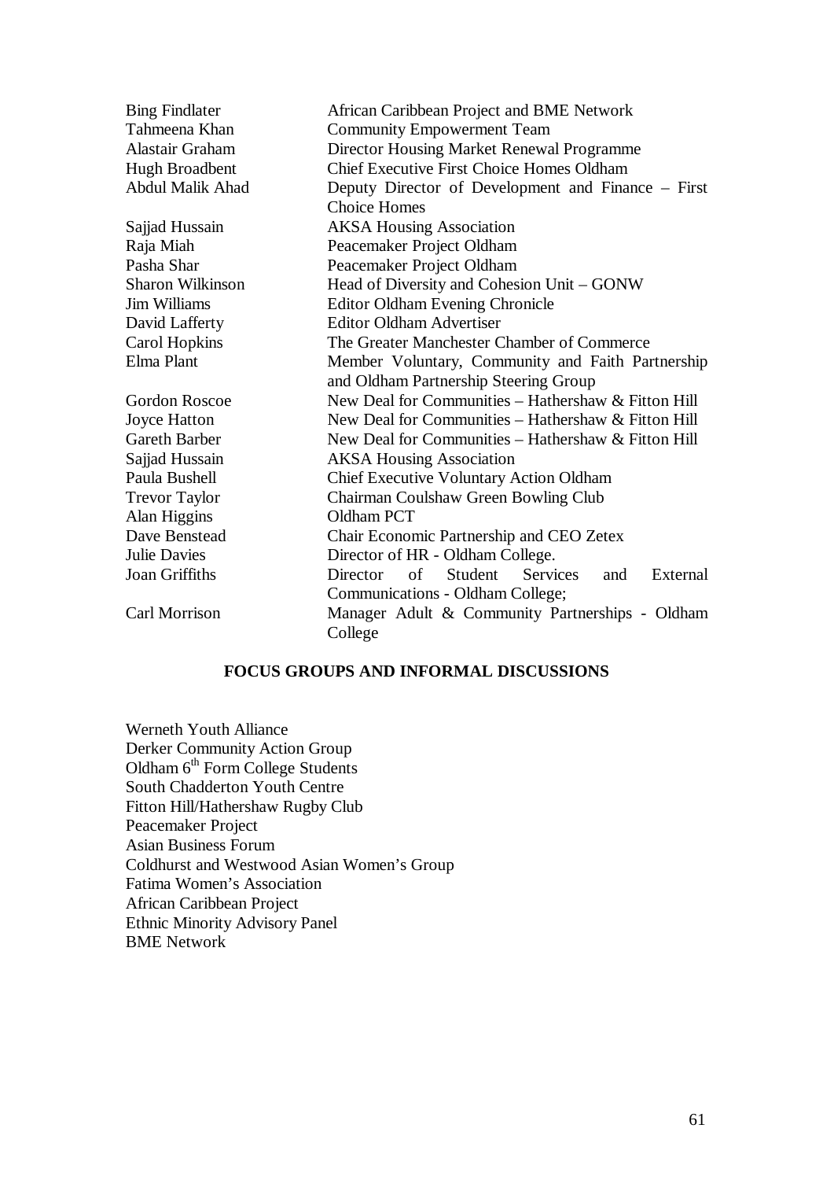| | |
|---|---|
| Bing Findlater | African Caribbean Project and BME Network |
| Tahmeena Khan | Community Empowerment Team |
| Alastair Graham | Director Housing Market Renewal Programme |
| Hugh Broadbent | Chief Executive First Choice Homes Oldham |
| Abdul Malik Ahad | Deputy Director of Development and Finance – First Choice Homes |
| Sajjad Hussain | AKSA Housing Association |
| Raja Miah | Peacemaker Project Oldham |
| Pasha Shar | Peacemaker Project Oldham |
| Sharon Wilkinson | Head of Diversity and Cohesion Unit – GONW |
| Jim Williams | Editor Oldham Evening Chronicle |
| David Lafferty | Editor Oldham Advertiser |
| Carol Hopkins | The Greater Manchester Chamber of Commerce |
| Elma Plant | Member Voluntary, Community and Faith Partnership and Oldham Partnership Steering Group |
| Gordon Roscoe | New Deal for Communities – Hathershaw & Fitton Hill |
| Joyce Hatton | New Deal for Communities – Hathershaw & Fitton Hill |
| Gareth Barber | New Deal for Communities – Hathershaw & Fitton Hill |
| Sajjad Hussain | AKSA Housing Association |
| Paula Bushell | Chief Executive Voluntary Action Oldham |
| Trevor Taylor | Chairman Coulshaw Green Bowling Club |
| Alan Higgins | Oldham PCT |
| Dave Benstead | Chair Economic Partnership and CEO Zetex |
| Julie Davies | Director of HR - Oldham College. |
| Joan Griffiths | Director of Student Services and External Communications - Oldham College; |
| Carl Morrison | Manager Adult & Community Partnerships - Oldham College |

## FOCUS GROUPS AND INFORMAL DISCUSSIONS

Werneth Youth Alliance
Derker Community Action Group
Oldham 6th Form College Students
South Chadderton Youth Centre
Fitton Hill/Hathershaw Rugby Club
Peacemaker Project
Asian Business Forum
Coldhurst and Westwood Asian Women's Group
Fatima Women's Association
African Caribbean Project
Ethnic Minority Advisory Panel
BME Network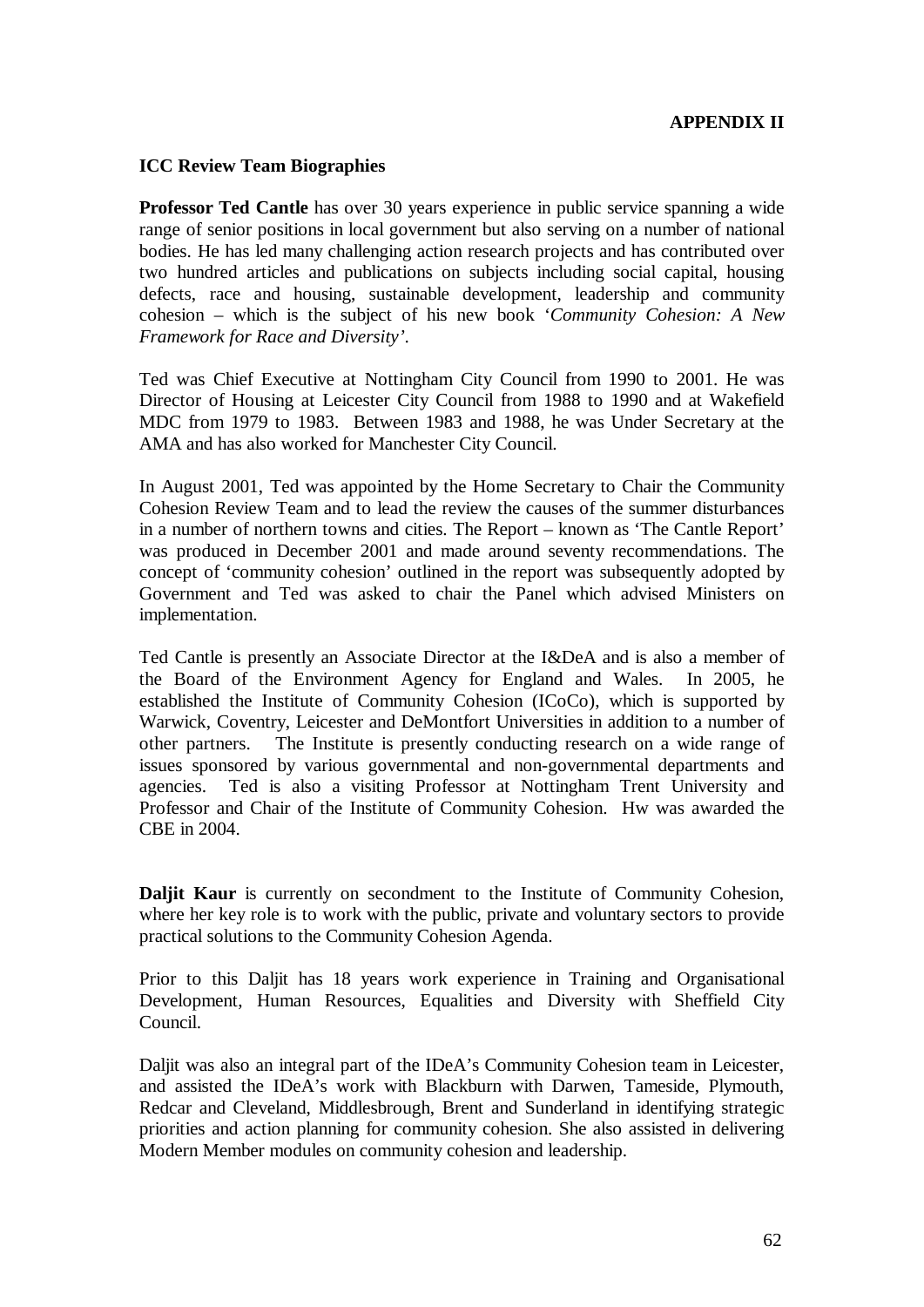**APPENDIX II**

**ICC Review Team Biographies**

**Professor Ted Cantle** has over 30 years experience in public service spanning a wide range of senior positions in local government but also serving on a number of national bodies. He has led many challenging action research projects and has contributed over two hundred articles and publications on subjects including social capital, housing defects, race and housing, sustainable development, leadership and community cohesion – which is the subject of his new book '*Community Cohesion: A New Framework for Race and Diversity'*.

Ted was Chief Executive at Nottingham City Council from 1990 to 2001. He was Director of Housing at Leicester City Council from 1988 to 1990 and at Wakefield MDC from 1979 to 1983. Between 1983 and 1988, he was Under Secretary at the AMA and has also worked for Manchester City Council.

In August 2001, Ted was appointed by the Home Secretary to Chair the Community Cohesion Review Team and to lead the review the causes of the summer disturbances in a number of northern towns and cities. The Report – known as 'The Cantle Report' was produced in December 2001 and made around seventy recommendations. The concept of 'community cohesion' outlined in the report was subsequently adopted by Government and Ted was asked to chair the Panel which advised Ministers on implementation.

Ted Cantle is presently an Associate Director at the I&DeA and is also a member of the Board of the Environment Agency for England and Wales. In 2005, he established the Institute of Community Cohesion (ICoCo), which is supported by Warwick, Coventry, Leicester and DeMontfort Universities in addition to a number of other partners. The Institute is presently conducting research on a wide range of issues sponsored by various governmental and non-governmental departments and agencies. Ted is also a visiting Professor at Nottingham Trent University and Professor and Chair of the Institute of Community Cohesion. Hw was awarded the CBE in 2004.

**Daljit Kaur** is currently on secondment to the Institute of Community Cohesion, where her key role is to work with the public, private and voluntary sectors to provide practical solutions to the Community Cohesion Agenda.

Prior to this Daljit has 18 years work experience in Training and Organisational Development, Human Resources, Equalities and Diversity with Sheffield City Council.

Daljit was also an integral part of the IDeA's Community Cohesion team in Leicester, and assisted the IDeA's work with Blackburn with Darwen, Tameside, Plymouth, Redcar and Cleveland, Middlesbrough, Brent and Sunderland in identifying strategic priorities and action planning for community cohesion. She also assisted in delivering Modern Member modules on community cohesion and leadership.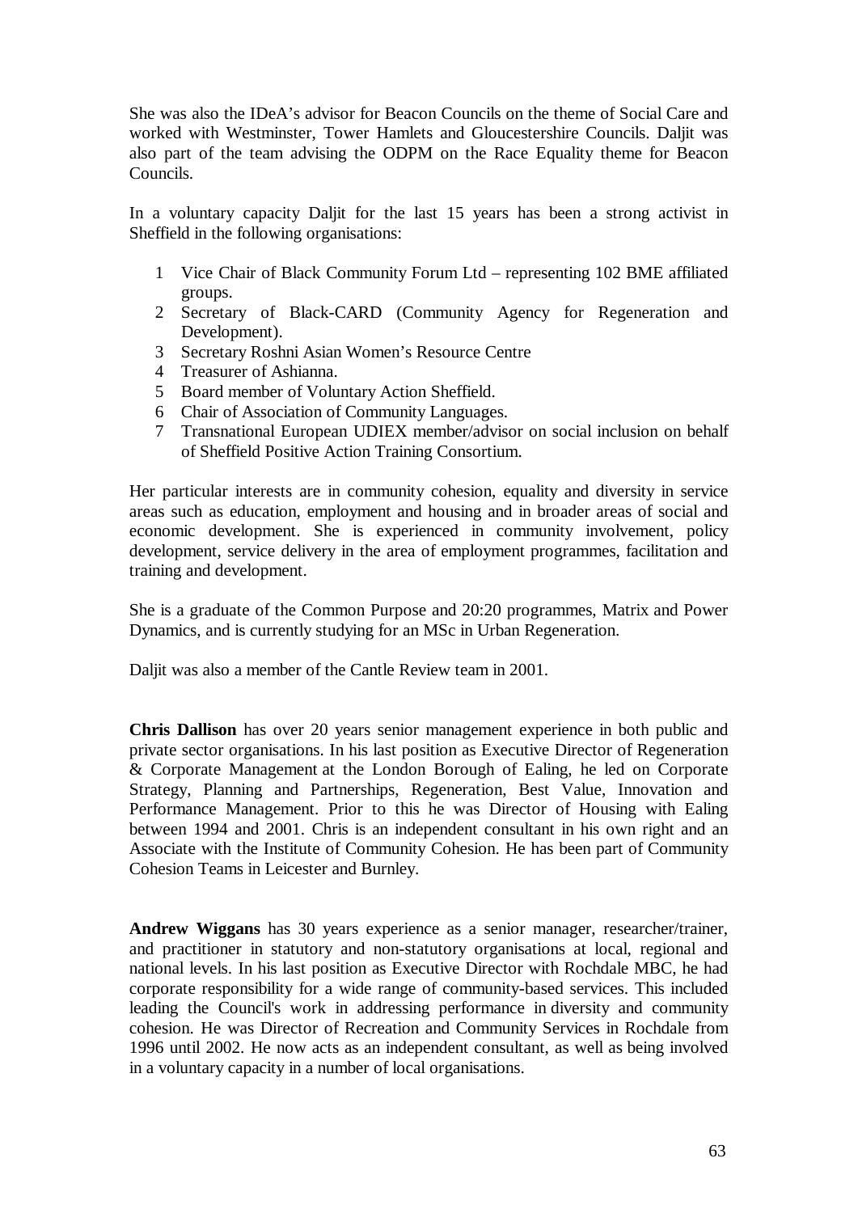She was also the IDeA's advisor for Beacon Councils on the theme of Social Care and worked with Westminster, Tower Hamlets and Gloucestershire Councils. Daljit was also part of the team advising the ODPM on the Race Equality theme for Beacon Councils.

In a voluntary capacity Daljit for the last 15 years has been a strong activist in Sheffield in the following organisations:

1. Vice Chair of Black Community Forum Ltd – representing 102 BME affiliated groups.
2. Secretary of Black-CARD (Community Agency for Regeneration and Development).
3. Secretary Roshni Asian Women's Resource Centre
4. Treasurer of Ashianna.
5. Board member of Voluntary Action Sheffield.
6. Chair of Association of Community Languages.
7. Transnational European UDIEX member/advisor on social inclusion on behalf of Sheffield Positive Action Training Consortium.

Her particular interests are in community cohesion, equality and diversity in service areas such as education, employment and housing and in broader areas of social and economic development. She is experienced in community involvement, policy development, service delivery in the area of employment programmes, facilitation and training and development.

She is a graduate of the Common Purpose and 20:20 programmes, Matrix and Power Dynamics, and is currently studying for an MSc in Urban Regeneration.

Daljit was also a member of the Cantle Review team in 2001.

**Chris Dallison** has over 20 years senior management experience in both public and private sector organisations. In his last position as Executive Director of Regeneration & Corporate Management at the London Borough of Ealing, he led on Corporate Strategy, Planning and Partnerships, Regeneration, Best Value, Innovation and Performance Management. Prior to this he was Director of Housing with Ealing between 1994 and 2001. Chris is an independent consultant in his own right and an Associate with the Institute of Community Cohesion. He has been part of Community Cohesion Teams in Leicester and Burnley.

**Andrew Wiggans** has 30 years experience as a senior manager, researcher/trainer, and practitioner in statutory and non-statutory organisations at local, regional and national levels. In his last position as Executive Director with Rochdale MBC, he had corporate responsibility for a wide range of community-based services. This included leading the Council's work in addressing performance in diversity and community cohesion. He was Director of Recreation and Community Services in Rochdale from 1996 until 2002. He now acts as an independent consultant, as well as being involved in a voluntary capacity in a number of local organisations.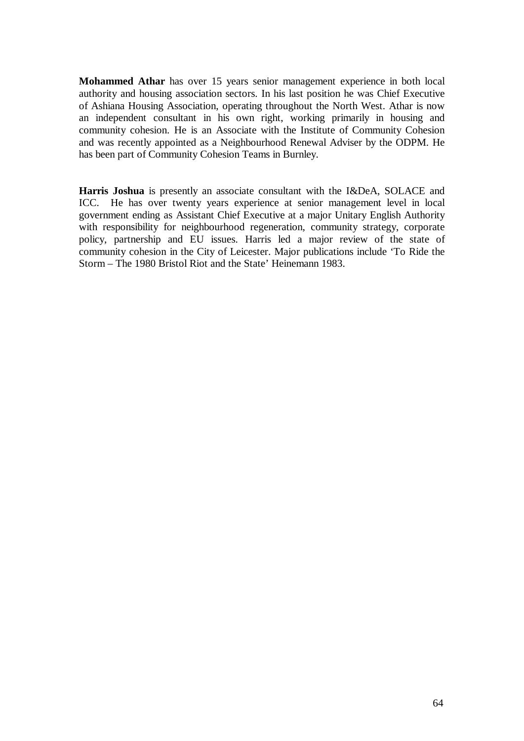**Mohammed Athar** has over 15 years senior management experience in both local authority and housing association sectors. In his last position he was Chief Executive of Ashiana Housing Association, operating throughout the North West. Athar is now an independent consultant in his own right, working primarily in housing and community cohesion. He is an Associate with the Institute of Community Cohesion and was recently appointed as a Neighbourhood Renewal Adviser by the ODPM. He has been part of Community Cohesion Teams in Burnley.

**Harris Joshua** is presently an associate consultant with the I&DeA, SOLACE and ICC. He has over twenty years experience at senior management level in local government ending as Assistant Chief Executive at a major Unitary English Authority with responsibility for neighbourhood regeneration, community strategy, corporate policy, partnership and EU issues. Harris led a major review of the state of community cohesion in the City of Leicester. Major publications include 'To Ride the Storm – The 1980 Bristol Riot and the State' Heinemann 1983.